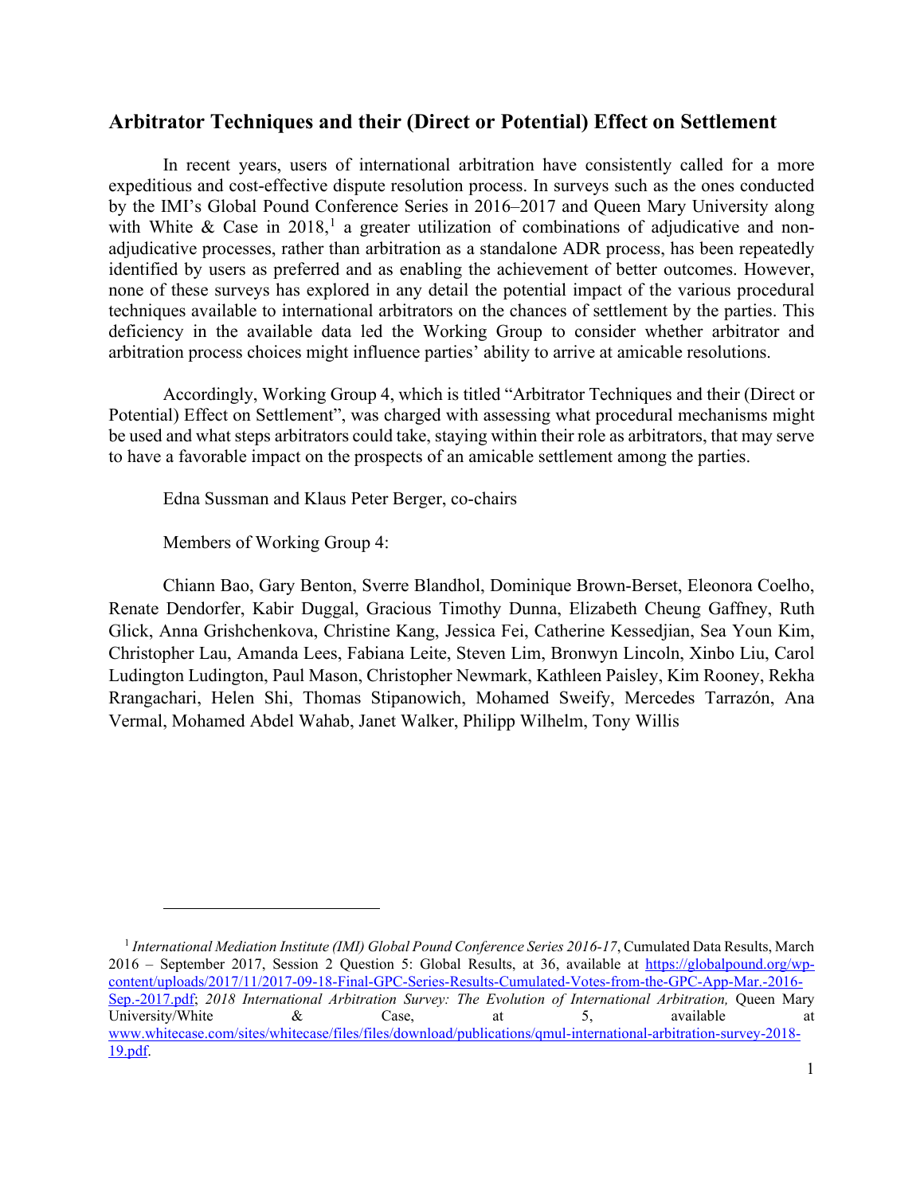## Arbitrator Techniques and their (Direct or Potential) Effect on Settlement

In recent years, users of international arbitration have consistently called for a more expeditious and cost-effective dispute resolution process. In surveys such as the ones conducted by the IMI's Global Pound Conference Series in 2016–2017 and Queen Mary University along with White & Case in 2018,[1] a greater utilization of combinations of adjudicative and non-adjudicative processes, rather than arbitration as a standalone ADR process, has been repeatedly identified by users as preferred and as enabling the achievement of better outcomes. However, none of these surveys has explored in any detail the potential impact of the various procedural techniques available to international arbitrators on the chances of settlement by the parties. This deficiency in the available data led the Working Group to consider whether arbitrator and arbitration process choices might influence parties' ability to arrive at amicable resolutions.

Accordingly, Working Group 4, which is titled "Arbitrator Techniques and their (Direct or Potential) Effect on Settlement", was charged with assessing what procedural mechanisms might be used and what steps arbitrators could take, staying within their role as arbitrators, that may serve to have a favorable impact on the prospects of an amicable settlement among the parties.

Edna Sussman and Klaus Peter Berger, co-chairs

Members of Working Group 4:

Chiann Bao, Gary Benton, Sverre Blandhol, Dominique Brown-Berset, Eleonora Coelho, Renate Dendorfer, Kabir Duggal, Gracious Timothy Dunna, Elizabeth Cheung Gaffney, Ruth Glick, Anna Grishchenkova, Christine Kang, Jessica Fei, Catherine Kessedjian, Sea Youn Kim, Christopher Lau, Amanda Lees, Fabiana Leite, Steven Lim, Bronwyn Lincoln, Xinbo Liu, Carol Ludington Ludington, Paul Mason, Christopher Newmark, Kathleen Paisley, Kim Rooney, Rekha Rrangachari, Helen Shi, Thomas Stipanowich, Mohamed Sweify, Mercedes Tarrazón, Ana Vermal, Mohamed Abdel Wahab, Janet Walker, Philipp Wilhelm, Tony Willis

---

[1] *International Mediation Institute (IMI) Global Pound Conference Series 2016-17*, Cumulated Data Results, March 2016 – September 2017, Session 2 Question 5: Global Results, at 36, available at https://globalpound.org/wp-content/uploads/2017/11/2017-09-18-Final-GPC-Series-Results-Cumulated-Votes-from-the-GPC-App-Mar.-2016-Sep.-2017.pdf; *2018 International Arbitration Survey: The Evolution of International Arbitration,* Queen Mary University/White & Case, at 5, available at www.whitecase.com/sites/whitecase/files/files/download/publications/qmul-international-arbitration-survey-2018-19.pdf.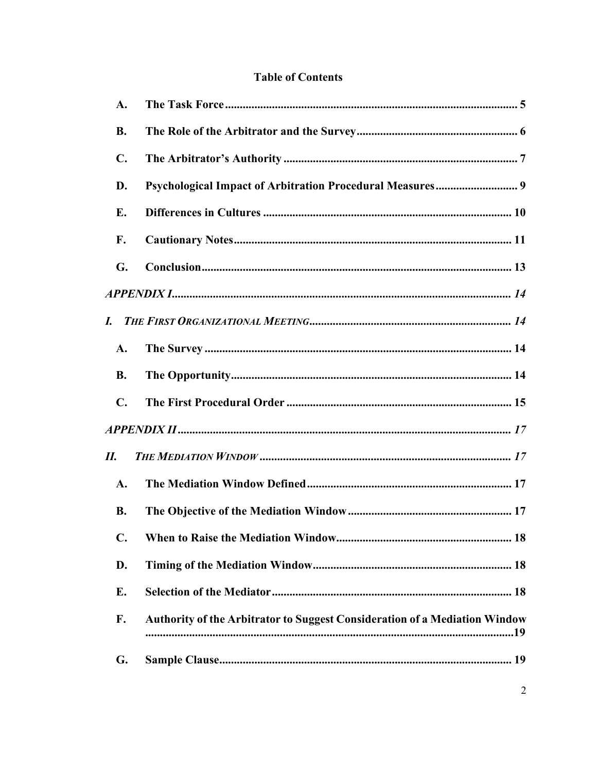**Table of Contents**

**A. The Task Force** .... 5

**B. The Role of the Arbitrator and the Survey** .... 6

**C. The Arbitrator's Authority** .... 7

**D. Psychological Impact of Arbitration Procedural Measures** .... 9

**E. Differences in Cultures** .... 10

**F. Cautionary Notes** .... 11

**G. Conclusion** .... 13

***APPENDIX I*** .... *14*

***I. The First Organizational Meeting*** .... *14*

**A. The Survey** .... 14

**B. The Opportunity** .... 14

**C. The First Procedural Order** .... 15

***APPENDIX II*** .... *17*

***II. The Mediation Window*** .... *17*

**A. The Mediation Window Defined** .... 17

**B. The Objective of the Mediation Window** .... 17

**C. When to Raise the Mediation Window** .... 18

**D. Timing of the Mediation Window** .... 18

**E. Selection of the Mediator** .... 18

**F. Authority of the Arbitrator to Suggest Consideration of a Mediation Window** .... 19

**G. Sample Clause** .... 19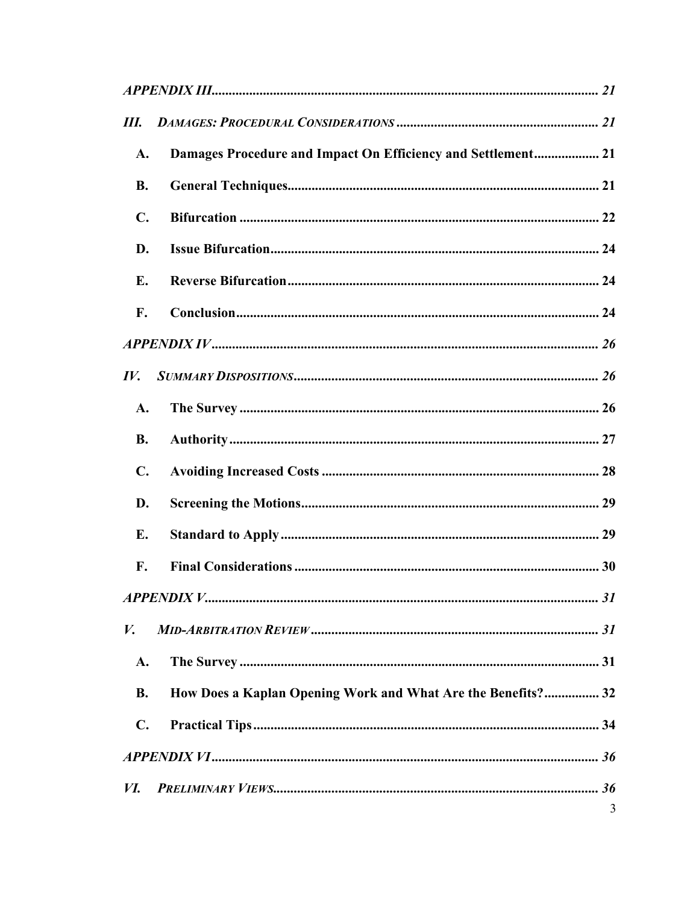*APPENDIX III* ........................................................................................................ *21*

*III.* *DAMAGES: PROCEDURAL CONSIDERATIONS* ........................................................ *21*

**A.** **Damages Procedure and Impact On Efficiency and Settlement** .................. 21

**B.** **General Techniques** .......................................................................................... 21

**C.** **Bifurcation** ......................................................................................................... 22

**D.** **Issue Bifurcation** ................................................................................................ 24

**E.** **Reverse Bifurcation** ........................................................................................... 24

**F.** **Conclusion** ......................................................................................................... 24

*APPENDIX IV* ........................................................................................................ *26*

*IV.* *SUMMARY DISPOSITIONS* .................................................................................... *26*

**A.** **The Survey** ......................................................................................................... 26

**B.** **Authority** ........................................................................................................... 27

**C.** **Avoiding Increased Costs** ................................................................................ 28

**D.** **Screening the Motions** ...................................................................................... 29

**E.** **Standard to Apply** ............................................................................................ 29

**F.** **Final Considerations** ........................................................................................ 30

*APPENDIX V* .......................................................................................................... *31*

*V.* *MID-ARBITRATION REVIEW* .................................................................................. *31*

**A.** **The Survey** ......................................................................................................... 31

**B.** **How Does a Kaplan Opening Work and What Are the Benefits?** ................ 32

**C.** **Practical Tips** .................................................................................................... 34

*APPENDIX VI* ........................................................................................................ *36*

*VI.* *PRELIMINARY VIEWS* ........................................................................................... *36*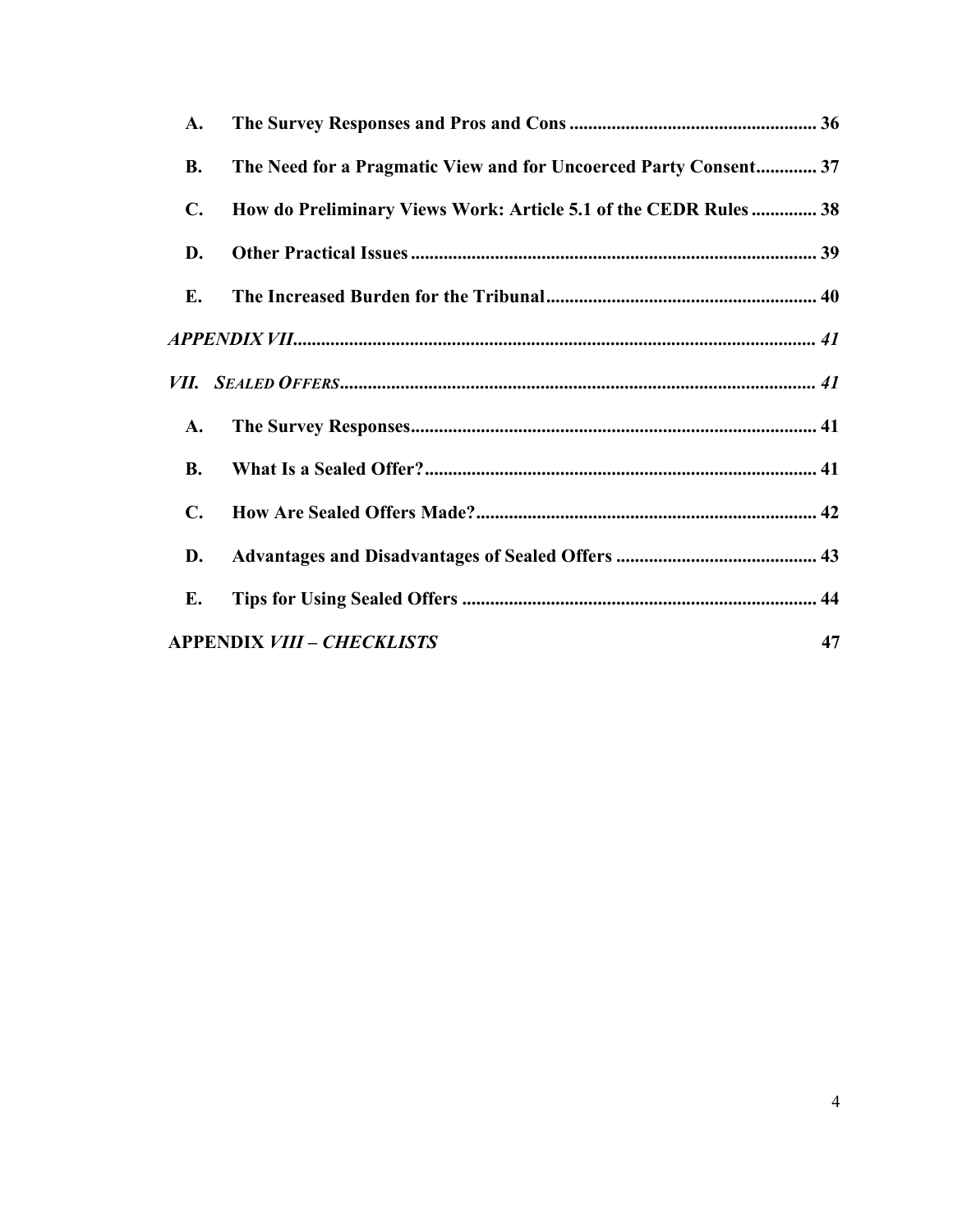A. The Survey Responses and Pros and Cons ..................................................... 36

B. The Need for a Pragmatic View and for Uncoerced Party Consent............. 37

C. How do Preliminary Views Work: Article 5.1 of the CEDR Rules .............. 38

D. Other Practical Issues ....................................................................................... 39

E. The Increased Burden for the Tribunal.......................................................... 40

*APPENDIX VII*................................................................................................................ *41*

*VII. SEALED OFFERS*...................................................................................................... *41*

A. The Survey Responses....................................................................................... 41

B. What Is a Sealed Offer?.................................................................................... 41

C. How Are Sealed Offers Made?......................................................................... 42

D. Advantages and Disadvantages of Sealed Offers ........................................... 43

E. Tips for Using Sealed Offers ............................................................................ 44

**APPENDIX *VIII – CHECKLISTS*** 47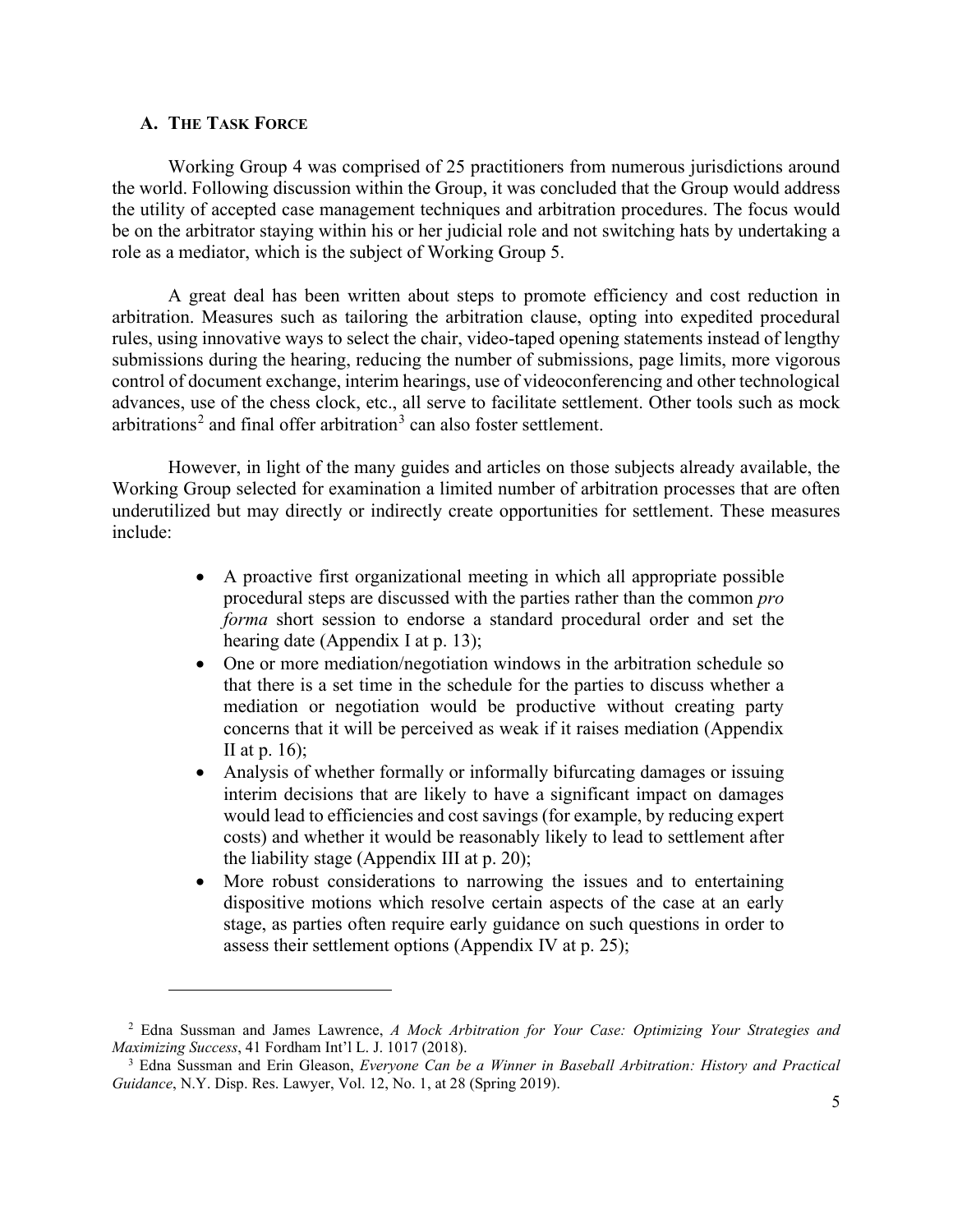### A. THE TASK FORCE

Working Group 4 was comprised of 25 practitioners from numerous jurisdictions around the world. Following discussion within the Group, it was concluded that the Group would address the utility of accepted case management techniques and arbitration procedures. The focus would be on the arbitrator staying within his or her judicial role and not switching hats by undertaking a role as a mediator, which is the subject of Working Group 5.

A great deal has been written about steps to promote efficiency and cost reduction in arbitration. Measures such as tailoring the arbitration clause, opting into expedited procedural rules, using innovative ways to select the chair, video-taped opening statements instead of lengthy submissions during the hearing, reducing the number of submissions, page limits, more vigorous control of document exchange, interim hearings, use of videoconferencing and other technological advances, use of the chess clock, etc., all serve to facilitate settlement. Other tools such as mock arbitrations[2] and final offer arbitration[3] can also foster settlement.

However, in light of the many guides and articles on those subjects already available, the Working Group selected for examination a limited number of arbitration processes that are often underutilized but may directly or indirectly create opportunities for settlement. These measures include:

- A proactive first organizational meeting in which all appropriate possible procedural steps are discussed with the parties rather than the common *pro forma* short session to endorse a standard procedural order and set the hearing date (Appendix I at p. 13);
- One or more mediation/negotiation windows in the arbitration schedule so that there is a set time in the schedule for the parties to discuss whether a mediation or negotiation would be productive without creating party concerns that it will be perceived as weak if it raises mediation (Appendix II at p. 16);
- Analysis of whether formally or informally bifurcating damages or issuing interim decisions that are likely to have a significant impact on damages would lead to efficiencies and cost savings (for example, by reducing expert costs) and whether it would be reasonably likely to lead to settlement after the liability stage (Appendix III at p. 20);
- More robust considerations to narrowing the issues and to entertaining dispositive motions which resolve certain aspects of the case at an early stage, as parties often require early guidance on such questions in order to assess their settlement options (Appendix IV at p. 25);

---

[2] Edna Sussman and James Lawrence, *A Mock Arbitration for Your Case: Optimizing Your Strategies and Maximizing Success*, 41 Fordham Int'l L. J. 1017 (2018).

[3] Edna Sussman and Erin Gleason, *Everyone Can be a Winner in Baseball Arbitration: History and Practical Guidance*, N.Y. Disp. Res. Lawyer, Vol. 12, No. 1, at 28 (Spring 2019).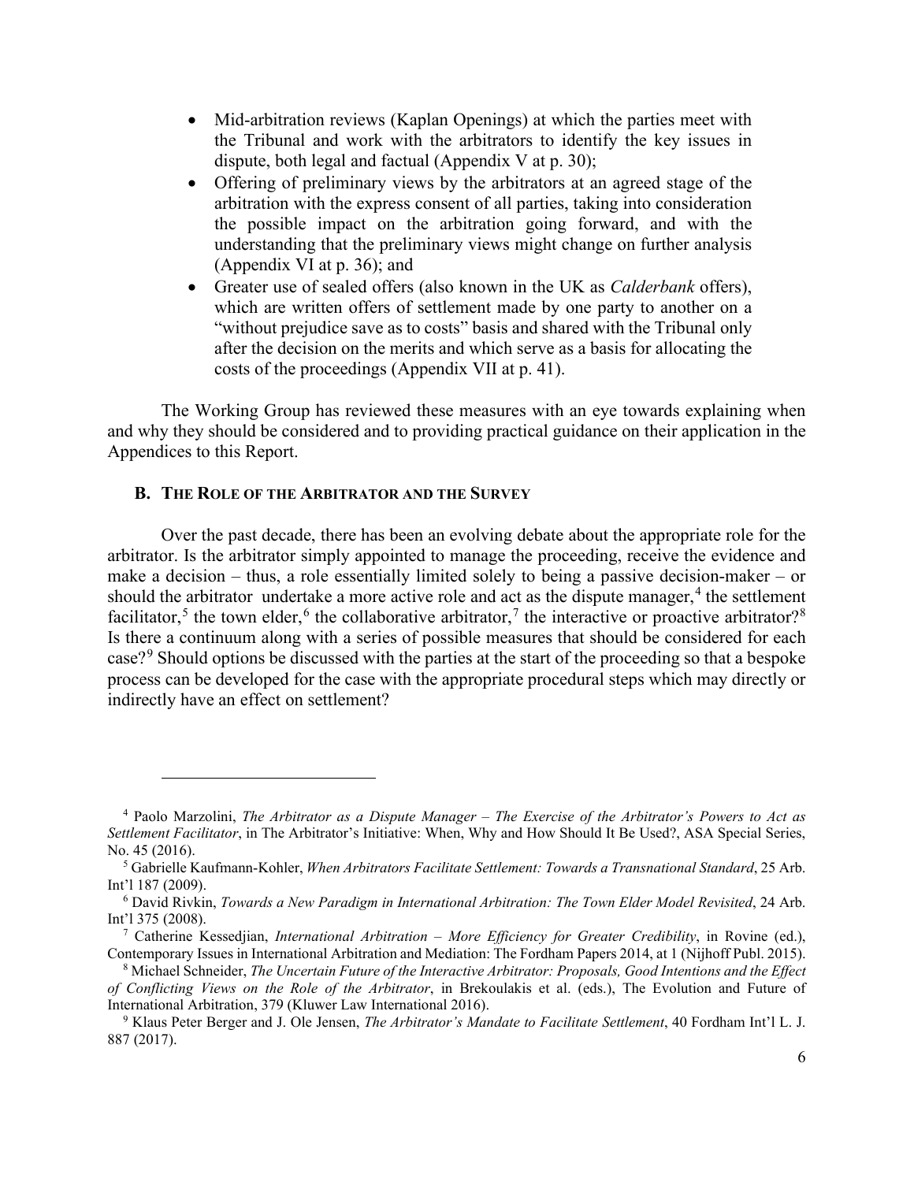- Mid-arbitration reviews (Kaplan Openings) at which the parties meet with the Tribunal and work with the arbitrators to identify the key issues in dispute, both legal and factual (Appendix V at p. 30);
- Offering of preliminary views by the arbitrators at an agreed stage of the arbitration with the express consent of all parties, taking into consideration the possible impact on the arbitration going forward, and with the understanding that the preliminary views might change on further analysis (Appendix VI at p. 36); and
- Greater use of sealed offers (also known in the UK as *Calderbank* offers), which are written offers of settlement made by one party to another on a "without prejudice save as to costs" basis and shared with the Tribunal only after the decision on the merits and which serve as a basis for allocating the costs of the proceedings (Appendix VII at p. 41).

The Working Group has reviewed these measures with an eye towards explaining when and why they should be considered and to providing practical guidance on their application in the Appendices to this Report.

### B. The Role of the Arbitrator and the Survey

Over the past decade, there has been an evolving debate about the appropriate role for the arbitrator. Is the arbitrator simply appointed to manage the proceeding, receive the evidence and make a decision – thus, a role essentially limited solely to being a passive decision-maker – or should the arbitrator undertake a more active role and act as the dispute manager,[4] the settlement facilitator,[5] the town elder,[6] the collaborative arbitrator,[7] the interactive or proactive arbitrator?[8] Is there a continuum along with a series of possible measures that should be considered for each case?[9] Should options be discussed with the parties at the start of the proceeding so that a bespoke process can be developed for the case with the appropriate procedural steps which may directly or indirectly have an effect on settlement?

---

[4] Paolo Marzolini, *The Arbitrator as a Dispute Manager – The Exercise of the Arbitrator's Powers to Act as Settlement Facilitator*, in The Arbitrator's Initiative: When, Why and How Should It Be Used?, ASA Special Series, No. 45 (2016).

[5] Gabrielle Kaufmann-Kohler, *When Arbitrators Facilitate Settlement: Towards a Transnational Standard*, 25 Arb. Int'l 187 (2009).

[6] David Rivkin, *Towards a New Paradigm in International Arbitration: The Town Elder Model Revisited*, 24 Arb. Int'l 375 (2008).

[7] Catherine Kessedjian, *International Arbitration – More Efficiency for Greater Credibility*, in Rovine (ed.), Contemporary Issues in International Arbitration and Mediation: The Fordham Papers 2014, at 1 (Nijhoff Publ. 2015).

[8] Michael Schneider, *The Uncertain Future of the Interactive Arbitrator: Proposals, Good Intentions and the Effect of Conflicting Views on the Role of the Arbitrator*, in Brekoulakis et al. (eds.), The Evolution and Future of International Arbitration, 379 (Kluwer Law International 2016).

[9] Klaus Peter Berger and J. Ole Jensen, *The Arbitrator's Mandate to Facilitate Settlement*, 40 Fordham Int'l L. J. 887 (2017).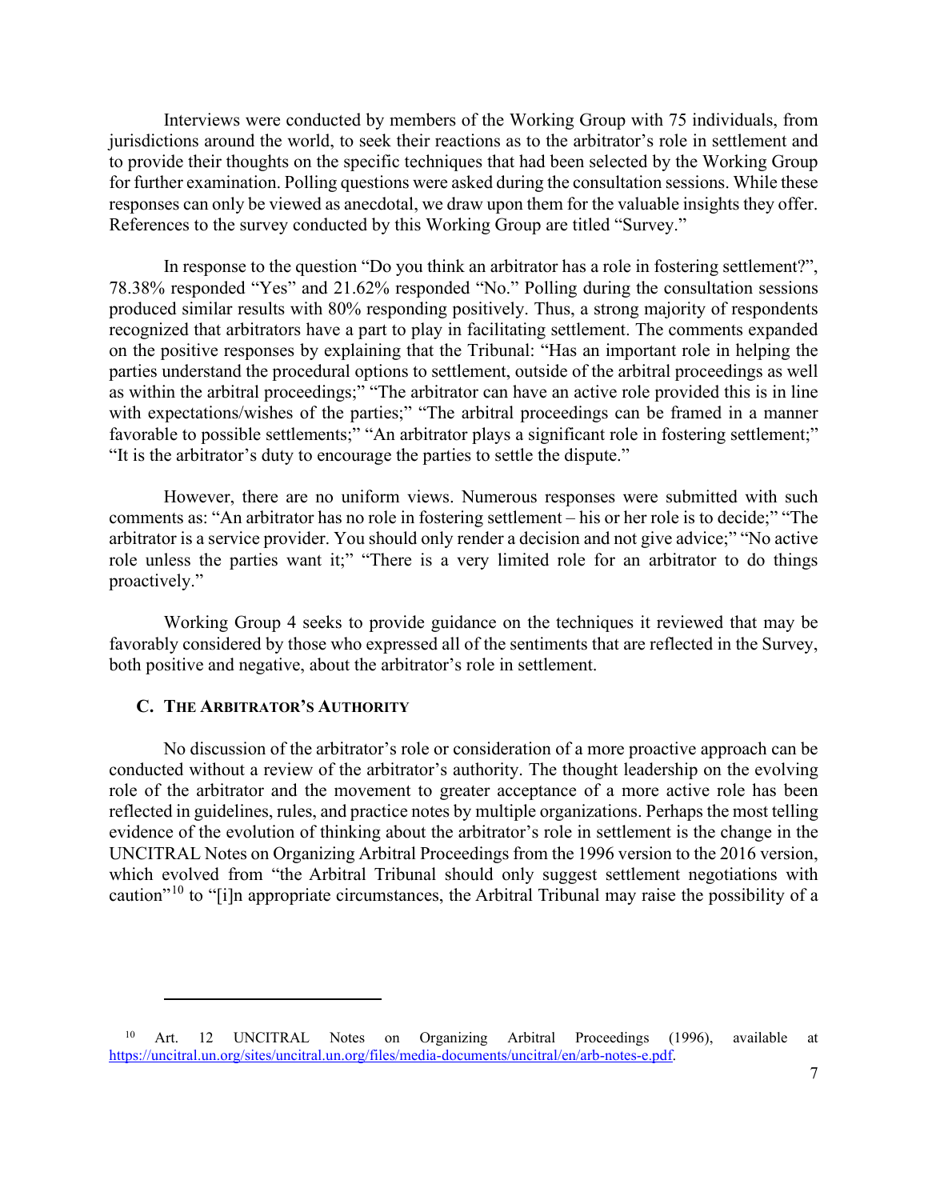Interviews were conducted by members of the Working Group with 75 individuals, from jurisdictions around the world, to seek their reactions as to the arbitrator's role in settlement and to provide their thoughts on the specific techniques that had been selected by the Working Group for further examination. Polling questions were asked during the consultation sessions. While these responses can only be viewed as anecdotal, we draw upon them for the valuable insights they offer. References to the survey conducted by this Working Group are titled "Survey."

In response to the question "Do you think an arbitrator has a role in fostering settlement?", 78.38% responded "Yes" and 21.62% responded "No." Polling during the consultation sessions produced similar results with 80% responding positively. Thus, a strong majority of respondents recognized that arbitrators have a part to play in facilitating settlement. The comments expanded on the positive responses by explaining that the Tribunal: "Has an important role in helping the parties understand the procedural options to settlement, outside of the arbitral proceedings as well as within the arbitral proceedings;" "The arbitrator can have an active role provided this is in line with expectations/wishes of the parties;" "The arbitral proceedings can be framed in a manner favorable to possible settlements;" "An arbitrator plays a significant role in fostering settlement;" "It is the arbitrator's duty to encourage the parties to settle the dispute."

However, there are no uniform views. Numerous responses were submitted with such comments as: "An arbitrator has no role in fostering settlement – his or her role is to decide;" "The arbitrator is a service provider. You should only render a decision and not give advice;" "No active role unless the parties want it;" "There is a very limited role for an arbitrator to do things proactively."

Working Group 4 seeks to provide guidance on the techniques it reviewed that may be favorably considered by those who expressed all of the sentiments that are reflected in the Survey, both positive and negative, about the arbitrator's role in settlement.

### C. The Arbitrator's Authority

No discussion of the arbitrator's role or consideration of a more proactive approach can be conducted without a review of the arbitrator's authority. The thought leadership on the evolving role of the arbitrator and the movement to greater acceptance of a more active role has been reflected in guidelines, rules, and practice notes by multiple organizations. Perhaps the most telling evidence of the evolution of thinking about the arbitrator's role in settlement is the change in the UNCITRAL Notes on Organizing Arbitral Proceedings from the 1996 version to the 2016 version, which evolved from "the Arbitral Tribunal should only suggest settlement negotiations with caution"[10] to "[i]n appropriate circumstances, the Arbitral Tribunal may raise the possibility of a

---

[10] Art. 12 UNCITRAL Notes on Organizing Arbitral Proceedings (1996), available at https://uncitral.un.org/sites/uncitral.un.org/files/media-documents/uncitral/en/arb-notes-e.pdf.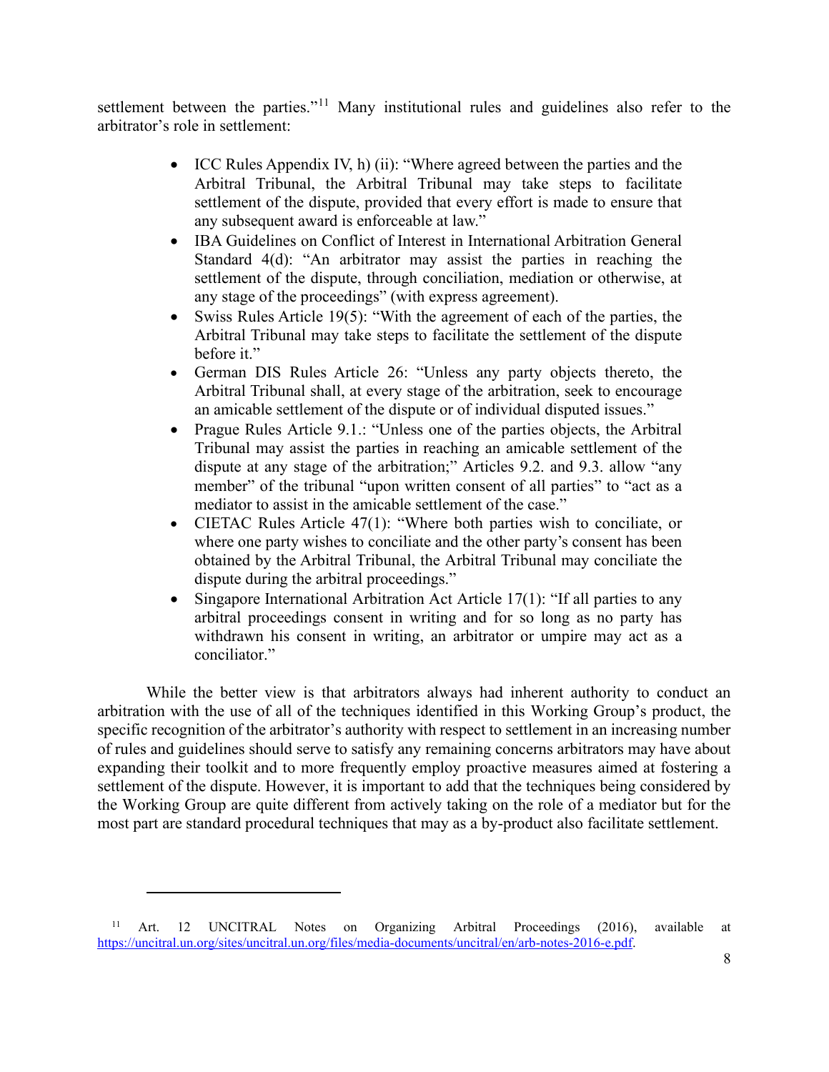settlement between the parties."[11] Many institutional rules and guidelines also refer to the arbitrator's role in settlement:

- ICC Rules Appendix IV, h) (ii): "Where agreed between the parties and the Arbitral Tribunal, the Arbitral Tribunal may take steps to facilitate settlement of the dispute, provided that every effort is made to ensure that any subsequent award is enforceable at law."
- IBA Guidelines on Conflict of Interest in International Arbitration General Standard 4(d): "An arbitrator may assist the parties in reaching the settlement of the dispute, through conciliation, mediation or otherwise, at any stage of the proceedings" (with express agreement).
- Swiss Rules Article 19(5): "With the agreement of each of the parties, the Arbitral Tribunal may take steps to facilitate the settlement of the dispute before it."
- German DIS Rules Article 26: "Unless any party objects thereto, the Arbitral Tribunal shall, at every stage of the arbitration, seek to encourage an amicable settlement of the dispute or of individual disputed issues."
- Prague Rules Article 9.1.: "Unless one of the parties objects, the Arbitral Tribunal may assist the parties in reaching an amicable settlement of the dispute at any stage of the arbitration;" Articles 9.2. and 9.3. allow "any member" of the tribunal "upon written consent of all parties" to "act as a mediator to assist in the amicable settlement of the case."
- CIETAC Rules Article 47(1): "Where both parties wish to conciliate, or where one party wishes to conciliate and the other party's consent has been obtained by the Arbitral Tribunal, the Arbitral Tribunal may conciliate the dispute during the arbitral proceedings."
- Singapore International Arbitration Act Article 17(1): "If all parties to any arbitral proceedings consent in writing and for so long as no party has withdrawn his consent in writing, an arbitrator or umpire may act as a conciliator."

While the better view is that arbitrators always had inherent authority to conduct an arbitration with the use of all of the techniques identified in this Working Group's product, the specific recognition of the arbitrator's authority with respect to settlement in an increasing number of rules and guidelines should serve to satisfy any remaining concerns arbitrators may have about expanding their toolkit and to more frequently employ proactive measures aimed at fostering a settlement of the dispute. However, it is important to add that the techniques being considered by the Working Group are quite different from actively taking on the role of a mediator but for the most part are standard procedural techniques that may as a by-product also facilitate settlement.

---

[11] Art. 12 UNCITRAL Notes on Organizing Arbitral Proceedings (2016), available at https://uncitral.un.org/sites/uncitral.un.org/files/media-documents/uncitral/en/arb-notes-2016-e.pdf.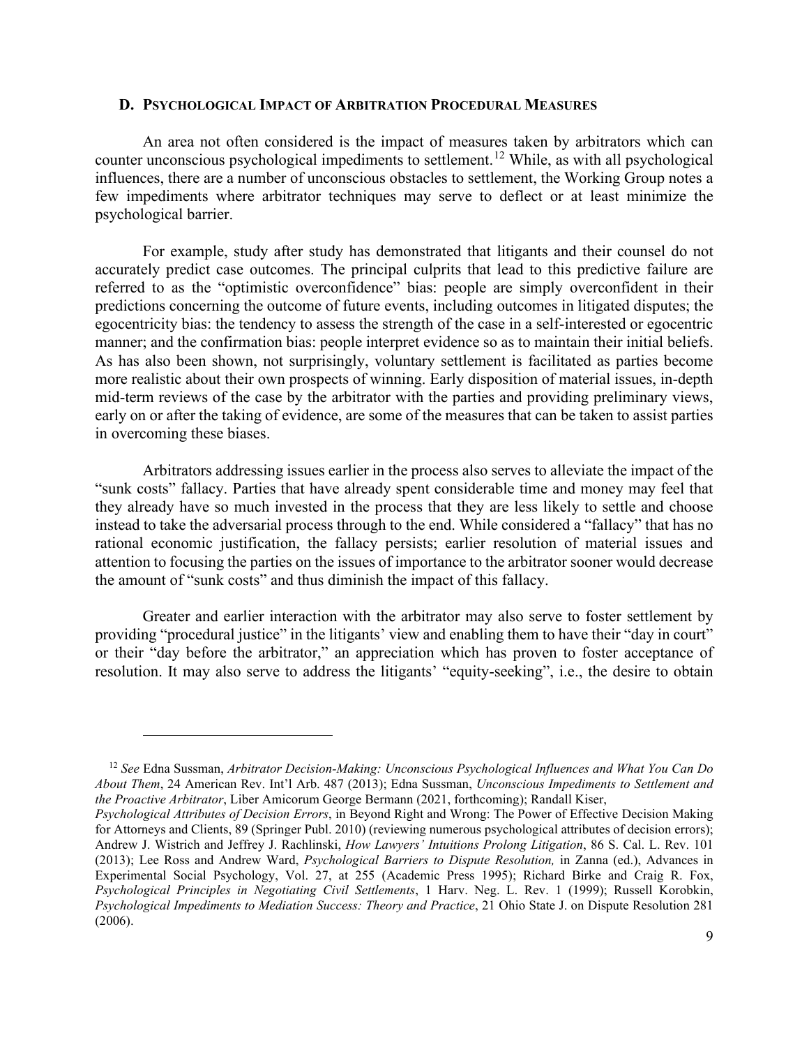### D. PSYCHOLOGICAL IMPACT OF ARBITRATION PROCEDURAL MEASURES

An area not often considered is the impact of measures taken by arbitrators which can counter unconscious psychological impediments to settlement.[12] While, as with all psychological influences, there are a number of unconscious obstacles to settlement, the Working Group notes a few impediments where arbitrator techniques may serve to deflect or at least minimize the psychological barrier.

For example, study after study has demonstrated that litigants and their counsel do not accurately predict case outcomes. The principal culprits that lead to this predictive failure are referred to as the "optimistic overconfidence" bias: people are simply overconfident in their predictions concerning the outcome of future events, including outcomes in litigated disputes; the egocentricity bias: the tendency to assess the strength of the case in a self-interested or egocentric manner; and the confirmation bias: people interpret evidence so as to maintain their initial beliefs. As has also been shown, not surprisingly, voluntary settlement is facilitated as parties become more realistic about their own prospects of winning. Early disposition of material issues, in-depth mid-term reviews of the case by the arbitrator with the parties and providing preliminary views, early on or after the taking of evidence, are some of the measures that can be taken to assist parties in overcoming these biases.

Arbitrators addressing issues earlier in the process also serves to alleviate the impact of the "sunk costs" fallacy. Parties that have already spent considerable time and money may feel that they already have so much invested in the process that they are less likely to settle and choose instead to take the adversarial process through to the end. While considered a "fallacy" that has no rational economic justification, the fallacy persists; earlier resolution of material issues and attention to focusing the parties on the issues of importance to the arbitrator sooner would decrease the amount of "sunk costs" and thus diminish the impact of this fallacy.

Greater and earlier interaction with the arbitrator may also serve to foster settlement by providing "procedural justice" in the litigants' view and enabling them to have their "day in court" or their "day before the arbitrator," an appreciation which has proven to foster acceptance of resolution. It may also serve to address the litigants' "equity-seeking", i.e., the desire to obtain

---

[12] *See* Edna Sussman, *Arbitrator Decision-Making: Unconscious Psychological Influences and What You Can Do About Them*, 24 American Rev. Int'l Arb. 487 (2013); Edna Sussman, *Unconscious Impediments to Settlement and the Proactive Arbitrator*, Liber Amicorum George Bermann (2021, forthcoming); Randall Kiser, *Psychological Attributes of Decision Errors*, in Beyond Right and Wrong: The Power of Effective Decision Making for Attorneys and Clients, 89 (Springer Publ. 2010) (reviewing numerous psychological attributes of decision errors); Andrew J. Wistrich and Jeffrey J. Rachlinski, *How Lawyers' Intuitions Prolong Litigation*, 86 S. Cal. L. Rev. 101 (2013); Lee Ross and Andrew Ward, *Psychological Barriers to Dispute Resolution,* in Zanna (ed.), Advances in Experimental Social Psychology, Vol. 27, at 255 (Academic Press 1995); Richard Birke and Craig R. Fox, *Psychological Principles in Negotiating Civil Settlements*, 1 Harv. Neg. L. Rev. 1 (1999); Russell Korobkin, *Psychological Impediments to Mediation Success: Theory and Practice*, 21 Ohio State J. on Dispute Resolution 281 (2006).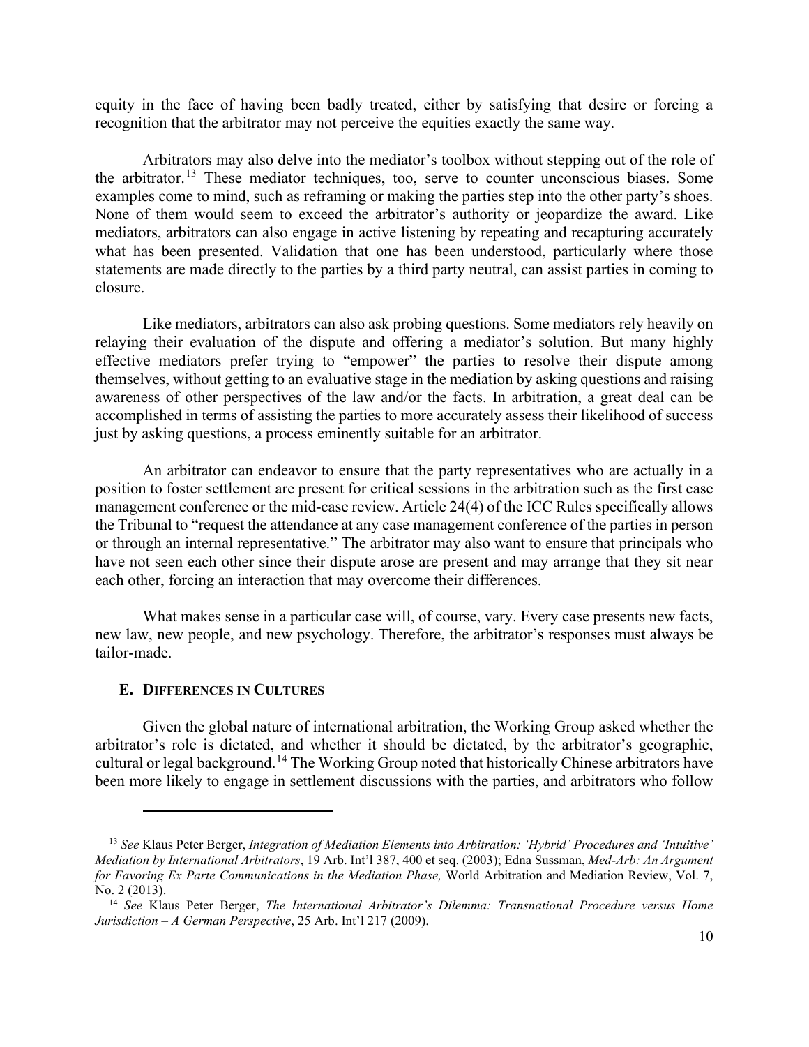equity in the face of having been badly treated, either by satisfying that desire or forcing a recognition that the arbitrator may not perceive the equities exactly the same way.

Arbitrators may also delve into the mediator's toolbox without stepping out of the role of the arbitrator.[13] These mediator techniques, too, serve to counter unconscious biases. Some examples come to mind, such as reframing or making the parties step into the other party's shoes. None of them would seem to exceed the arbitrator's authority or jeopardize the award. Like mediators, arbitrators can also engage in active listening by repeating and recapturing accurately what has been presented. Validation that one has been understood, particularly where those statements are made directly to the parties by a third party neutral, can assist parties in coming to closure.

Like mediators, arbitrators can also ask probing questions. Some mediators rely heavily on relaying their evaluation of the dispute and offering a mediator's solution. But many highly effective mediators prefer trying to "empower" the parties to resolve their dispute among themselves, without getting to an evaluative stage in the mediation by asking questions and raising awareness of other perspectives of the law and/or the facts. In arbitration, a great deal can be accomplished in terms of assisting the parties to more accurately assess their likelihood of success just by asking questions, a process eminently suitable for an arbitrator.

An arbitrator can endeavor to ensure that the party representatives who are actually in a position to foster settlement are present for critical sessions in the arbitration such as the first case management conference or the mid-case review. Article 24(4) of the ICC Rules specifically allows the Tribunal to "request the attendance at any case management conference of the parties in person or through an internal representative." The arbitrator may also want to ensure that principals who have not seen each other since their dispute arose are present and may arrange that they sit near each other, forcing an interaction that may overcome their differences.

What makes sense in a particular case will, of course, vary. Every case presents new facts, new law, new people, and new psychology. Therefore, the arbitrator's responses must always be tailor-made.

### E. Differences in Cultures

Given the global nature of international arbitration, the Working Group asked whether the arbitrator's role is dictated, and whether it should be dictated, by the arbitrator's geographic, cultural or legal background.[14] The Working Group noted that historically Chinese arbitrators have been more likely to engage in settlement discussions with the parties, and arbitrators who follow

---

[13] *See* Klaus Peter Berger, *Integration of Mediation Elements into Arbitration: 'Hybrid' Procedures and 'Intuitive' Mediation by International Arbitrators*, 19 Arb. Int'l 387, 400 et seq. (2003); Edna Sussman, *Med-Arb: An Argument for Favoring Ex Parte Communications in the Mediation Phase,* World Arbitration and Mediation Review, Vol. 7, No. 2 (2013).

[14] *See* Klaus Peter Berger, *The International Arbitrator's Dilemma: Transnational Procedure versus Home Jurisdiction – A German Perspective*, 25 Arb. Int'l 217 (2009).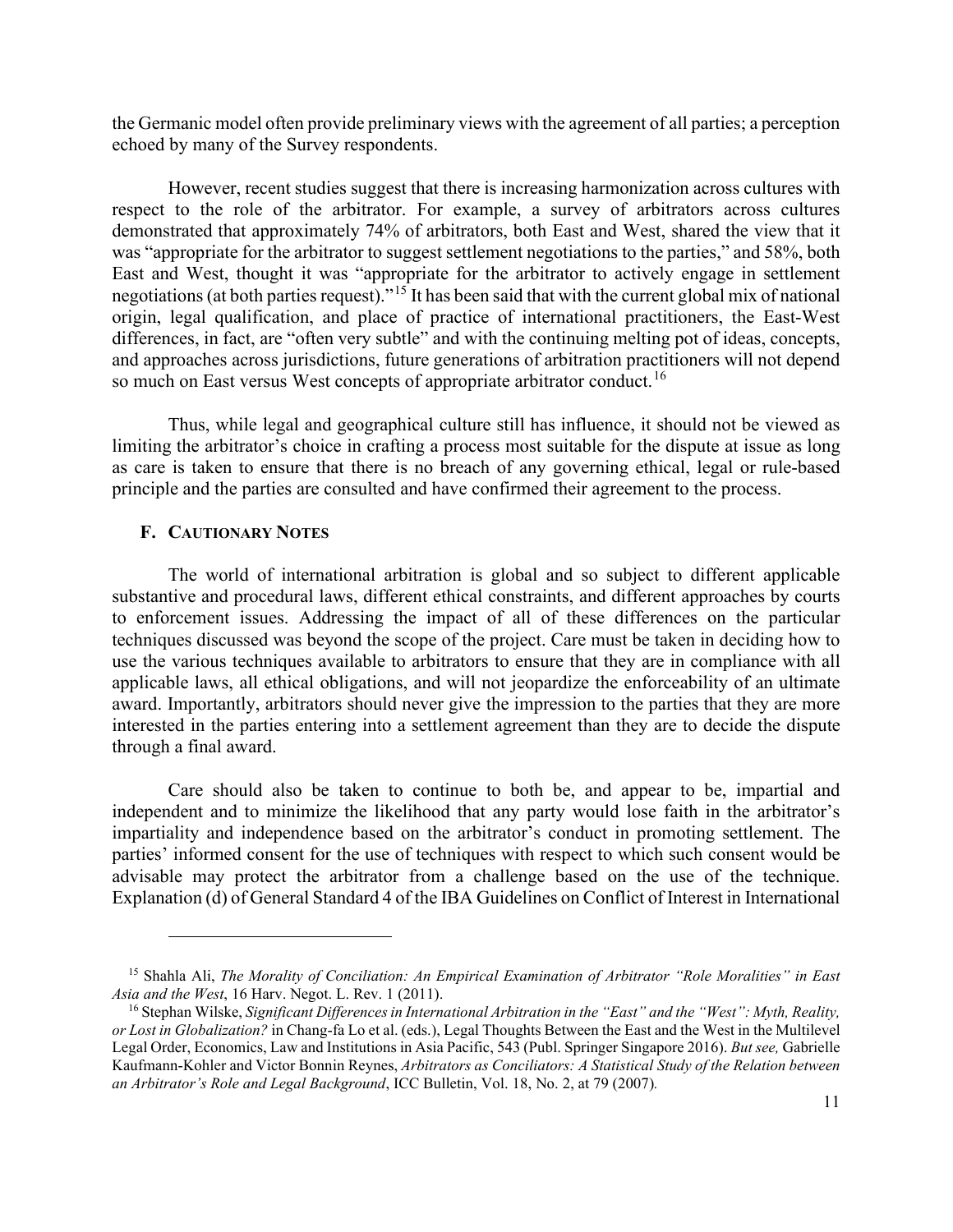the Germanic model often provide preliminary views with the agreement of all parties; a perception echoed by many of the Survey respondents.

However, recent studies suggest that there is increasing harmonization across cultures with respect to the role of the arbitrator. For example, a survey of arbitrators across cultures demonstrated that approximately 74% of arbitrators, both East and West, shared the view that it was "appropriate for the arbitrator to suggest settlement negotiations to the parties," and 58%, both East and West, thought it was "appropriate for the arbitrator to actively engage in settlement negotiations (at both parties request)."[15] It has been said that with the current global mix of national origin, legal qualification, and place of practice of international practitioners, the East-West differences, in fact, are "often very subtle" and with the continuing melting pot of ideas, concepts, and approaches across jurisdictions, future generations of arbitration practitioners will not depend so much on East versus West concepts of appropriate arbitrator conduct.[16]

Thus, while legal and geographical culture still has influence, it should not be viewed as limiting the arbitrator's choice in crafting a process most suitable for the dispute at issue as long as care is taken to ensure that there is no breach of any governing ethical, legal or rule-based principle and the parties are consulted and have confirmed their agreement to the process.

### F. Cautionary Notes

The world of international arbitration is global and so subject to different applicable substantive and procedural laws, different ethical constraints, and different approaches by courts to enforcement issues. Addressing the impact of all of these differences on the particular techniques discussed was beyond the scope of the project. Care must be taken in deciding how to use the various techniques available to arbitrators to ensure that they are in compliance with all applicable laws, all ethical obligations, and will not jeopardize the enforceability of an ultimate award. Importantly, arbitrators should never give the impression to the parties that they are more interested in the parties entering into a settlement agreement than they are to decide the dispute through a final award.

Care should also be taken to continue to both be, and appear to be, impartial and independent and to minimize the likelihood that any party would lose faith in the arbitrator's impartiality and independence based on the arbitrator's conduct in promoting settlement. The parties' informed consent for the use of techniques with respect to which such consent would be advisable may protect the arbitrator from a challenge based on the use of the technique. Explanation (d) of General Standard 4 of the IBA Guidelines on Conflict of Interest in International

---

[15] Shahla Ali, *The Morality of Conciliation: An Empirical Examination of Arbitrator "Role Moralities" in East Asia and the West*, 16 Harv. Negot. L. Rev. 1 (2011).

[16] Stephan Wilske, *Significant Differences in International Arbitration in the "East" and the "West": Myth, Reality, or Lost in Globalization?* in Chang-fa Lo et al. (eds.), Legal Thoughts Between the East and the West in the Multilevel Legal Order, Economics, Law and Institutions in Asia Pacific, 543 (Publ. Springer Singapore 2016). *But see,* Gabrielle Kaufmann-Kohler and Victor Bonnin Reynes, *Arbitrators as Conciliators: A Statistical Study of the Relation between an Arbitrator's Role and Legal Background*, ICC Bulletin, Vol. 18, No. 2, at 79 (2007).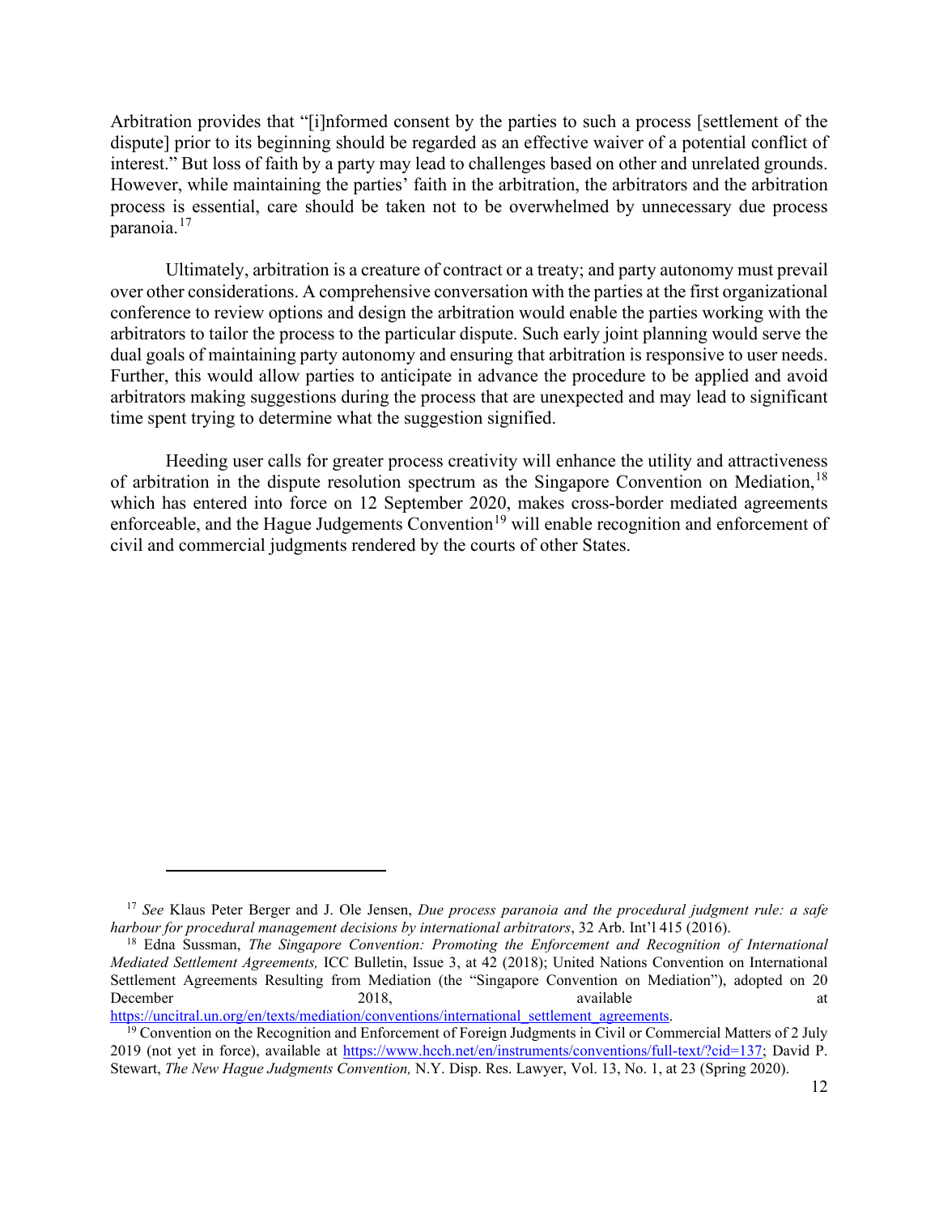Arbitration provides that "[i]nformed consent by the parties to such a process [settlement of the dispute] prior to its beginning should be regarded as an effective waiver of a potential conflict of interest." But loss of faith by a party may lead to challenges based on other and unrelated grounds. However, while maintaining the parties' faith in the arbitration, the arbitrators and the arbitration process is essential, care should be taken not to be overwhelmed by unnecessary due process paranoia.[17]

Ultimately, arbitration is a creature of contract or a treaty; and party autonomy must prevail over other considerations. A comprehensive conversation with the parties at the first organizational conference to review options and design the arbitration would enable the parties working with the arbitrators to tailor the process to the particular dispute. Such early joint planning would serve the dual goals of maintaining party autonomy and ensuring that arbitration is responsive to user needs. Further, this would allow parties to anticipate in advance the procedure to be applied and avoid arbitrators making suggestions during the process that are unexpected and may lead to significant time spent trying to determine what the suggestion signified.

Heeding user calls for greater process creativity will enhance the utility and attractiveness of arbitration in the dispute resolution spectrum as the Singapore Convention on Mediation,[18] which has entered into force on 12 September 2020, makes cross-border mediated agreements enforceable, and the Hague Judgements Convention[19] will enable recognition and enforcement of civil and commercial judgments rendered by the courts of other States.

---

[17] *See* Klaus Peter Berger and J. Ole Jensen, *Due process paranoia and the procedural judgment rule: a safe harbour for procedural management decisions by international arbitrators*, 32 Arb. Int'l 415 (2016).

[18] Edna Sussman, *The Singapore Convention: Promoting the Enforcement and Recognition of International Mediated Settlement Agreements,* ICC Bulletin, Issue 3, at 42 (2018); United Nations Convention on International Settlement Agreements Resulting from Mediation (the "Singapore Convention on Mediation"), adopted on 20 December 2018, available at https://uncitral.un.org/en/texts/mediation/conventions/international_settlement_agreements.

[19] Convention on the Recognition and Enforcement of Foreign Judgments in Civil or Commercial Matters of 2 July 2019 (not yet in force), available at https://www.hcch.net/en/instruments/conventions/full-text/?cid=137; David P. Stewart, *The New Hague Judgments Convention,* N.Y. Disp. Res. Lawyer, Vol. 13, No. 1, at 23 (Spring 2020).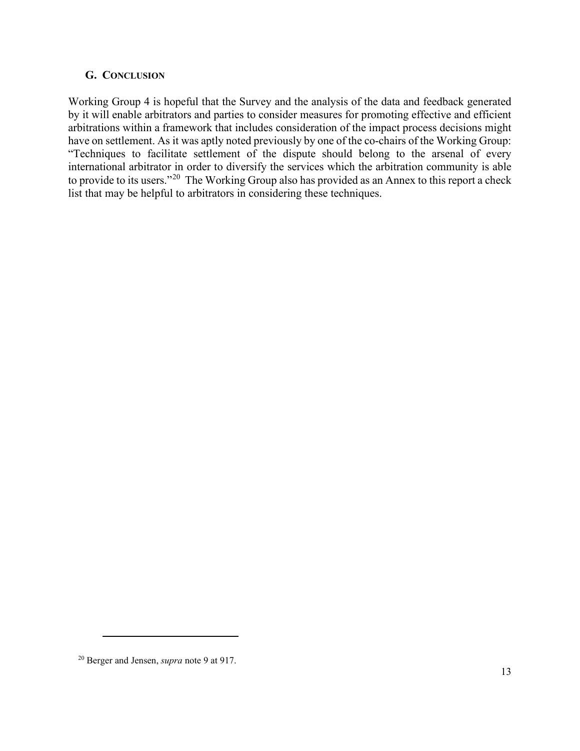## G. CONCLUSION

Working Group 4 is hopeful that the Survey and the analysis of the data and feedback generated by it will enable arbitrators and parties to consider measures for promoting effective and efficient arbitrations within a framework that includes consideration of the impact process decisions might have on settlement. As it was aptly noted previously by one of the co-chairs of the Working Group: "Techniques to facilitate settlement of the dispute should belong to the arsenal of every international arbitrator in order to diversify the services which the arbitration community is able to provide to its users."[20] The Working Group also has provided as an Annex to this report a check list that may be helpful to arbitrators in considering these techniques.

---

[20] Berger and Jensen, *supra* note 9 at 917.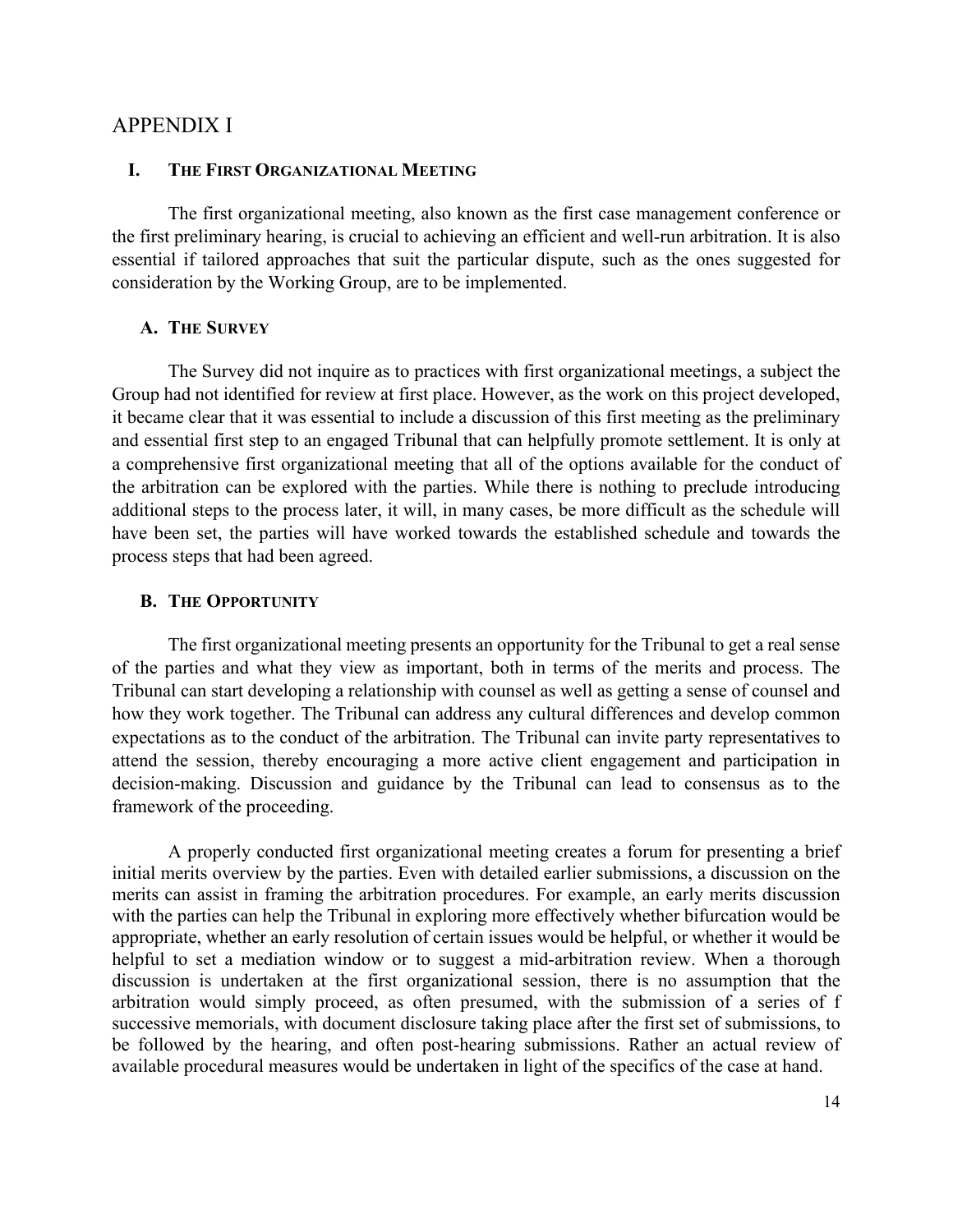# APPENDIX I

## I. The First Organizational Meeting

The first organizational meeting, also known as the first case management conference or the first preliminary hearing, is crucial to achieving an efficient and well-run arbitration. It is also essential if tailored approaches that suit the particular dispute, such as the ones suggested for consideration by the Working Group, are to be implemented.

### A. The Survey

The Survey did not inquire as to practices with first organizational meetings, a subject the Group had not identified for review at first place. However, as the work on this project developed, it became clear that it was essential to include a discussion of this first meeting as the preliminary and essential first step to an engaged Tribunal that can helpfully promote settlement. It is only at a comprehensive first organizational meeting that all of the options available for the conduct of the arbitration can be explored with the parties. While there is nothing to preclude introducing additional steps to the process later, it will, in many cases, be more difficult as the schedule will have been set, the parties will have worked towards the established schedule and towards the process steps that had been agreed.

### B. The Opportunity

The first organizational meeting presents an opportunity for the Tribunal to get a real sense of the parties and what they view as important, both in terms of the merits and process. The Tribunal can start developing a relationship with counsel as well as getting a sense of counsel and how they work together. The Tribunal can address any cultural differences and develop common expectations as to the conduct of the arbitration. The Tribunal can invite party representatives to attend the session, thereby encouraging a more active client engagement and participation in decision-making. Discussion and guidance by the Tribunal can lead to consensus as to the framework of the proceeding.

A properly conducted first organizational meeting creates a forum for presenting a brief initial merits overview by the parties. Even with detailed earlier submissions, a discussion on the merits can assist in framing the arbitration procedures. For example, an early merits discussion with the parties can help the Tribunal in exploring more effectively whether bifurcation would be appropriate, whether an early resolution of certain issues would be helpful, or whether it would be helpful to set a mediation window or to suggest a mid-arbitration review. When a thorough discussion is undertaken at the first organizational session, there is no assumption that the arbitration would simply proceed, as often presumed, with the submission of a series of f successive memorials, with document disclosure taking place after the first set of submissions, to be followed by the hearing, and often post-hearing submissions. Rather an actual review of available procedural measures would be undertaken in light of the specifics of the case at hand.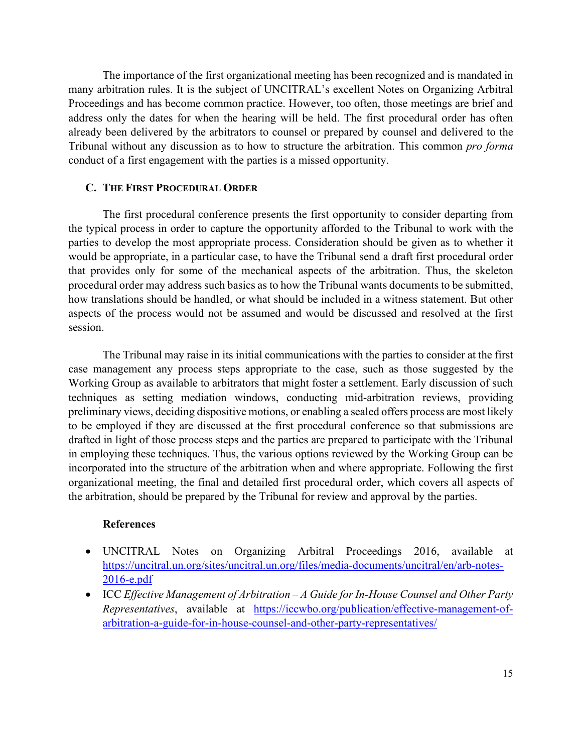The importance of the first organizational meeting has been recognized and is mandated in many arbitration rules. It is the subject of UNCITRAL's excellent Notes on Organizing Arbitral Proceedings and has become common practice. However, too often, those meetings are brief and address only the dates for when the hearing will be held. The first procedural order has often already been delivered by the arbitrators to counsel or prepared by counsel and delivered to the Tribunal without any discussion as to how to structure the arbitration. This common *pro forma* conduct of a first engagement with the parties is a missed opportunity.

### C. The First Procedural Order

The first procedural conference presents the first opportunity to consider departing from the typical process in order to capture the opportunity afforded to the Tribunal to work with the parties to develop the most appropriate process. Consideration should be given as to whether it would be appropriate, in a particular case, to have the Tribunal send a draft first procedural order that provides only for some of the mechanical aspects of the arbitration. Thus, the skeleton procedural order may address such basics as to how the Tribunal wants documents to be submitted, how translations should be handled, or what should be included in a witness statement. But other aspects of the process would not be assumed and would be discussed and resolved at the first session.

The Tribunal may raise in its initial communications with the parties to consider at the first case management any process steps appropriate to the case, such as those suggested by the Working Group as available to arbitrators that might foster a settlement. Early discussion of such techniques as setting mediation windows, conducting mid-arbitration reviews, providing preliminary views, deciding dispositive motions, or enabling a sealed offers process are most likely to be employed if they are discussed at the first procedural conference so that submissions are drafted in light of those process steps and the parties are prepared to participate with the Tribunal in employing these techniques. Thus, the various options reviewed by the Working Group can be incorporated into the structure of the arbitration when and where appropriate. Following the first organizational meeting, the final and detailed first procedural order, which covers all aspects of the arbitration, should be prepared by the Tribunal for review and approval by the parties.

**References**

- UNCITRAL Notes on Organizing Arbitral Proceedings 2016, available at https://uncitral.un.org/sites/uncitral.un.org/files/media-documents/uncitral/en/arb-notes-2016-e.pdf
- ICC *Effective Management of Arbitration – A Guide for In-House Counsel and Other Party Representatives*, available at https://iccwbo.org/publication/effective-management-of-arbitration-a-guide-for-in-house-counsel-and-other-party-representatives/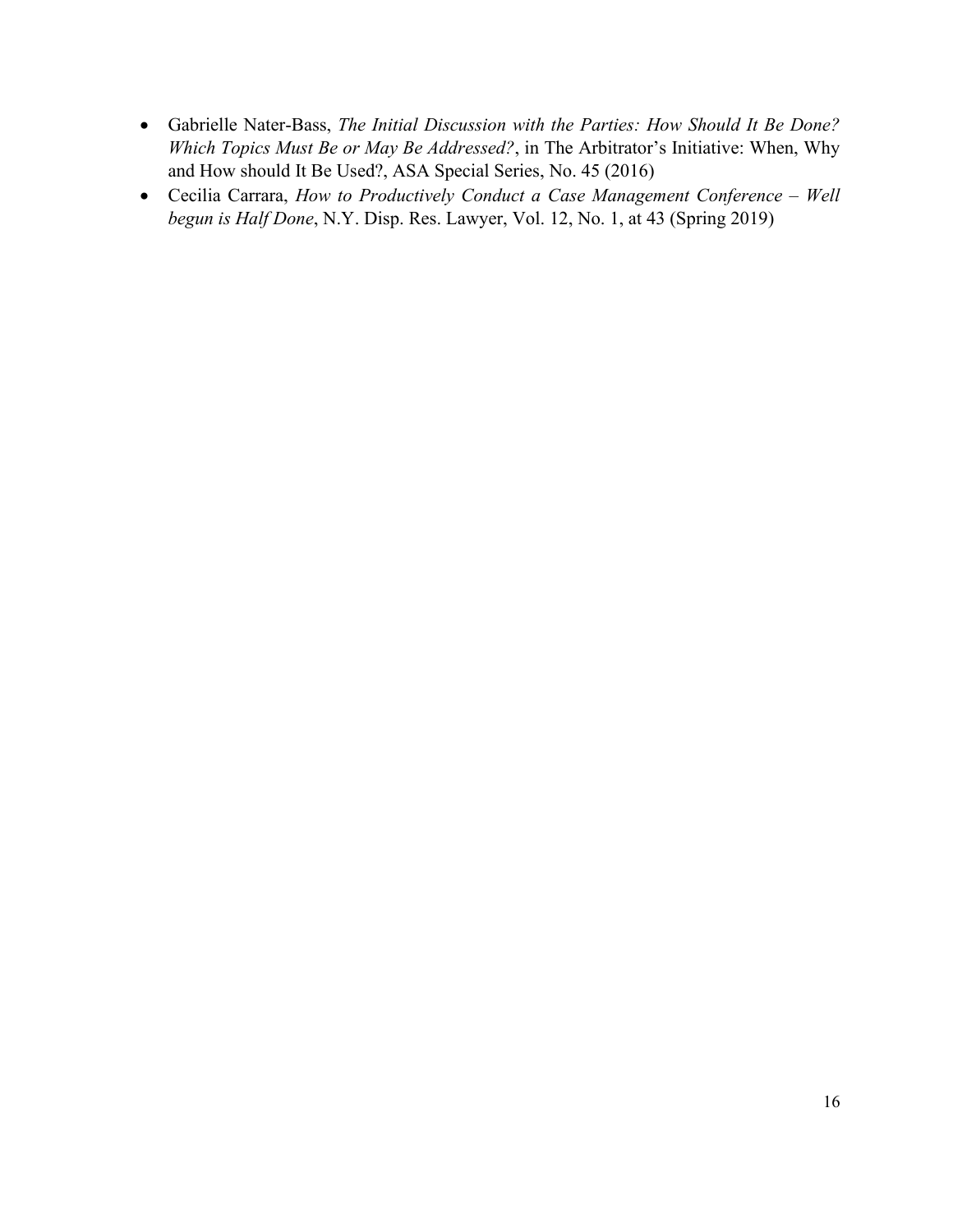- Gabrielle Nater-Bass, *The Initial Discussion with the Parties: How Should It Be Done? Which Topics Must Be or May Be Addressed?*, in The Arbitrator's Initiative: When, Why and How should It Be Used?, ASA Special Series, No. 45 (2016)
- Cecilia Carrara, *How to Productively Conduct a Case Management Conference – Well begun is Half Done*, N.Y. Disp. Res. Lawyer, Vol. 12, No. 1, at 43 (Spring 2019)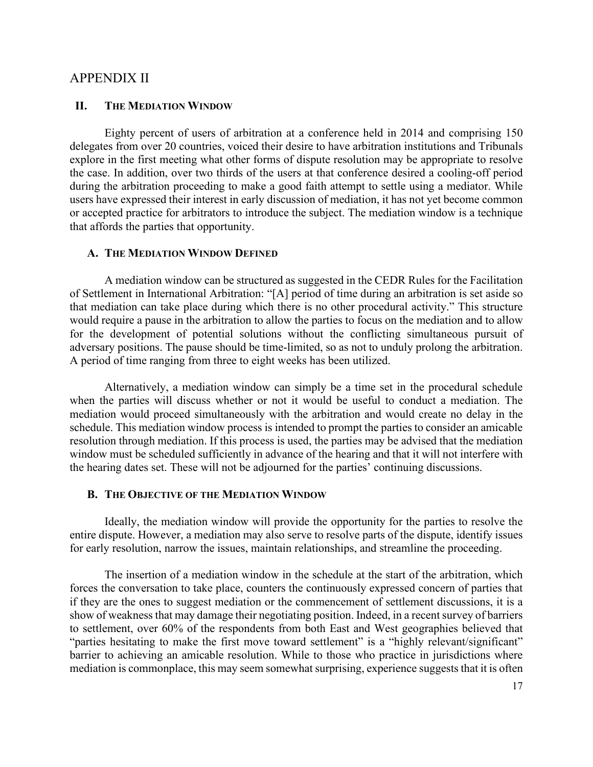# APPENDIX II

## II. The Mediation Window

Eighty percent of users of arbitration at a conference held in 2014 and comprising 150 delegates from over 20 countries, voiced their desire to have arbitration institutions and Tribunals explore in the first meeting what other forms of dispute resolution may be appropriate to resolve the case. In addition, over two thirds of the users at that conference desired a cooling-off period during the arbitration proceeding to make a good faith attempt to settle using a mediator. While users have expressed their interest in early discussion of mediation, it has not yet become common or accepted practice for arbitrators to introduce the subject. The mediation window is a technique that affords the parties that opportunity.

### A. The Mediation Window Defined

A mediation window can be structured as suggested in the CEDR Rules for the Facilitation of Settlement in International Arbitration: "[A] period of time during an arbitration is set aside so that mediation can take place during which there is no other procedural activity." This structure would require a pause in the arbitration to allow the parties to focus on the mediation and to allow for the development of potential solutions without the conflicting simultaneous pursuit of adversary positions. The pause should be time-limited, so as not to unduly prolong the arbitration. A period of time ranging from three to eight weeks has been utilized.

Alternatively, a mediation window can simply be a time set in the procedural schedule when the parties will discuss whether or not it would be useful to conduct a mediation. The mediation would proceed simultaneously with the arbitration and would create no delay in the schedule. This mediation window process is intended to prompt the parties to consider an amicable resolution through mediation. If this process is used, the parties may be advised that the mediation window must be scheduled sufficiently in advance of the hearing and that it will not interfere with the hearing dates set. These will not be adjourned for the parties' continuing discussions.

### B. The Objective of the Mediation Window

Ideally, the mediation window will provide the opportunity for the parties to resolve the entire dispute. However, a mediation may also serve to resolve parts of the dispute, identify issues for early resolution, narrow the issues, maintain relationships, and streamline the proceeding.

The insertion of a mediation window in the schedule at the start of the arbitration, which forces the conversation to take place, counters the continuously expressed concern of parties that if they are the ones to suggest mediation or the commencement of settlement discussions, it is a show of weakness that may damage their negotiating position. Indeed, in a recent survey of barriers to settlement, over 60% of the respondents from both East and West geographies believed that "parties hesitating to make the first move toward settlement" is a "highly relevant/significant" barrier to achieving an amicable resolution. While to those who practice in jurisdictions where mediation is commonplace, this may seem somewhat surprising, experience suggests that it is often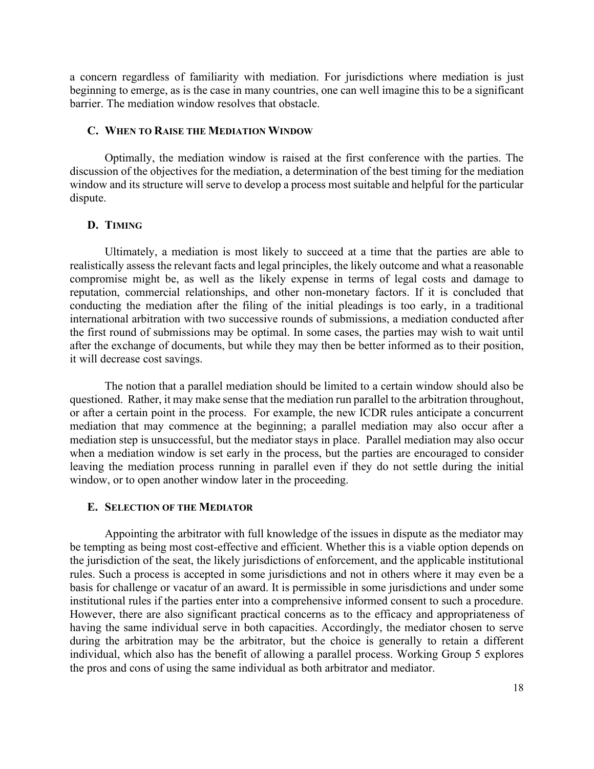a concern regardless of familiarity with mediation. For jurisdictions where mediation is just beginning to emerge, as is the case in many countries, one can well imagine this to be a significant barrier. The mediation window resolves that obstacle.

### C. When to Raise the Mediation Window

Optimally, the mediation window is raised at the first conference with the parties. The discussion of the objectives for the mediation, a determination of the best timing for the mediation window and its structure will serve to develop a process most suitable and helpful for the particular dispute.

### D. Timing

Ultimately, a mediation is most likely to succeed at a time that the parties are able to realistically assess the relevant facts and legal principles, the likely outcome and what a reasonable compromise might be, as well as the likely expense in terms of legal costs and damage to reputation, commercial relationships, and other non-monetary factors. If it is concluded that conducting the mediation after the filing of the initial pleadings is too early, in a traditional international arbitration with two successive rounds of submissions, a mediation conducted after the first round of submissions may be optimal. In some cases, the parties may wish to wait until after the exchange of documents, but while they may then be better informed as to their position, it will decrease cost savings.

The notion that a parallel mediation should be limited to a certain window should also be questioned. Rather, it may make sense that the mediation run parallel to the arbitration throughout, or after a certain point in the process. For example, the new ICDR rules anticipate a concurrent mediation that may commence at the beginning; a parallel mediation may also occur after a mediation step is unsuccessful, but the mediator stays in place. Parallel mediation may also occur when a mediation window is set early in the process, but the parties are encouraged to consider leaving the mediation process running in parallel even if they do not settle during the initial window, or to open another window later in the proceeding.

### E. Selection of the Mediator

Appointing the arbitrator with full knowledge of the issues in dispute as the mediator may be tempting as being most cost-effective and efficient. Whether this is a viable option depends on the jurisdiction of the seat, the likely jurisdictions of enforcement, and the applicable institutional rules. Such a process is accepted in some jurisdictions and not in others where it may even be a basis for challenge or vacatur of an award. It is permissible in some jurisdictions and under some institutional rules if the parties enter into a comprehensive informed consent to such a procedure. However, there are also significant practical concerns as to the efficacy and appropriateness of having the same individual serve in both capacities. Accordingly, the mediator chosen to serve during the arbitration may be the arbitrator, but the choice is generally to retain a different individual, which also has the benefit of allowing a parallel process. Working Group 5 explores the pros and cons of using the same individual as both arbitrator and mediator.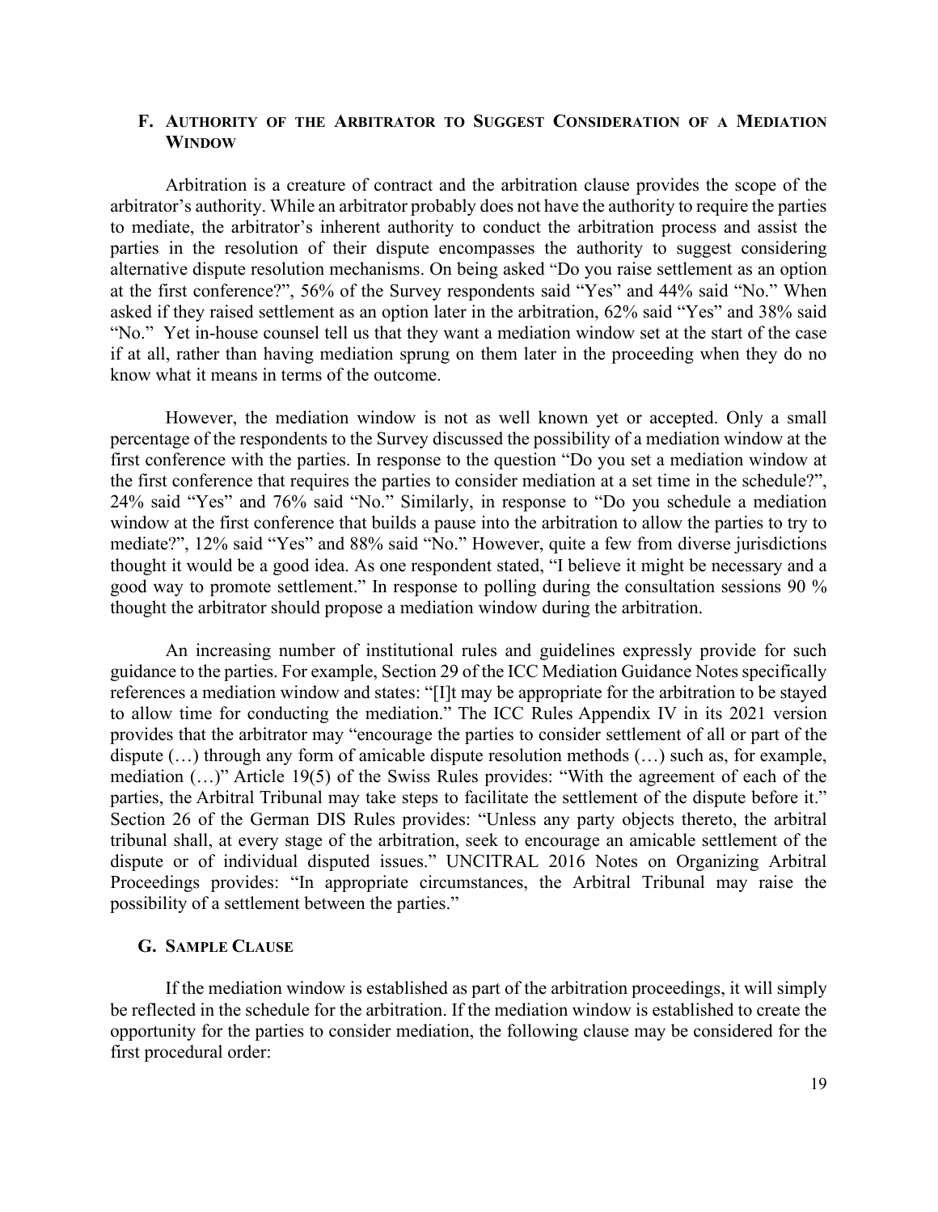## F. AUTHORITY OF THE ARBITRATOR TO SUGGEST CONSIDERATION OF A MEDIATION WINDOW

Arbitration is a creature of contract and the arbitration clause provides the scope of the arbitrator's authority. While an arbitrator probably does not have the authority to require the parties to mediate, the arbitrator's inherent authority to conduct the arbitration process and assist the parties in the resolution of their dispute encompasses the authority to suggest considering alternative dispute resolution mechanisms. On being asked "Do you raise settlement as an option at the first conference?", 56% of the Survey respondents said "Yes" and 44% said "No." When asked if they raised settlement as an option later in the arbitration, 62% said "Yes" and 38% said "No." Yet in-house counsel tell us that they want a mediation window set at the start of the case if at all, rather than having mediation sprung on them later in the proceeding when they do no know what it means in terms of the outcome.

However, the mediation window is not as well known yet or accepted. Only a small percentage of the respondents to the Survey discussed the possibility of a mediation window at the first conference with the parties. In response to the question "Do you set a mediation window at the first conference that requires the parties to consider mediation at a set time in the schedule?", 24% said "Yes" and 76% said "No." Similarly, in response to "Do you schedule a mediation window at the first conference that builds a pause into the arbitration to allow the parties to try to mediate?", 12% said "Yes" and 88% said "No." However, quite a few from diverse jurisdictions thought it would be a good idea. As one respondent stated, "I believe it might be necessary and a good way to promote settlement." In response to polling during the consultation sessions 90 % thought the arbitrator should propose a mediation window during the arbitration.

An increasing number of institutional rules and guidelines expressly provide for such guidance to the parties. For example, Section 29 of the ICC Mediation Guidance Notes specifically references a mediation window and states: "[I]t may be appropriate for the arbitration to be stayed to allow time for conducting the mediation." The ICC Rules Appendix IV in its 2021 version provides that the arbitrator may "encourage the parties to consider settlement of all or part of the dispute (…) through any form of amicable dispute resolution methods (…) such as, for example, mediation (…)" Article 19(5) of the Swiss Rules provides: "With the agreement of each of the parties, the Arbitral Tribunal may take steps to facilitate the settlement of the dispute before it." Section 26 of the German DIS Rules provides: "Unless any party objects thereto, the arbitral tribunal shall, at every stage of the arbitration, seek to encourage an amicable settlement of the dispute or of individual disputed issues." UNCITRAL 2016 Notes on Organizing Arbitral Proceedings provides: "In appropriate circumstances, the Arbitral Tribunal may raise the possibility of a settlement between the parties."

## G. SAMPLE CLAUSE

If the mediation window is established as part of the arbitration proceedings, it will simply be reflected in the schedule for the arbitration. If the mediation window is established to create the opportunity for the parties to consider mediation, the following clause may be considered for the first procedural order: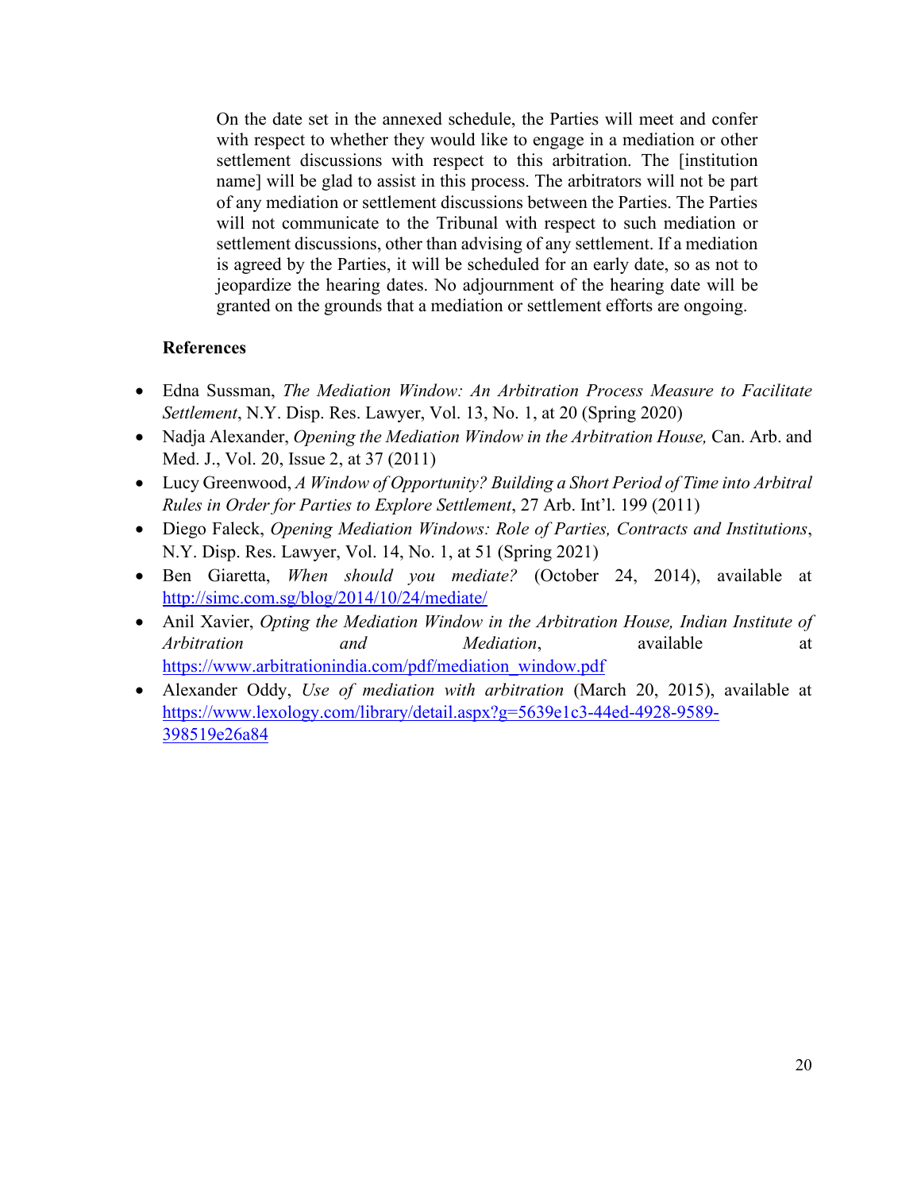> On the date set in the annexed schedule, the Parties will meet and confer with respect to whether they would like to engage in a mediation or other settlement discussions with respect to this arbitration. The [institution name] will be glad to assist in this process. The arbitrators will not be part of any mediation or settlement discussions between the Parties. The Parties will not communicate to the Tribunal with respect to such mediation or settlement discussions, other than advising of any settlement. If a mediation is agreed by the Parties, it will be scheduled for an early date, so as not to jeopardize the hearing dates. No adjournment of the hearing date will be granted on the grounds that a mediation or settlement efforts are ongoing.

**References**

- Edna Sussman, *The Mediation Window: An Arbitration Process Measure to Facilitate Settlement*, N.Y. Disp. Res. Lawyer, Vol. 13, No. 1, at 20 (Spring 2020)
- Nadja Alexander, *Opening the Mediation Window in the Arbitration House,* Can. Arb. and Med. J., Vol. 20, Issue 2, at 37 (2011)
- Lucy Greenwood, *A Window of Opportunity? Building a Short Period of Time into Arbitral Rules in Order for Parties to Explore Settlement*, 27 Arb. Int'l. 199 (2011)
- Diego Faleck, *Opening Mediation Windows: Role of Parties, Contracts and Institutions*, N.Y. Disp. Res. Lawyer, Vol. 14, No. 1, at 51 (Spring 2021)
- Ben Giaretta, *When should you mediate?* (October 24, 2014), available at http://simc.com.sg/blog/2014/10/24/mediate/
- Anil Xavier, *Opting the Mediation Window in the Arbitration House, Indian Institute of Arbitration and Mediation*, available at https://www.arbitrationindia.com/pdf/mediation_window.pdf
- Alexander Oddy, *Use of mediation with arbitration* (March 20, 2015), available at https://www.lexology.com/library/detail.aspx?g=5639e1c3-44ed-4928-9589-398519e26a84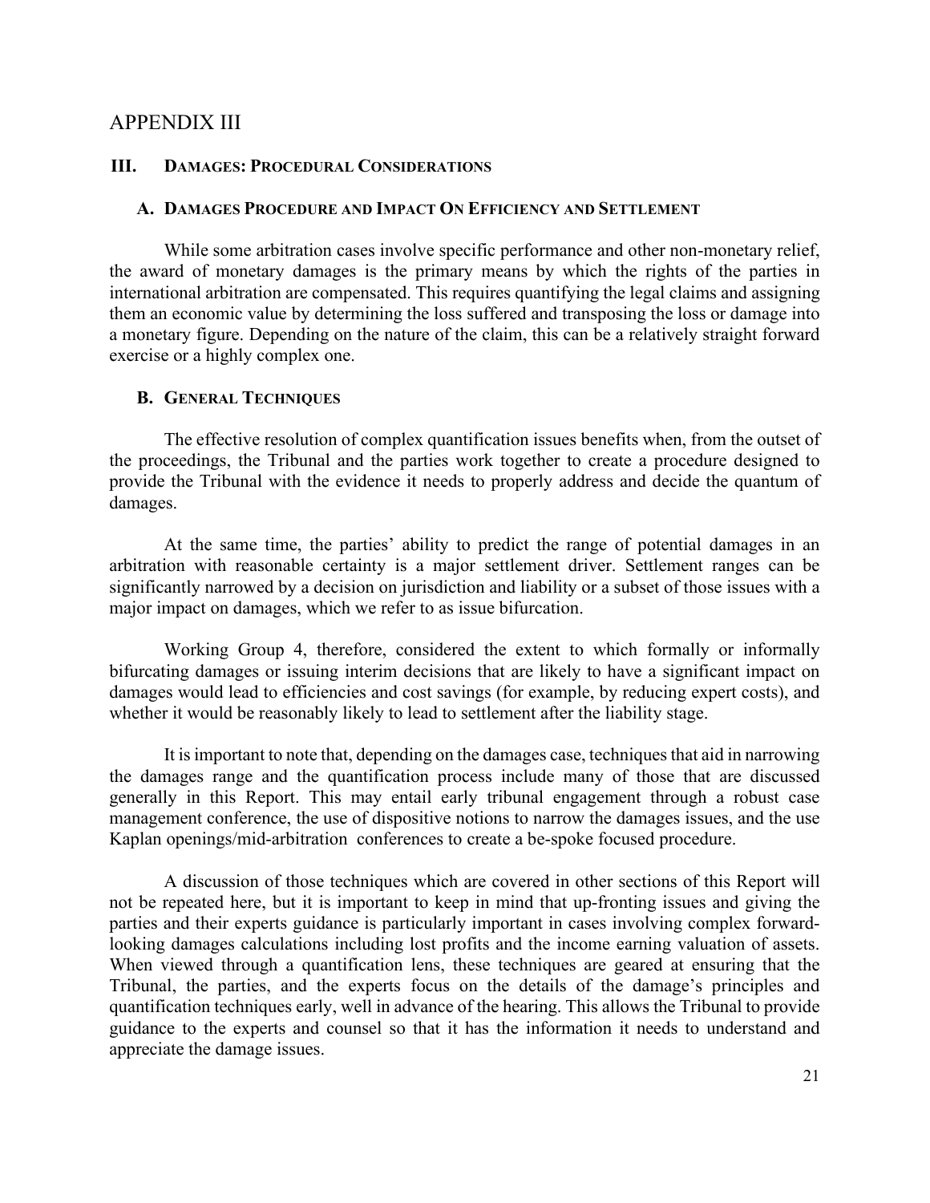# APPENDIX III

## III. Damages: Procedural Considerations

### A. Damages Procedure and Impact On Efficiency and Settlement

While some arbitration cases involve specific performance and other non-monetary relief, the award of monetary damages is the primary means by which the rights of the parties in international arbitration are compensated. This requires quantifying the legal claims and assigning them an economic value by determining the loss suffered and transposing the loss or damage into a monetary figure. Depending on the nature of the claim, this can be a relatively straight forward exercise or a highly complex one.

### B. General Techniques

The effective resolution of complex quantification issues benefits when, from the outset of the proceedings, the Tribunal and the parties work together to create a procedure designed to provide the Tribunal with the evidence it needs to properly address and decide the quantum of damages.

At the same time, the parties' ability to predict the range of potential damages in an arbitration with reasonable certainty is a major settlement driver. Settlement ranges can be significantly narrowed by a decision on jurisdiction and liability or a subset of those issues with a major impact on damages, which we refer to as issue bifurcation.

Working Group 4, therefore, considered the extent to which formally or informally bifurcating damages or issuing interim decisions that are likely to have a significant impact on damages would lead to efficiencies and cost savings (for example, by reducing expert costs), and whether it would be reasonably likely to lead to settlement after the liability stage.

It is important to note that, depending on the damages case, techniques that aid in narrowing the damages range and the quantification process include many of those that are discussed generally in this Report. This may entail early tribunal engagement through a robust case management conference, the use of dispositive notions to narrow the damages issues, and the use Kaplan openings/mid-arbitration conferences to create a be-spoke focused procedure.

A discussion of those techniques which are covered in other sections of this Report will not be repeated here, but it is important to keep in mind that up-fronting issues and giving the parties and their experts guidance is particularly important in cases involving complex forward-looking damages calculations including lost profits and the income earning valuation of assets. When viewed through a quantification lens, these techniques are geared at ensuring that the Tribunal, the parties, and the experts focus on the details of the damage's principles and quantification techniques early, well in advance of the hearing. This allows the Tribunal to provide guidance to the experts and counsel so that it has the information it needs to understand and appreciate the damage issues.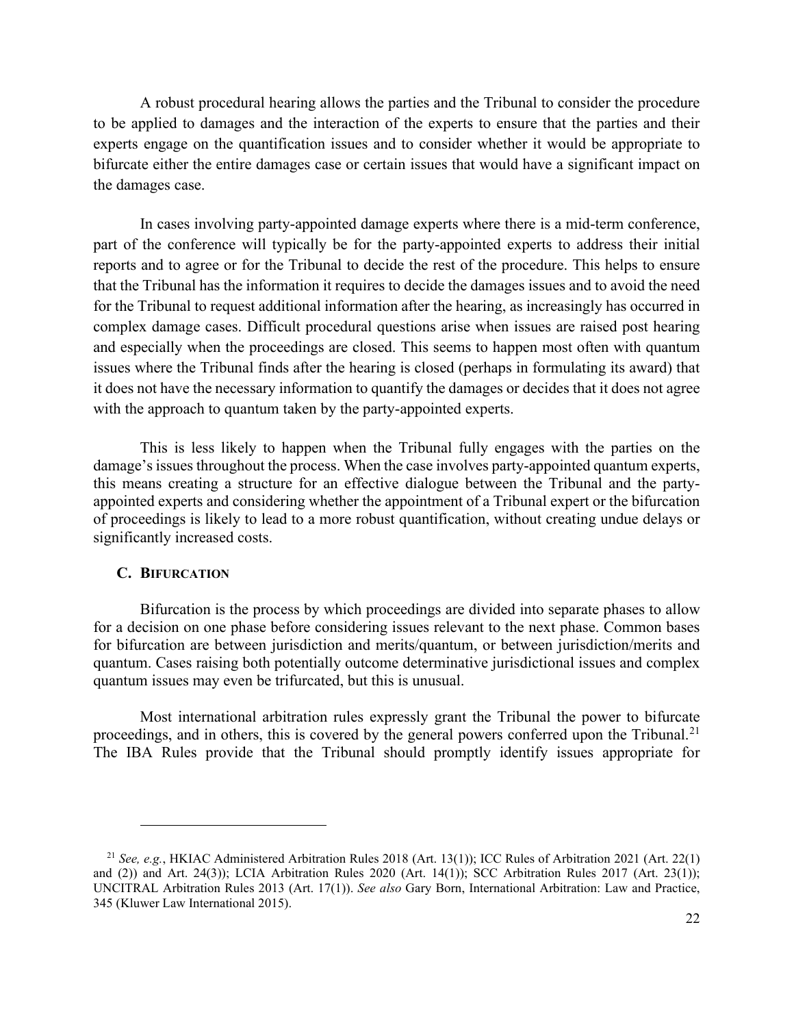A robust procedural hearing allows the parties and the Tribunal to consider the procedure to be applied to damages and the interaction of the experts to ensure that the parties and their experts engage on the quantification issues and to consider whether it would be appropriate to bifurcate either the entire damages case or certain issues that would have a significant impact on the damages case.

In cases involving party-appointed damage experts where there is a mid-term conference, part of the conference will typically be for the party-appointed experts to address their initial reports and to agree or for the Tribunal to decide the rest of the procedure. This helps to ensure that the Tribunal has the information it requires to decide the damages issues and to avoid the need for the Tribunal to request additional information after the hearing, as increasingly has occurred in complex damage cases. Difficult procedural questions arise when issues are raised post hearing and especially when the proceedings are closed. This seems to happen most often with quantum issues where the Tribunal finds after the hearing is closed (perhaps in formulating its award) that it does not have the necessary information to quantify the damages or decides that it does not agree with the approach to quantum taken by the party-appointed experts.

This is less likely to happen when the Tribunal fully engages with the parties on the damage's issues throughout the process. When the case involves party-appointed quantum experts, this means creating a structure for an effective dialogue between the Tribunal and the party-appointed experts and considering whether the appointment of a Tribunal expert or the bifurcation of proceedings is likely to lead to a more robust quantification, without creating undue delays or significantly increased costs.

### C. Bifurcation

Bifurcation is the process by which proceedings are divided into separate phases to allow for a decision on one phase before considering issues relevant to the next phase. Common bases for bifurcation are between jurisdiction and merits/quantum, or between jurisdiction/merits and quantum. Cases raising both potentially outcome determinative jurisdictional issues and complex quantum issues may even be trifurcated, but this is unusual.

Most international arbitration rules expressly grant the Tribunal the power to bifurcate proceedings, and in others, this is covered by the general powers conferred upon the Tribunal.[21] The IBA Rules provide that the Tribunal should promptly identify issues appropriate for

[21] *See, e.g.*, HKIAC Administered Arbitration Rules 2018 (Art. 13(1)); ICC Rules of Arbitration 2021 (Art. 22(1) and (2)) and Art. 24(3)); LCIA Arbitration Rules 2020 (Art. 14(1)); SCC Arbitration Rules 2017 (Art. 23(1)); UNCITRAL Arbitration Rules 2013 (Art. 17(1)). *See also* Gary Born, International Arbitration: Law and Practice, 345 (Kluwer Law International 2015).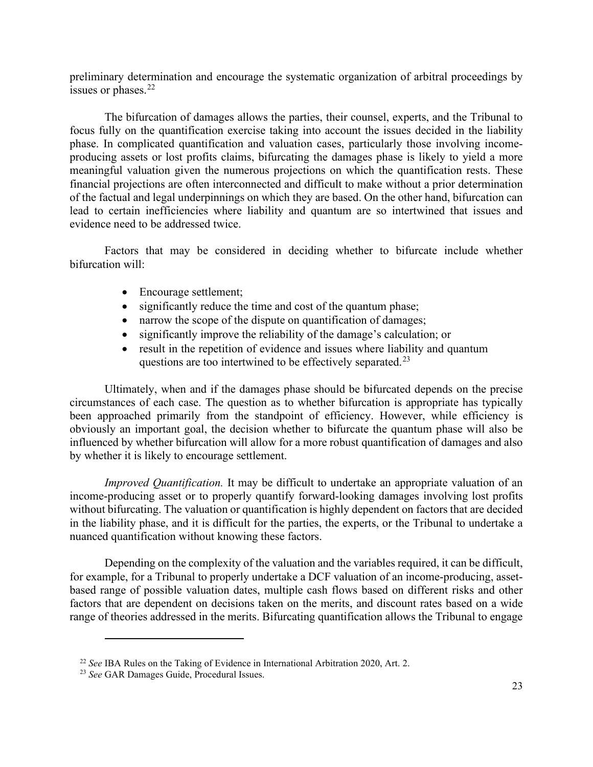preliminary determination and encourage the systematic organization of arbitral proceedings by issues or phases.[22]

The bifurcation of damages allows the parties, their counsel, experts, and the Tribunal to focus fully on the quantification exercise taking into account the issues decided in the liability phase. In complicated quantification and valuation cases, particularly those involving income-producing assets or lost profits claims, bifurcating the damages phase is likely to yield a more meaningful valuation given the numerous projections on which the quantification rests. These financial projections are often interconnected and difficult to make without a prior determination of the factual and legal underpinnings on which they are based. On the other hand, bifurcation can lead to certain inefficiencies where liability and quantum are so intertwined that issues and evidence need to be addressed twice.

Factors that may be considered in deciding whether to bifurcate include whether bifurcation will:

- Encourage settlement;
- significantly reduce the time and cost of the quantum phase;
- narrow the scope of the dispute on quantification of damages;
- significantly improve the reliability of the damage's calculation; or
- result in the repetition of evidence and issues where liability and quantum questions are too intertwined to be effectively separated.[23]

Ultimately, when and if the damages phase should be bifurcated depends on the precise circumstances of each case. The question as to whether bifurcation is appropriate has typically been approached primarily from the standpoint of efficiency. However, while efficiency is obviously an important goal, the decision whether to bifurcate the quantum phase will also be influenced by whether bifurcation will allow for a more robust quantification of damages and also by whether it is likely to encourage settlement.

*Improved Quantification.* It may be difficult to undertake an appropriate valuation of an income-producing asset or to properly quantify forward-looking damages involving lost profits without bifurcating. The valuation or quantification is highly dependent on factors that are decided in the liability phase, and it is difficult for the parties, the experts, or the Tribunal to undertake a nuanced quantification without knowing these factors.

Depending on the complexity of the valuation and the variables required, it can be difficult, for example, for a Tribunal to properly undertake a DCF valuation of an income-producing, asset-based range of possible valuation dates, multiple cash flows based on different risks and other factors that are dependent on decisions taken on the merits, and discount rates based on a wide range of theories addressed in the merits. Bifurcating quantification allows the Tribunal to engage

---

[22] *See* IBA Rules on the Taking of Evidence in International Arbitration 2020, Art. 2.

[23] *See* GAR Damages Guide, Procedural Issues.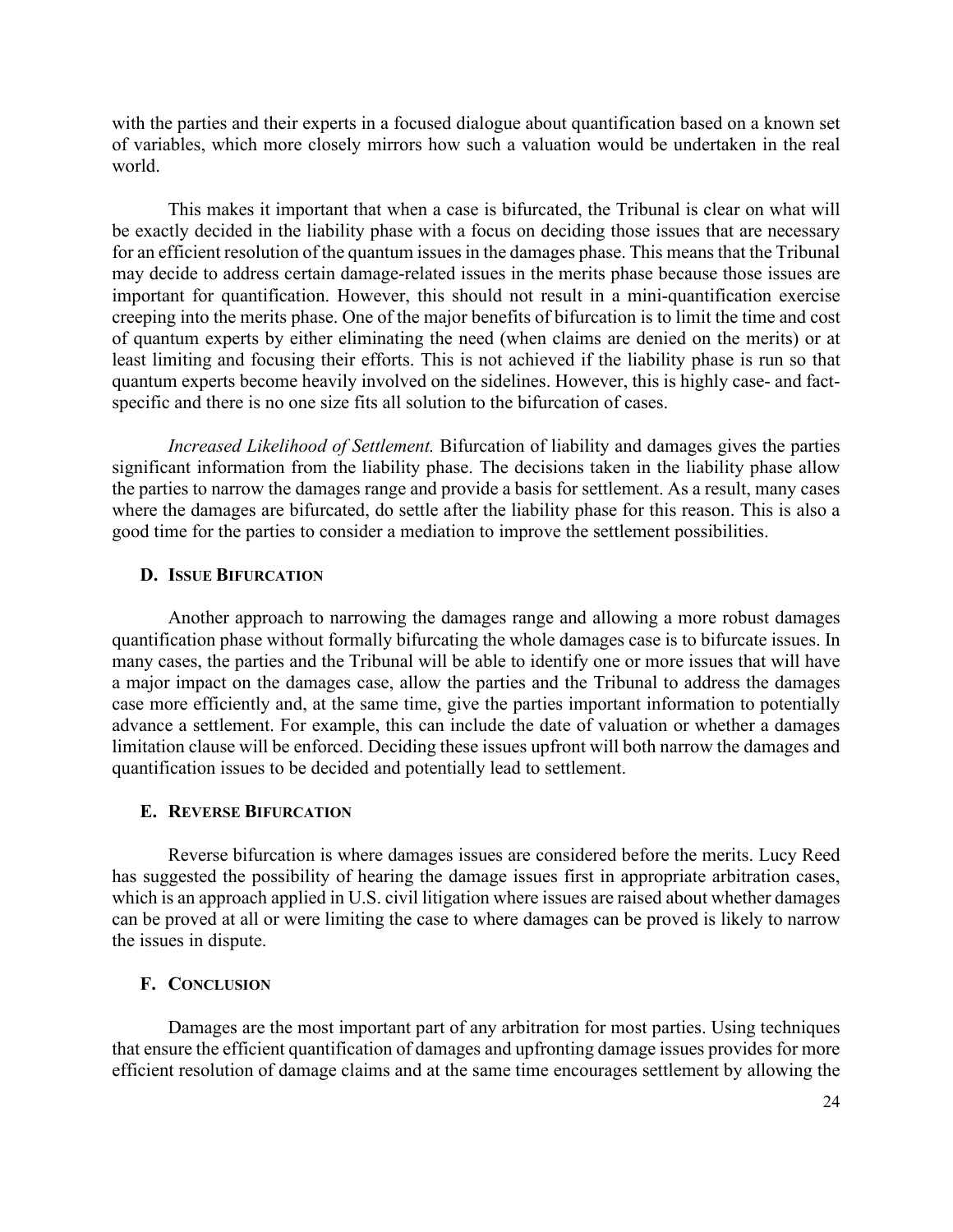with the parties and their experts in a focused dialogue about quantification based on a known set of variables, which more closely mirrors how such a valuation would be undertaken in the real world.

This makes it important that when a case is bifurcated, the Tribunal is clear on what will be exactly decided in the liability phase with a focus on deciding those issues that are necessary for an efficient resolution of the quantum issues in the damages phase. This means that the Tribunal may decide to address certain damage-related issues in the merits phase because those issues are important for quantification. However, this should not result in a mini-quantification exercise creeping into the merits phase. One of the major benefits of bifurcation is to limit the time and cost of quantum experts by either eliminating the need (when claims are denied on the merits) or at least limiting and focusing their efforts. This is not achieved if the liability phase is run so that quantum experts become heavily involved on the sidelines. However, this is highly case- and fact-specific and there is no one size fits all solution to the bifurcation of cases.

*Increased Likelihood of Settlement.* Bifurcation of liability and damages gives the parties significant information from the liability phase. The decisions taken in the liability phase allow the parties to narrow the damages range and provide a basis for settlement. As a result, many cases where the damages are bifurcated, do settle after the liability phase for this reason. This is also a good time for the parties to consider a mediation to improve the settlement possibilities.

### D. Issue Bifurcation

Another approach to narrowing the damages range and allowing a more robust damages quantification phase without formally bifurcating the whole damages case is to bifurcate issues. In many cases, the parties and the Tribunal will be able to identify one or more issues that will have a major impact on the damages case, allow the parties and the Tribunal to address the damages case more efficiently and, at the same time, give the parties important information to potentially advance a settlement. For example, this can include the date of valuation or whether a damages limitation clause will be enforced. Deciding these issues upfront will both narrow the damages and quantification issues to be decided and potentially lead to settlement.

### E. Reverse Bifurcation

Reverse bifurcation is where damages issues are considered before the merits. Lucy Reed has suggested the possibility of hearing the damage issues first in appropriate arbitration cases, which is an approach applied in U.S. civil litigation where issues are raised about whether damages can be proved at all or were limiting the case to where damages can be proved is likely to narrow the issues in dispute.

### F. Conclusion

Damages are the most important part of any arbitration for most parties. Using techniques that ensure the efficient quantification of damages and upfronting damage issues provides for more efficient resolution of damage claims and at the same time encourages settlement by allowing the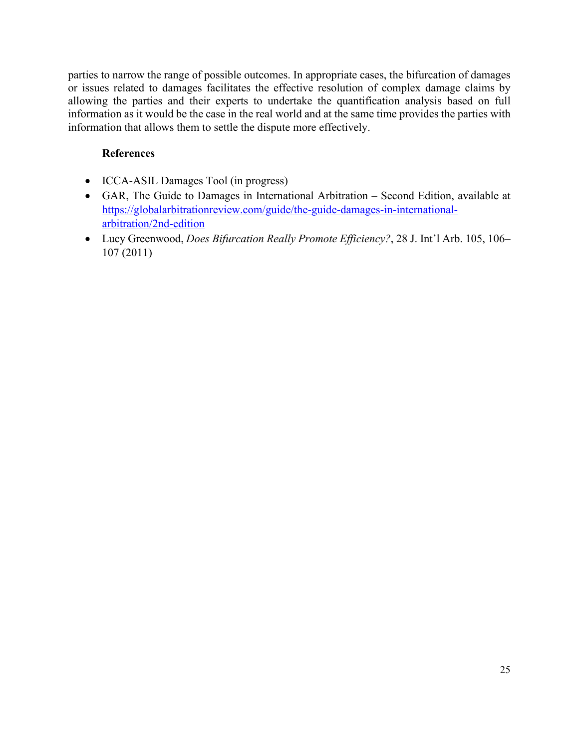parties to narrow the range of possible outcomes. In appropriate cases, the bifurcation of damages or issues related to damages facilitates the effective resolution of complex damage claims by allowing the parties and their experts to undertake the quantification analysis based on full information as it would be the case in the real world and at the same time provides the parties with information that allows them to settle the dispute more effectively.

**References**

- ICCA-ASIL Damages Tool (in progress)
- GAR, The Guide to Damages in International Arbitration – Second Edition, available at [https://globalarbitrationreview.com/guide/the-guide-damages-in-international-arbitration/2nd-edition](https://globalarbitrationreview.com/guide/the-guide-damages-in-international-arbitration/2nd-edition)
- Lucy Greenwood, *Does Bifurcation Really Promote Efficiency?*, 28 J. Int'l Arb. 105, 106–107 (2011)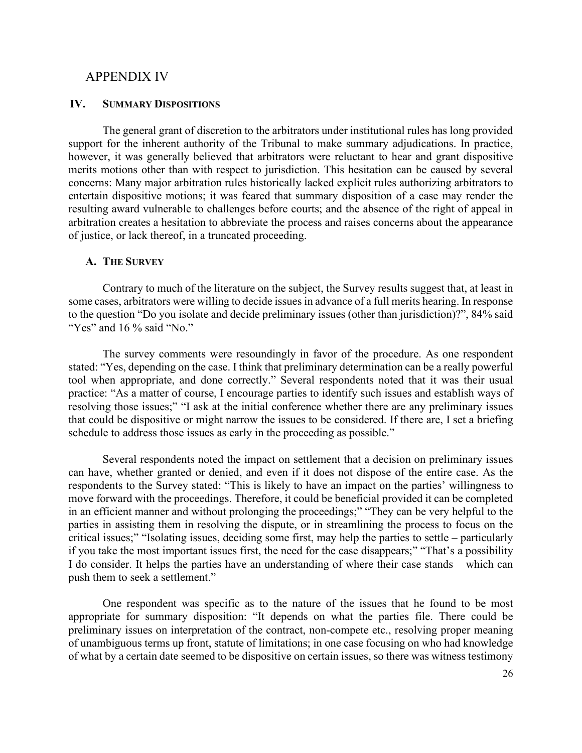# APPENDIX IV

## IV. Summary Dispositions

The general grant of discretion to the arbitrators under institutional rules has long provided support for the inherent authority of the Tribunal to make summary adjudications. In practice, however, it was generally believed that arbitrators were reluctant to hear and grant dispositive merits motions other than with respect to jurisdiction. This hesitation can be caused by several concerns: Many major arbitration rules historically lacked explicit rules authorizing arbitrators to entertain dispositive motions; it was feared that summary disposition of a case may render the resulting award vulnerable to challenges before courts; and the absence of the right of appeal in arbitration creates a hesitation to abbreviate the process and raises concerns about the appearance of justice, or lack thereof, in a truncated proceeding.

### A. The Survey

Contrary to much of the literature on the subject, the Survey results suggest that, at least in some cases, arbitrators were willing to decide issues in advance of a full merits hearing. In response to the question "Do you isolate and decide preliminary issues (other than jurisdiction)?", 84% said "Yes" and 16 % said "No."

The survey comments were resoundingly in favor of the procedure. As one respondent stated: "Yes, depending on the case. I think that preliminary determination can be a really powerful tool when appropriate, and done correctly." Several respondents noted that it was their usual practice: "As a matter of course, I encourage parties to identify such issues and establish ways of resolving those issues;" "I ask at the initial conference whether there are any preliminary issues that could be dispositive or might narrow the issues to be considered. If there are, I set a briefing schedule to address those issues as early in the proceeding as possible."

Several respondents noted the impact on settlement that a decision on preliminary issues can have, whether granted or denied, and even if it does not dispose of the entire case. As the respondents to the Survey stated: "This is likely to have an impact on the parties' willingness to move forward with the proceedings. Therefore, it could be beneficial provided it can be completed in an efficient manner and without prolonging the proceedings;" "They can be very helpful to the parties in assisting them in resolving the dispute, or in streamlining the process to focus on the critical issues;" "Isolating issues, deciding some first, may help the parties to settle – particularly if you take the most important issues first, the need for the case disappears;" "That's a possibility I do consider. It helps the parties have an understanding of where their case stands – which can push them to seek a settlement."

One respondent was specific as to the nature of the issues that he found to be most appropriate for summary disposition: "It depends on what the parties file. There could be preliminary issues on interpretation of the contract, non-compete etc., resolving proper meaning of unambiguous terms up front, statute of limitations; in one case focusing on who had knowledge of what by a certain date seemed to be dispositive on certain issues, so there was witness testimony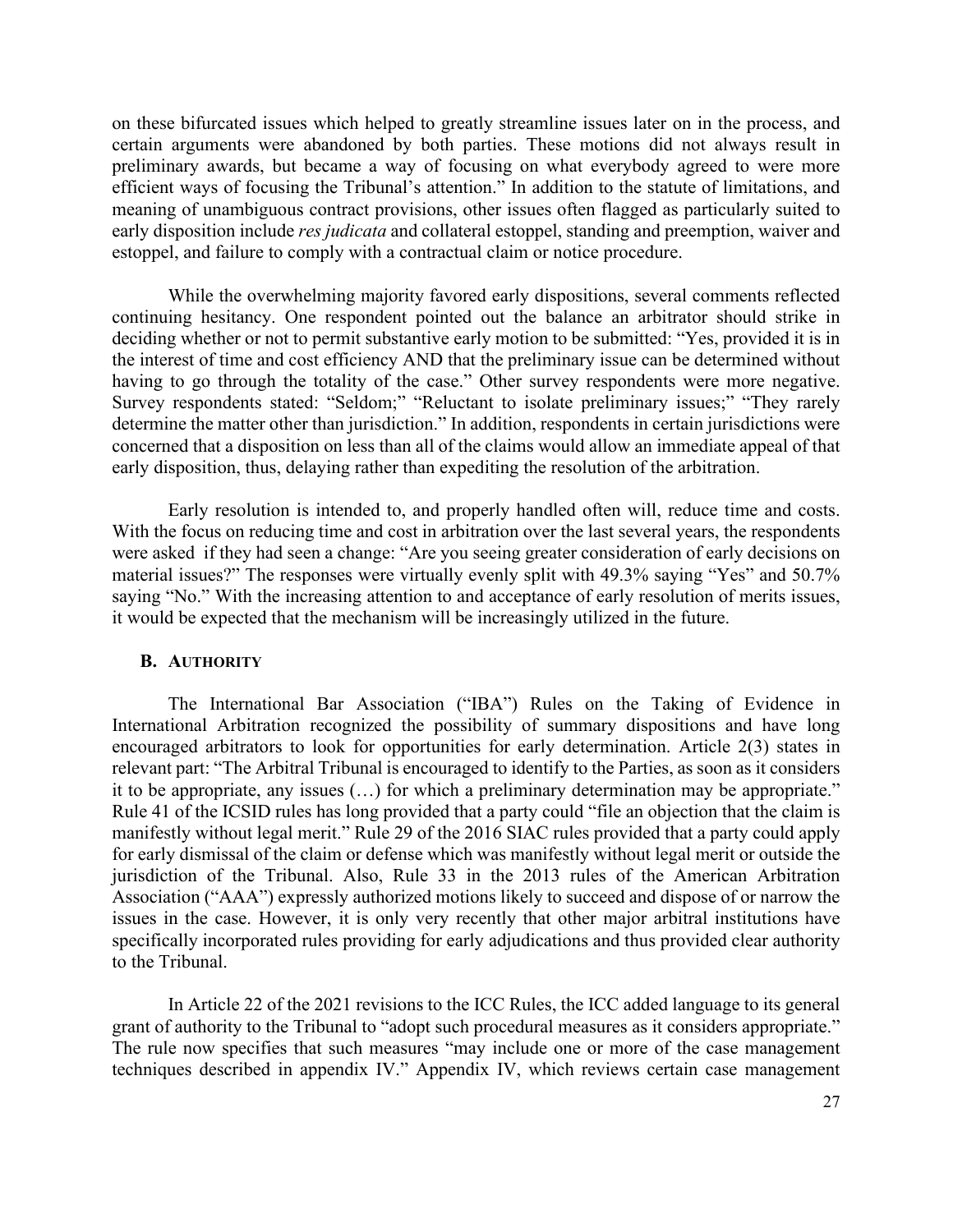on these bifurcated issues which helped to greatly streamline issues later on in the process, and certain arguments were abandoned by both parties. These motions did not always result in preliminary awards, but became a way of focusing on what everybody agreed to were more efficient ways of focusing the Tribunal's attention." In addition to the statute of limitations, and meaning of unambiguous contract provisions, other issues often flagged as particularly suited to early disposition include *res judicata* and collateral estoppel, standing and preemption, waiver and estoppel, and failure to comply with a contractual claim or notice procedure.

While the overwhelming majority favored early dispositions, several comments reflected continuing hesitancy. One respondent pointed out the balance an arbitrator should strike in deciding whether or not to permit substantive early motion to be submitted: "Yes, provided it is in the interest of time and cost efficiency AND that the preliminary issue can be determined without having to go through the totality of the case." Other survey respondents were more negative. Survey respondents stated: "Seldom;" "Reluctant to isolate preliminary issues;" "They rarely determine the matter other than jurisdiction." In addition, respondents in certain jurisdictions were concerned that a disposition on less than all of the claims would allow an immediate appeal of that early disposition, thus, delaying rather than expediting the resolution of the arbitration.

Early resolution is intended to, and properly handled often will, reduce time and costs. With the focus on reducing time and cost in arbitration over the last several years, the respondents were asked if they had seen a change: "Are you seeing greater consideration of early decisions on material issues?" The responses were virtually evenly split with 49.3% saying "Yes" and 50.7% saying "No." With the increasing attention to and acceptance of early resolution of merits issues, it would be expected that the mechanism will be increasingly utilized in the future.

### B. Authority

The International Bar Association ("IBA") Rules on the Taking of Evidence in International Arbitration recognized the possibility of summary dispositions and have long encouraged arbitrators to look for opportunities for early determination. Article 2(3) states in relevant part: "The Arbitral Tribunal is encouraged to identify to the Parties, as soon as it considers it to be appropriate, any issues (…) for which a preliminary determination may be appropriate." Rule 41 of the ICSID rules has long provided that a party could "file an objection that the claim is manifestly without legal merit." Rule 29 of the 2016 SIAC rules provided that a party could apply for early dismissal of the claim or defense which was manifestly without legal merit or outside the jurisdiction of the Tribunal. Also, Rule 33 in the 2013 rules of the American Arbitration Association ("AAA") expressly authorized motions likely to succeed and dispose of or narrow the issues in the case. However, it is only very recently that other major arbitral institutions have specifically incorporated rules providing for early adjudications and thus provided clear authority to the Tribunal.

In Article 22 of the 2021 revisions to the ICC Rules, the ICC added language to its general grant of authority to the Tribunal to "adopt such procedural measures as it considers appropriate." The rule now specifies that such measures "may include one or more of the case management techniques described in appendix IV." Appendix IV, which reviews certain case management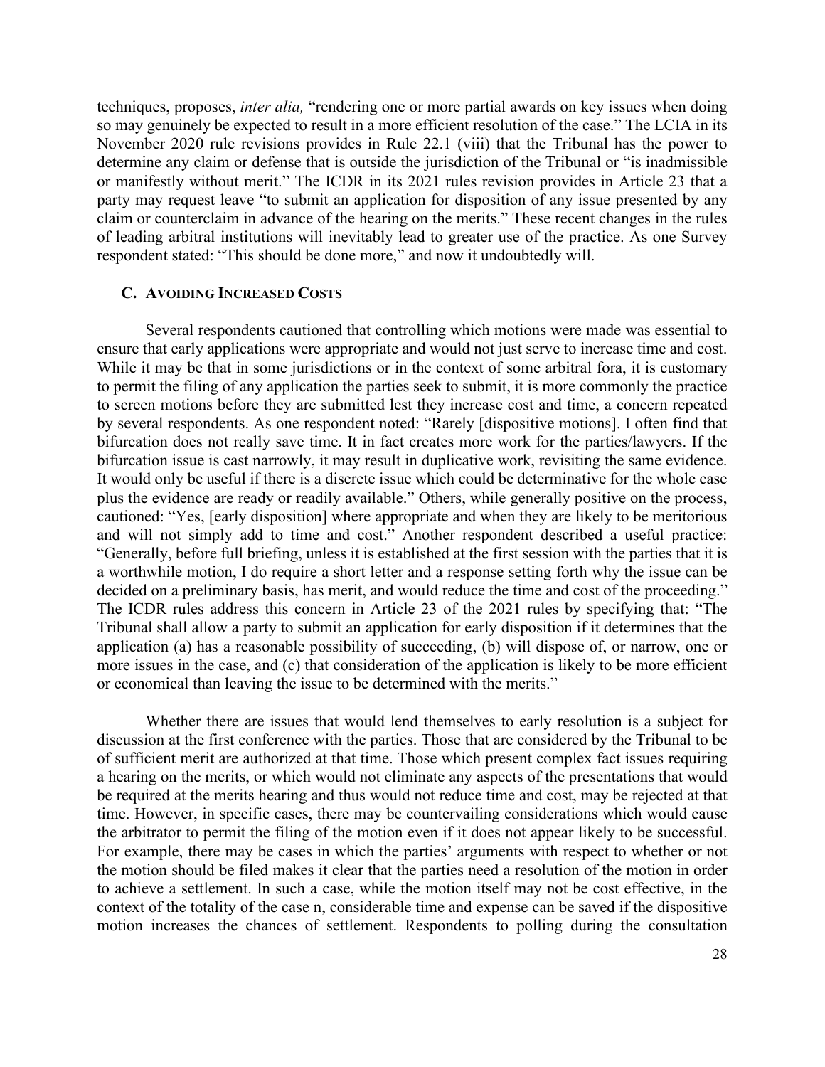techniques, proposes, *inter alia,* "rendering one or more partial awards on key issues when doing so may genuinely be expected to result in a more efficient resolution of the case." The LCIA in its November 2020 rule revisions provides in Rule 22.1 (viii) that the Tribunal has the power to determine any claim or defense that is outside the jurisdiction of the Tribunal or "is inadmissible or manifestly without merit." The ICDR in its 2021 rules revision provides in Article 23 that a party may request leave "to submit an application for disposition of any issue presented by any claim or counterclaim in advance of the hearing on the merits." These recent changes in the rules of leading arbitral institutions will inevitably lead to greater use of the practice. As one Survey respondent stated: "This should be done more," and now it undoubtedly will.

### C. Avoiding Increased Costs

Several respondents cautioned that controlling which motions were made was essential to ensure that early applications were appropriate and would not just serve to increase time and cost. While it may be that in some jurisdictions or in the context of some arbitral fora, it is customary to permit the filing of any application the parties seek to submit, it is more commonly the practice to screen motions before they are submitted lest they increase cost and time, a concern repeated by several respondents. As one respondent noted: "Rarely [dispositive motions]. I often find that bifurcation does not really save time. It in fact creates more work for the parties/lawyers. If the bifurcation issue is cast narrowly, it may result in duplicative work, revisiting the same evidence. It would only be useful if there is a discrete issue which could be determinative for the whole case plus the evidence are ready or readily available." Others, while generally positive on the process, cautioned: "Yes, [early disposition] where appropriate and when they are likely to be meritorious and will not simply add to time and cost." Another respondent described a useful practice: "Generally, before full briefing, unless it is established at the first session with the parties that it is a worthwhile motion, I do require a short letter and a response setting forth why the issue can be decided on a preliminary basis, has merit, and would reduce the time and cost of the proceeding." The ICDR rules address this concern in Article 23 of the 2021 rules by specifying that: "The Tribunal shall allow a party to submit an application for early disposition if it determines that the application (a) has a reasonable possibility of succeeding, (b) will dispose of, or narrow, one or more issues in the case, and (c) that consideration of the application is likely to be more efficient or economical than leaving the issue to be determined with the merits."

Whether there are issues that would lend themselves to early resolution is a subject for discussion at the first conference with the parties. Those that are considered by the Tribunal to be of sufficient merit are authorized at that time. Those which present complex fact issues requiring a hearing on the merits, or which would not eliminate any aspects of the presentations that would be required at the merits hearing and thus would not reduce time and cost, may be rejected at that time. However, in specific cases, there may be countervailing considerations which would cause the arbitrator to permit the filing of the motion even if it does not appear likely to be successful. For example, there may be cases in which the parties' arguments with respect to whether or not the motion should be filed makes it clear that the parties need a resolution of the motion in order to achieve a settlement. In such a case, while the motion itself may not be cost effective, in the context of the totality of the case n, considerable time and expense can be saved if the dispositive motion increases the chances of settlement. Respondents to polling during the consultation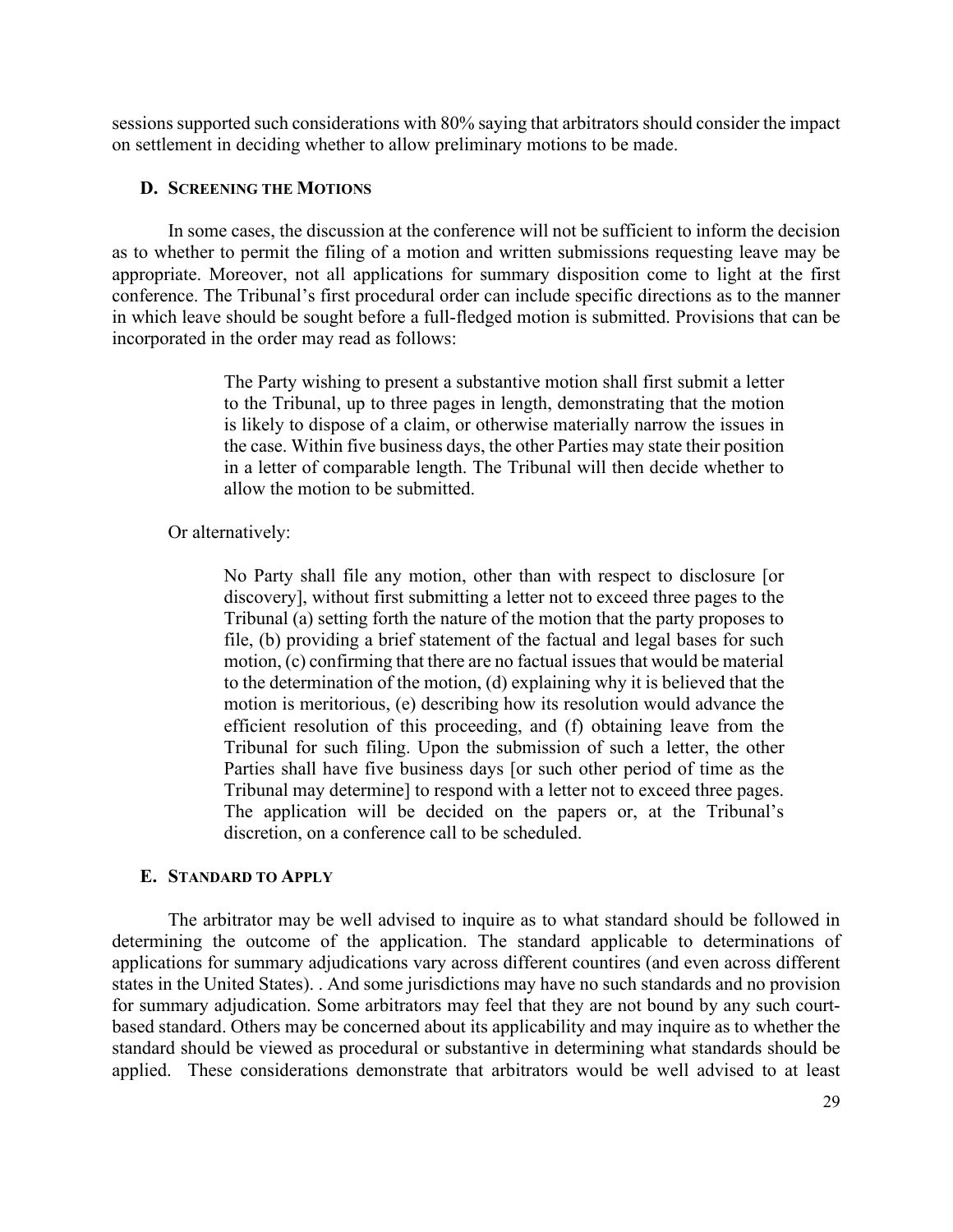sessions supported such considerations with 80% saying that arbitrators should consider the impact on settlement in deciding whether to allow preliminary motions to be made.

### D. Screening the Motions

In some cases, the discussion at the conference will not be sufficient to inform the decision as to whether to permit the filing of a motion and written submissions requesting leave may be appropriate. Moreover, not all applications for summary disposition come to light at the first conference. The Tribunal's first procedural order can include specific directions as to the manner in which leave should be sought before a full-fledged motion is submitted. Provisions that can be incorporated in the order may read as follows:

> The Party wishing to present a substantive motion shall first submit a letter to the Tribunal, up to three pages in length, demonstrating that the motion is likely to dispose of a claim, or otherwise materially narrow the issues in the case. Within five business days, the other Parties may state their position in a letter of comparable length. The Tribunal will then decide whether to allow the motion to be submitted.

Or alternatively:

> No Party shall file any motion, other than with respect to disclosure [or discovery], without first submitting a letter not to exceed three pages to the Tribunal (a) setting forth the nature of the motion that the party proposes to file, (b) providing a brief statement of the factual and legal bases for such motion, (c) confirming that there are no factual issues that would be material to the determination of the motion, (d) explaining why it is believed that the motion is meritorious, (e) describing how its resolution would advance the efficient resolution of this proceeding, and (f) obtaining leave from the Tribunal for such filing. Upon the submission of such a letter, the other Parties shall have five business days [or such other period of time as the Tribunal may determine] to respond with a letter not to exceed three pages. The application will be decided on the papers or, at the Tribunal's discretion, on a conference call to be scheduled.

### E. Standard to Apply

The arbitrator may be well advised to inquire as to what standard should be followed in determining the outcome of the application. The standard applicable to determinations of applications for summary adjudications vary across different countires (and even across different states in the United States). . And some jurisdictions may have no such standards and no provision for summary adjudication. Some arbitrators may feel that they are not bound by any such court-based standard. Others may be concerned about its applicability and may inquire as to whether the standard should be viewed as procedural or substantive in determining what standards should be applied. These considerations demonstrate that arbitrators would be well advised to at least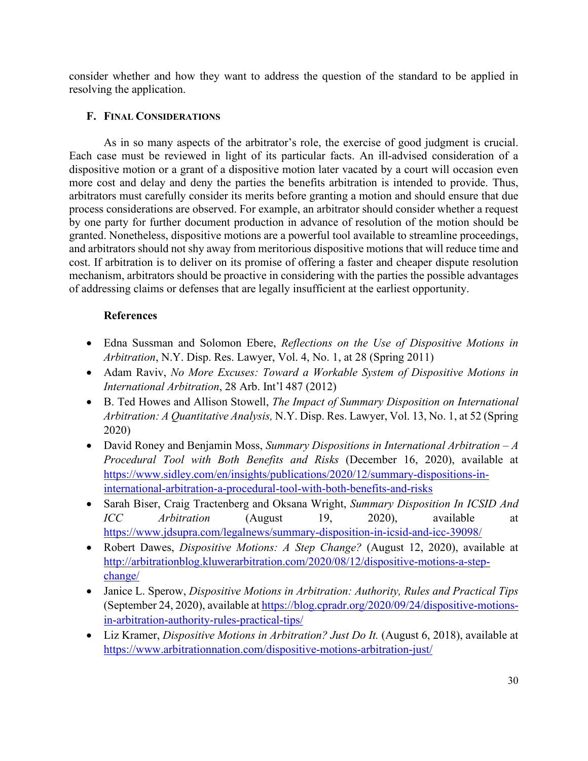consider whether and how they want to address the question of the standard to be applied in resolving the application.

### F. Final Considerations

As in so many aspects of the arbitrator's role, the exercise of good judgment is crucial. Each case must be reviewed in light of its particular facts. An ill-advised consideration of a dispositive motion or a grant of a dispositive motion later vacated by a court will occasion even more cost and delay and deny the parties the benefits arbitration is intended to provide. Thus, arbitrators must carefully consider its merits before granting a motion and should ensure that due process considerations are observed. For example, an arbitrator should consider whether a request by one party for further document production in advance of resolution of the motion should be granted. Nonetheless, dispositive motions are a powerful tool available to streamline proceedings, and arbitrators should not shy away from meritorious dispositive motions that will reduce time and cost. If arbitration is to deliver on its promise of offering a faster and cheaper dispute resolution mechanism, arbitrators should be proactive in considering with the parties the possible advantages of addressing claims or defenses that are legally insufficient at the earliest opportunity.

**References**

- Edna Sussman and Solomon Ebere, *Reflections on the Use of Dispositive Motions in Arbitration*, N.Y. Disp. Res. Lawyer, Vol. 4, No. 1, at 28 (Spring 2011)
- Adam Raviv, *No More Excuses: Toward a Workable System of Dispositive Motions in International Arbitration*, 28 Arb. Int'l 487 (2012)
- B. Ted Howes and Allison Stowell, *The Impact of Summary Disposition on International Arbitration: A Quantitative Analysis,* N.Y. Disp. Res. Lawyer, Vol. 13, No. 1, at 52 (Spring 2020)
- David Roney and Benjamin Moss, *Summary Dispositions in International Arbitration – A Procedural Tool with Both Benefits and Risks* (December 16, 2020), available at https://www.sidley.com/en/insights/publications/2020/12/summary-dispositions-in-international-arbitration-a-procedural-tool-with-both-benefits-and-risks
- Sarah Biser, Craig Tractenberg and Oksana Wright, *Summary Disposition In ICSID And ICC Arbitration* (August 19, 2020), available at https://www.jdsupra.com/legalnews/summary-disposition-in-icsid-and-icc-39098/
- Robert Dawes, *Dispositive Motions: A Step Change?* (August 12, 2020), available at http://arbitrationblog.kluwerarbitration.com/2020/08/12/dispositive-motions-a-step-change/
- Janice L. Sperow, *Dispositive Motions in Arbitration: Authority, Rules and Practical Tips* (September 24, 2020), available at https://blog.cpradr.org/2020/09/24/dispositive-motions-in-arbitration-authority-rules-practical-tips/
- Liz Kramer, *Dispositive Motions in Arbitration? Just Do It.* (August 6, 2018), available at https://www.arbitrationnation.com/dispositive-motions-arbitration-just/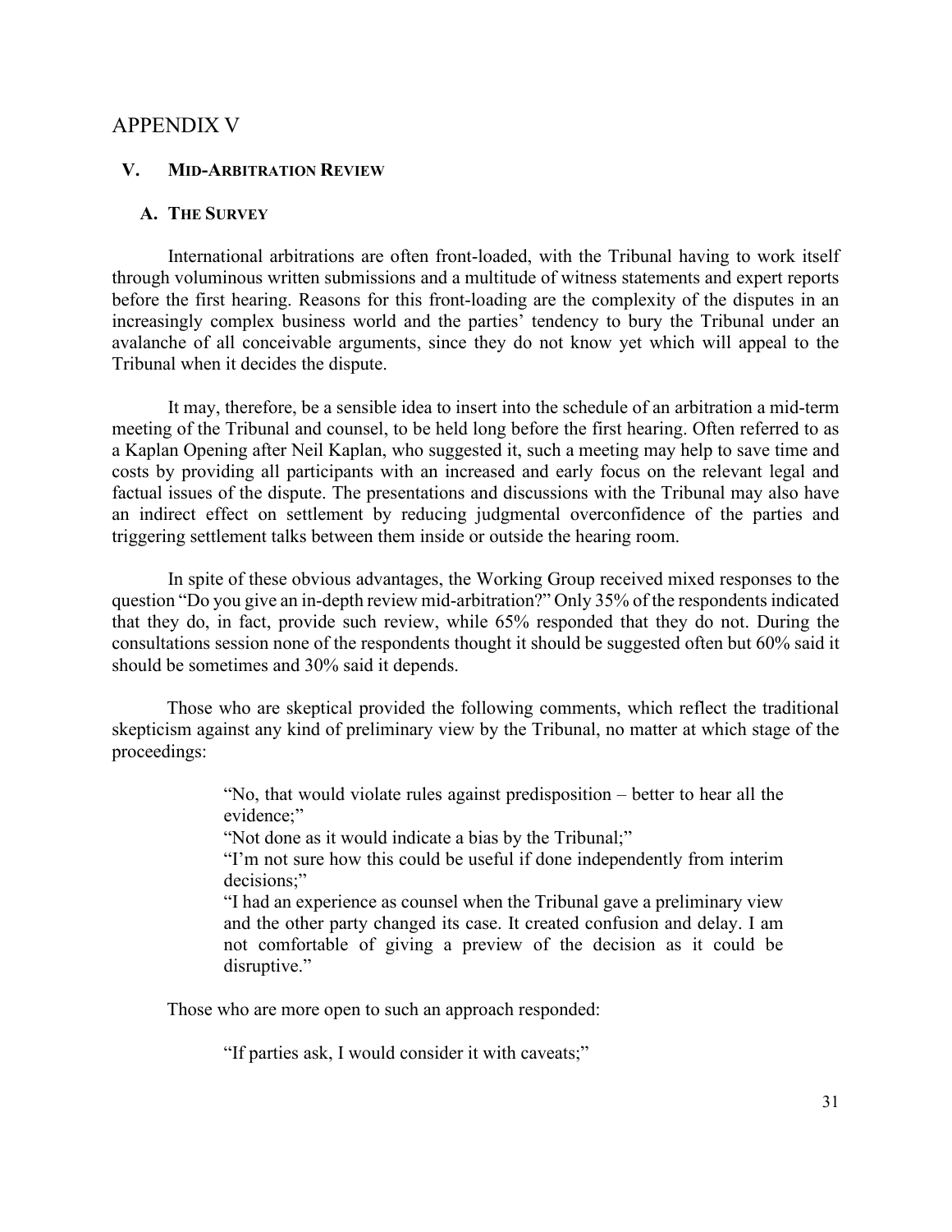# APPENDIX V

## V. MID-ARBITRATION REVIEW

### A. THE SURVEY

International arbitrations are often front-loaded, with the Tribunal having to work itself through voluminous written submissions and a multitude of witness statements and expert reports before the first hearing. Reasons for this front-loading are the complexity of the disputes in an increasingly complex business world and the parties' tendency to bury the Tribunal under an avalanche of all conceivable arguments, since they do not know yet which will appeal to the Tribunal when it decides the dispute.

It may, therefore, be a sensible idea to insert into the schedule of an arbitration a mid-term meeting of the Tribunal and counsel, to be held long before the first hearing. Often referred to as a Kaplan Opening after Neil Kaplan, who suggested it, such a meeting may help to save time and costs by providing all participants with an increased and early focus on the relevant legal and factual issues of the dispute. The presentations and discussions with the Tribunal may also have an indirect effect on settlement by reducing judgmental overconfidence of the parties and triggering settlement talks between them inside or outside the hearing room.

In spite of these obvious advantages, the Working Group received mixed responses to the question "Do you give an in-depth review mid-arbitration?" Only 35% of the respondents indicated that they do, in fact, provide such review, while 65% responded that they do not. During the consultations session none of the respondents thought it should be suggested often but 60% said it should be sometimes and 30% said it depends.

Those who are skeptical provided the following comments, which reflect the traditional skepticism against any kind of preliminary view by the Tribunal, no matter at which stage of the proceedings:

> "No, that would violate rules against predisposition – better to hear all the evidence;"
>
> "Not done as it would indicate a bias by the Tribunal;"
>
> "I'm not sure how this could be useful if done independently from interim decisions;"
>
> "I had an experience as counsel when the Tribunal gave a preliminary view and the other party changed its case. It created confusion and delay. I am not comfortable of giving a preview of the decision as it could be disruptive."

Those who are more open to such an approach responded:

> "If parties ask, I would consider it with caveats;"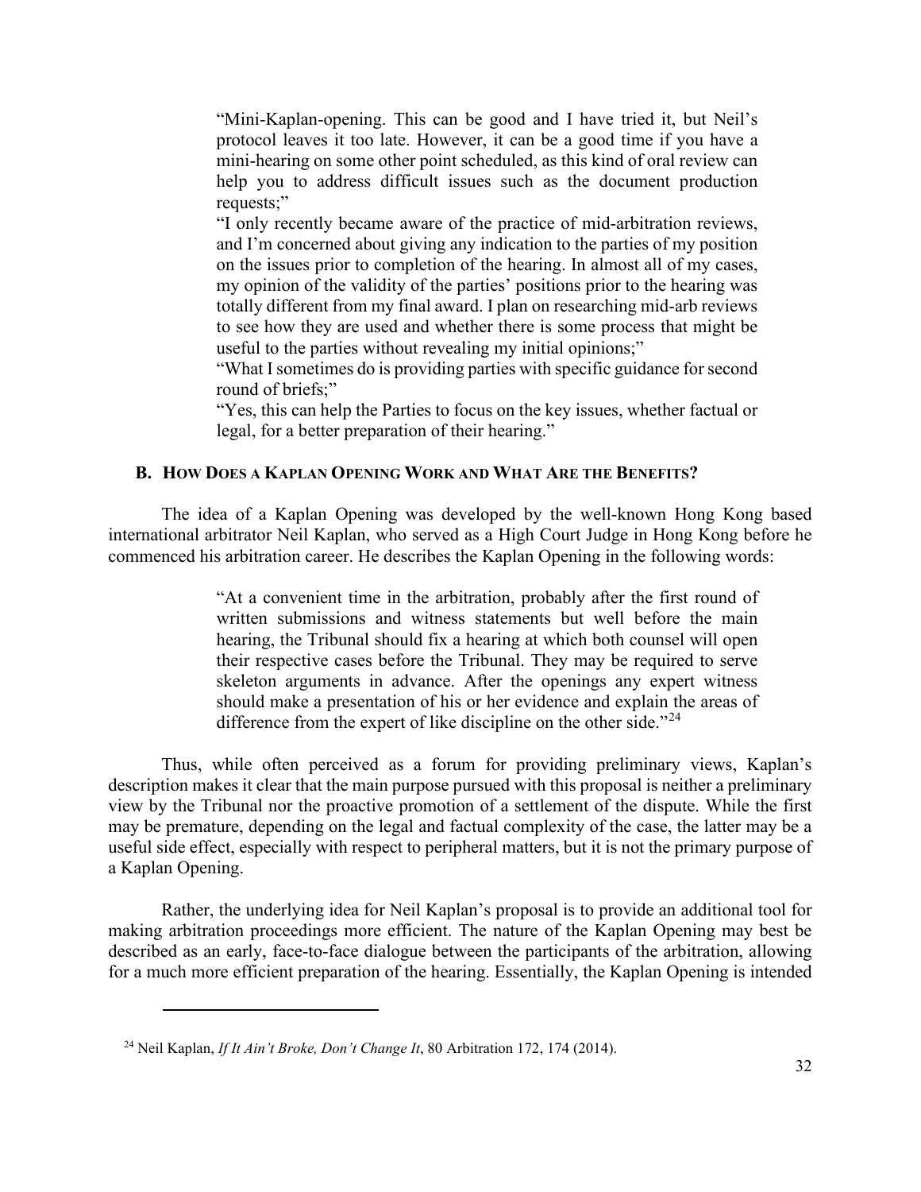> "Mini-Kaplan-opening. This can be good and I have tried it, but Neil's protocol leaves it too late. However, it can be a good time if you have a mini-hearing on some other point scheduled, as this kind of oral review can help you to address difficult issues such as the document production requests;"
>
> "I only recently became aware of the practice of mid-arbitration reviews, and I'm concerned about giving any indication to the parties of my position on the issues prior to completion of the hearing. In almost all of my cases, my opinion of the validity of the parties' positions prior to the hearing was totally different from my final award. I plan on researching mid-arb reviews to see how they are used and whether there is some process that might be useful to the parties without revealing my initial opinions;"
>
> "What I sometimes do is providing parties with specific guidance for second round of briefs;"
>
> "Yes, this can help the Parties to focus on the key issues, whether factual or legal, for a better preparation of their hearing."

### B. How Does a Kaplan Opening Work and What Are the Benefits?

The idea of a Kaplan Opening was developed by the well-known Hong Kong based international arbitrator Neil Kaplan, who served as a High Court Judge in Hong Kong before he commenced his arbitration career. He describes the Kaplan Opening in the following words:

> "At a convenient time in the arbitration, probably after the first round of written submissions and witness statements but well before the main hearing, the Tribunal should fix a hearing at which both counsel will open their respective cases before the Tribunal. They may be required to serve skeleton arguments in advance. After the openings any expert witness should make a presentation of his or her evidence and explain the areas of difference from the expert of like discipline on the other side."[24]

Thus, while often perceived as a forum for providing preliminary views, Kaplan's description makes it clear that the main purpose pursued with this proposal is neither a preliminary view by the Tribunal nor the proactive promotion of a settlement of the dispute. While the first may be premature, depending on the legal and factual complexity of the case, the latter may be a useful side effect, especially with respect to peripheral matters, but it is not the primary purpose of a Kaplan Opening.

Rather, the underlying idea for Neil Kaplan's proposal is to provide an additional tool for making arbitration proceedings more efficient. The nature of the Kaplan Opening may best be described as an early, face-to-face dialogue between the participants of the arbitration, allowing for a much more efficient preparation of the hearing. Essentially, the Kaplan Opening is intended

---

[24] Neil Kaplan, *If It Ain't Broke, Don't Change It*, 80 Arbitration 172, 174 (2014).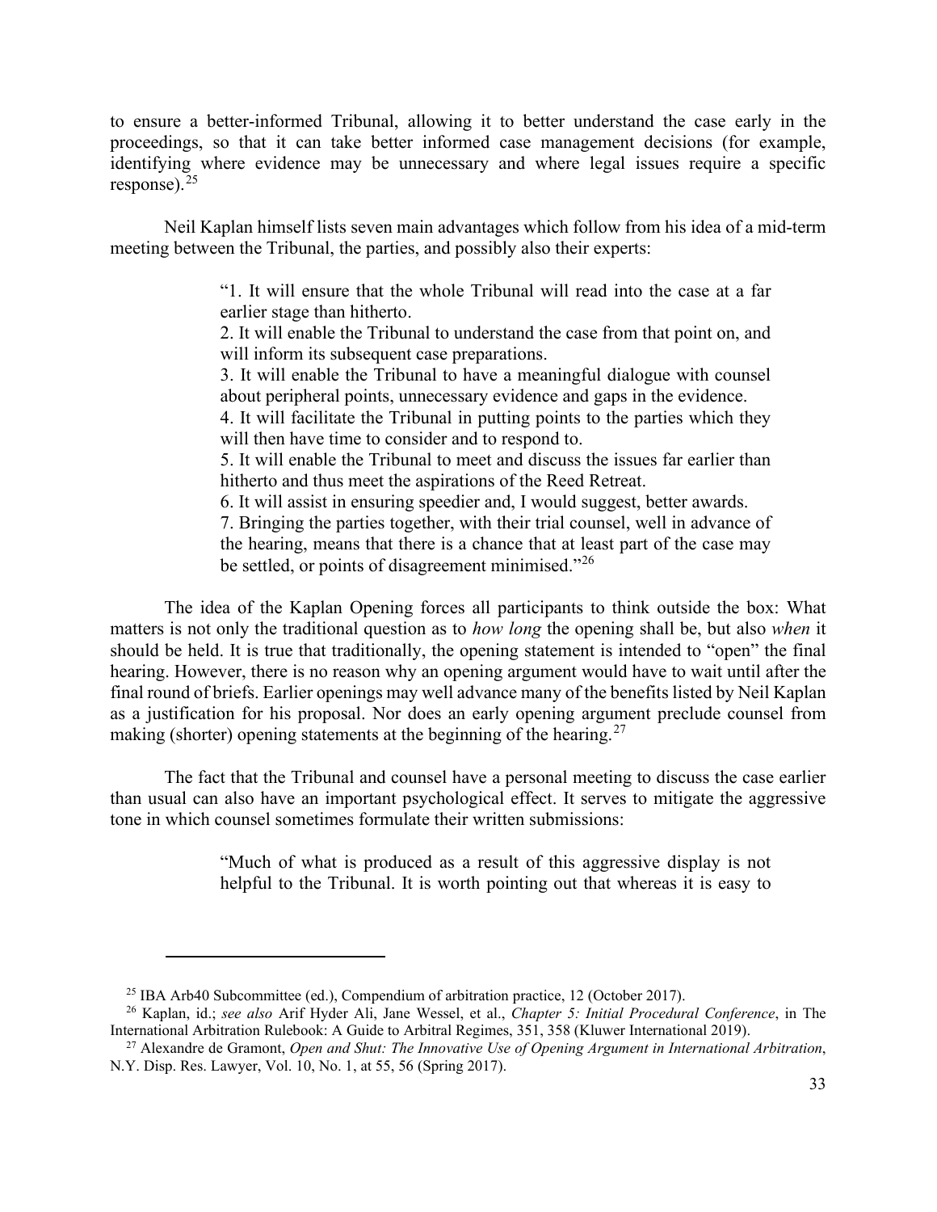to ensure a better-informed Tribunal, allowing it to better understand the case early in the proceedings, so that it can take better informed case management decisions (for example, identifying where evidence may be unnecessary and where legal issues require a specific response).[25]

Neil Kaplan himself lists seven main advantages which follow from his idea of a mid-term meeting between the Tribunal, the parties, and possibly also their experts:

> "1. It will ensure that the whole Tribunal will read into the case at a far earlier stage than hitherto.
> 2. It will enable the Tribunal to understand the case from that point on, and will inform its subsequent case preparations.
> 3. It will enable the Tribunal to have a meaningful dialogue with counsel about peripheral points, unnecessary evidence and gaps in the evidence.
> 4. It will facilitate the Tribunal in putting points to the parties which they will then have time to consider and to respond to.
> 5. It will enable the Tribunal to meet and discuss the issues far earlier than hitherto and thus meet the aspirations of the Reed Retreat.
> 6. It will assist in ensuring speedier and, I would suggest, better awards.
> 7. Bringing the parties together, with their trial counsel, well in advance of the hearing, means that there is a chance that at least part of the case may be settled, or points of disagreement minimised."[26]

The idea of the Kaplan Opening forces all participants to think outside the box: What matters is not only the traditional question as to *how long* the opening shall be, but also *when* it should be held. It is true that traditionally, the opening statement is intended to "open" the final hearing. However, there is no reason why an opening argument would have to wait until after the final round of briefs. Earlier openings may well advance many of the benefits listed by Neil Kaplan as a justification for his proposal. Nor does an early opening argument preclude counsel from making (shorter) opening statements at the beginning of the hearing.[27]

The fact that the Tribunal and counsel have a personal meeting to discuss the case earlier than usual can also have an important psychological effect. It serves to mitigate the aggressive tone in which counsel sometimes formulate their written submissions:

> "Much of what is produced as a result of this aggressive display is not helpful to the Tribunal. It is worth pointing out that whereas it is easy to

---

[25] IBA Arb40 Subcommittee (ed.), Compendium of arbitration practice, 12 (October 2017).

[26] Kaplan, id.; *see also* Arif Hyder Ali, Jane Wessel, et al., *Chapter 5: Initial Procedural Conference*, in The International Arbitration Rulebook: A Guide to Arbitral Regimes, 351, 358 (Kluwer International 2019).

[27] Alexandre de Gramont, *Open and Shut: The Innovative Use of Opening Argument in International Arbitration*, N.Y. Disp. Res. Lawyer, Vol. 10, No. 1, at 55, 56 (Spring 2017).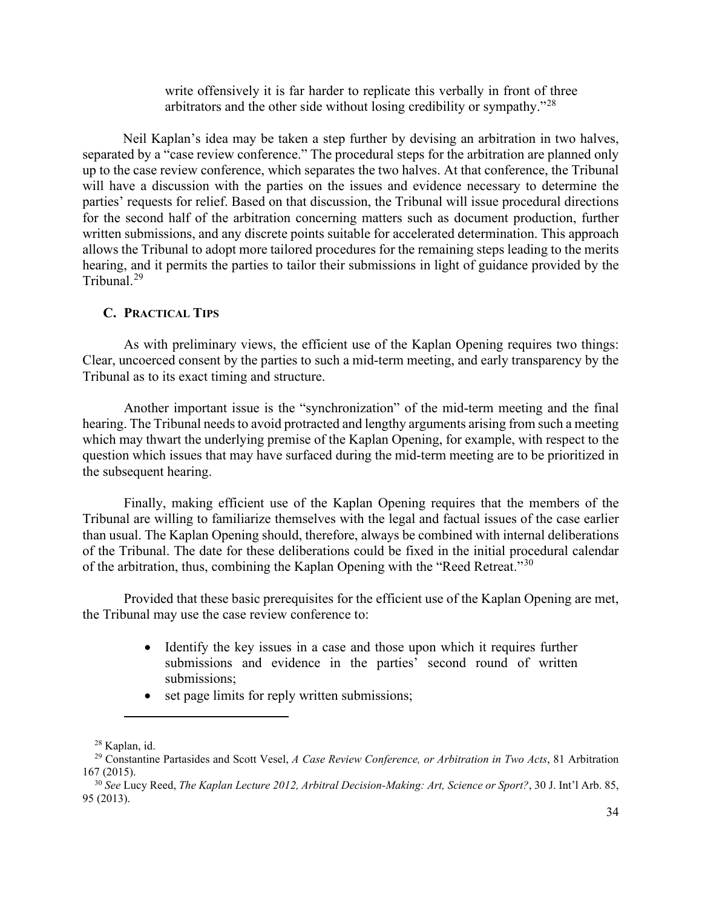> write offensively it is far harder to replicate this verbally in front of three arbitrators and the other side without losing credibility or sympathy."[28]

Neil Kaplan's idea may be taken a step further by devising an arbitration in two halves, separated by a "case review conference." The procedural steps for the arbitration are planned only up to the case review conference, which separates the two halves. At that conference, the Tribunal will have a discussion with the parties on the issues and evidence necessary to determine the parties' requests for relief. Based on that discussion, the Tribunal will issue procedural directions for the second half of the arbitration concerning matters such as document production, further written submissions, and any discrete points suitable for accelerated determination. This approach allows the Tribunal to adopt more tailored procedures for the remaining steps leading to the merits hearing, and it permits the parties to tailor their submissions in light of guidance provided by the Tribunal.[29]

### C. Practical Tips

As with preliminary views, the efficient use of the Kaplan Opening requires two things: Clear, uncoerced consent by the parties to such a mid-term meeting, and early transparency by the Tribunal as to its exact timing and structure.

Another important issue is the "synchronization" of the mid-term meeting and the final hearing. The Tribunal needs to avoid protracted and lengthy arguments arising from such a meeting which may thwart the underlying premise of the Kaplan Opening, for example, with respect to the question which issues that may have surfaced during the mid-term meeting are to be prioritized in the subsequent hearing.

Finally, making efficient use of the Kaplan Opening requires that the members of the Tribunal are willing to familiarize themselves with the legal and factual issues of the case earlier than usual. The Kaplan Opening should, therefore, always be combined with internal deliberations of the Tribunal. The date for these deliberations could be fixed in the initial procedural calendar of the arbitration, thus, combining the Kaplan Opening with the "Reed Retreat."[30]

Provided that these basic prerequisites for the efficient use of the Kaplan Opening are met, the Tribunal may use the case review conference to:

- Identify the key issues in a case and those upon which it requires further submissions and evidence in the parties' second round of written submissions;
- set page limits for reply written submissions;

---

[28] Kaplan, id.

[29] Constantine Partasides and Scott Vesel, *A Case Review Conference, or Arbitration in Two Acts*, 81 Arbitration 167 (2015).

[30] *See* Lucy Reed, *The Kaplan Lecture 2012, Arbitral Decision-Making: Art, Science or Sport?*, 30 J. Int'l Arb. 85, 95 (2013).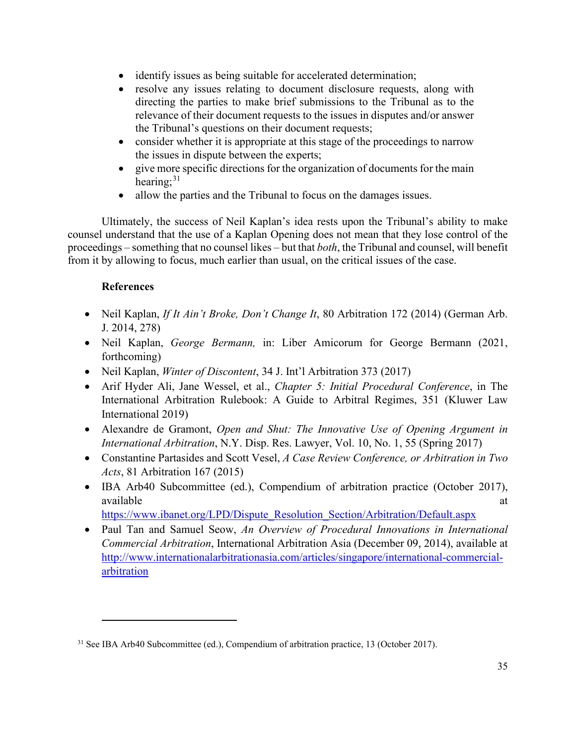- identify issues as being suitable for accelerated determination;
- resolve any issues relating to document disclosure requests, along with directing the parties to make brief submissions to the Tribunal as to the relevance of their document requests to the issues in disputes and/or answer the Tribunal's questions on their document requests;
- consider whether it is appropriate at this stage of the proceedings to narrow the issues in dispute between the experts;
- give more specific directions for the organization of documents for the main hearing;[31]
- allow the parties and the Tribunal to focus on the damages issues.

Ultimately, the success of Neil Kaplan's idea rests upon the Tribunal's ability to make counsel understand that the use of a Kaplan Opening does not mean that they lose control of the proceedings – something that no counsel likes – but that *both*, the Tribunal and counsel, will benefit from it by allowing to focus, much earlier than usual, on the critical issues of the case.

**References**

- Neil Kaplan, *If It Ain't Broke, Don't Change It*, 80 Arbitration 172 (2014) (German Arb. J. 2014, 278)
- Neil Kaplan, *George Bermann,* in: Liber Amicorum for George Bermann (2021, forthcoming)
- Neil Kaplan, *Winter of Discontent*, 34 J. Int'l Arbitration 373 (2017)
- Arif Hyder Ali, Jane Wessel, et al., *Chapter 5: Initial Procedural Conference*, in The International Arbitration Rulebook: A Guide to Arbitral Regimes, 351 (Kluwer Law International 2019)
- Alexandre de Gramont, *Open and Shut: The Innovative Use of Opening Argument in International Arbitration*, N.Y. Disp. Res. Lawyer, Vol. 10, No. 1, 55 (Spring 2017)
- Constantine Partasides and Scott Vesel, *A Case Review Conference, or Arbitration in Two Acts*, 81 Arbitration 167 (2015)
- IBA Arb40 Subcommittee (ed.), Compendium of arbitration practice (October 2017), available at https://www.ibanet.org/LPD/Dispute_Resolution_Section/Arbitration/Default.aspx
- Paul Tan and Samuel Seow, *An Overview of Procedural Innovations in International Commercial Arbitration*, International Arbitration Asia (December 09, 2014), available at http://www.internationalarbitrationasia.com/articles/singapore/international-commercial-arbitration

[31] See IBA Arb40 Subcommittee (ed.), Compendium of arbitration practice, 13 (October 2017).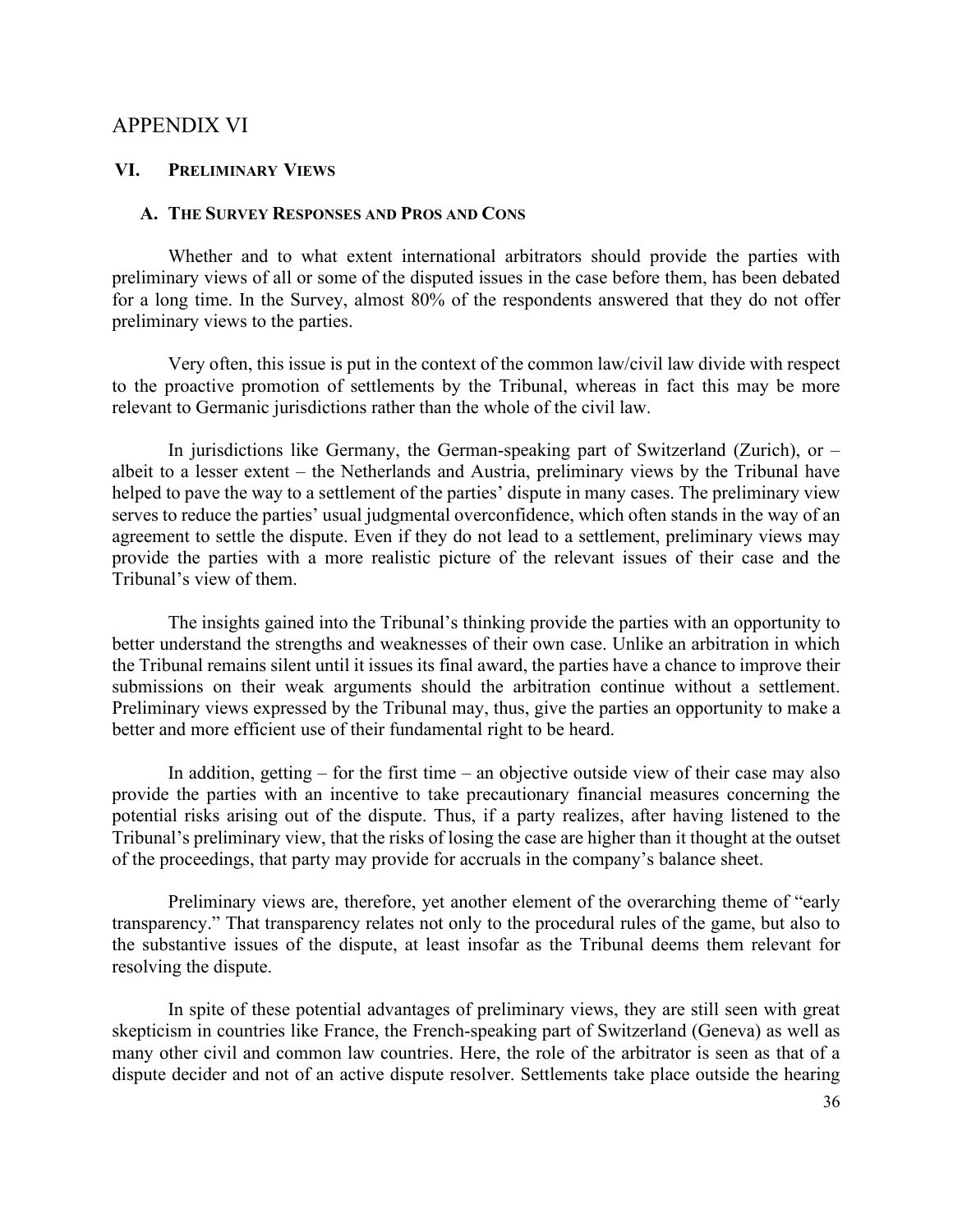# APPENDIX VI

## VI. PRELIMINARY VIEWS

### A. THE SURVEY RESPONSES AND PROS AND CONS

Whether and to what extent international arbitrators should provide the parties with preliminary views of all or some of the disputed issues in the case before them, has been debated for a long time. In the Survey, almost 80% of the respondents answered that they do not offer preliminary views to the parties.

Very often, this issue is put in the context of the common law/civil law divide with respect to the proactive promotion of settlements by the Tribunal, whereas in fact this may be more relevant to Germanic jurisdictions rather than the whole of the civil law.

In jurisdictions like Germany, the German-speaking part of Switzerland (Zurich), or – albeit to a lesser extent – the Netherlands and Austria, preliminary views by the Tribunal have helped to pave the way to a settlement of the parties' dispute in many cases. The preliminary view serves to reduce the parties' usual judgmental overconfidence, which often stands in the way of an agreement to settle the dispute. Even if they do not lead to a settlement, preliminary views may provide the parties with a more realistic picture of the relevant issues of their case and the Tribunal's view of them.

The insights gained into the Tribunal's thinking provide the parties with an opportunity to better understand the strengths and weaknesses of their own case. Unlike an arbitration in which the Tribunal remains silent until it issues its final award, the parties have a chance to improve their submissions on their weak arguments should the arbitration continue without a settlement. Preliminary views expressed by the Tribunal may, thus, give the parties an opportunity to make a better and more efficient use of their fundamental right to be heard.

In addition, getting – for the first time – an objective outside view of their case may also provide the parties with an incentive to take precautionary financial measures concerning the potential risks arising out of the dispute. Thus, if a party realizes, after having listened to the Tribunal's preliminary view, that the risks of losing the case are higher than it thought at the outset of the proceedings, that party may provide for accruals in the company's balance sheet.

Preliminary views are, therefore, yet another element of the overarching theme of "early transparency." That transparency relates not only to the procedural rules of the game, but also to the substantive issues of the dispute, at least insofar as the Tribunal deems them relevant for resolving the dispute.

In spite of these potential advantages of preliminary views, they are still seen with great skepticism in countries like France, the French-speaking part of Switzerland (Geneva) as well as many other civil and common law countries. Here, the role of the arbitrator is seen as that of a dispute decider and not of an active dispute resolver. Settlements take place outside the hearing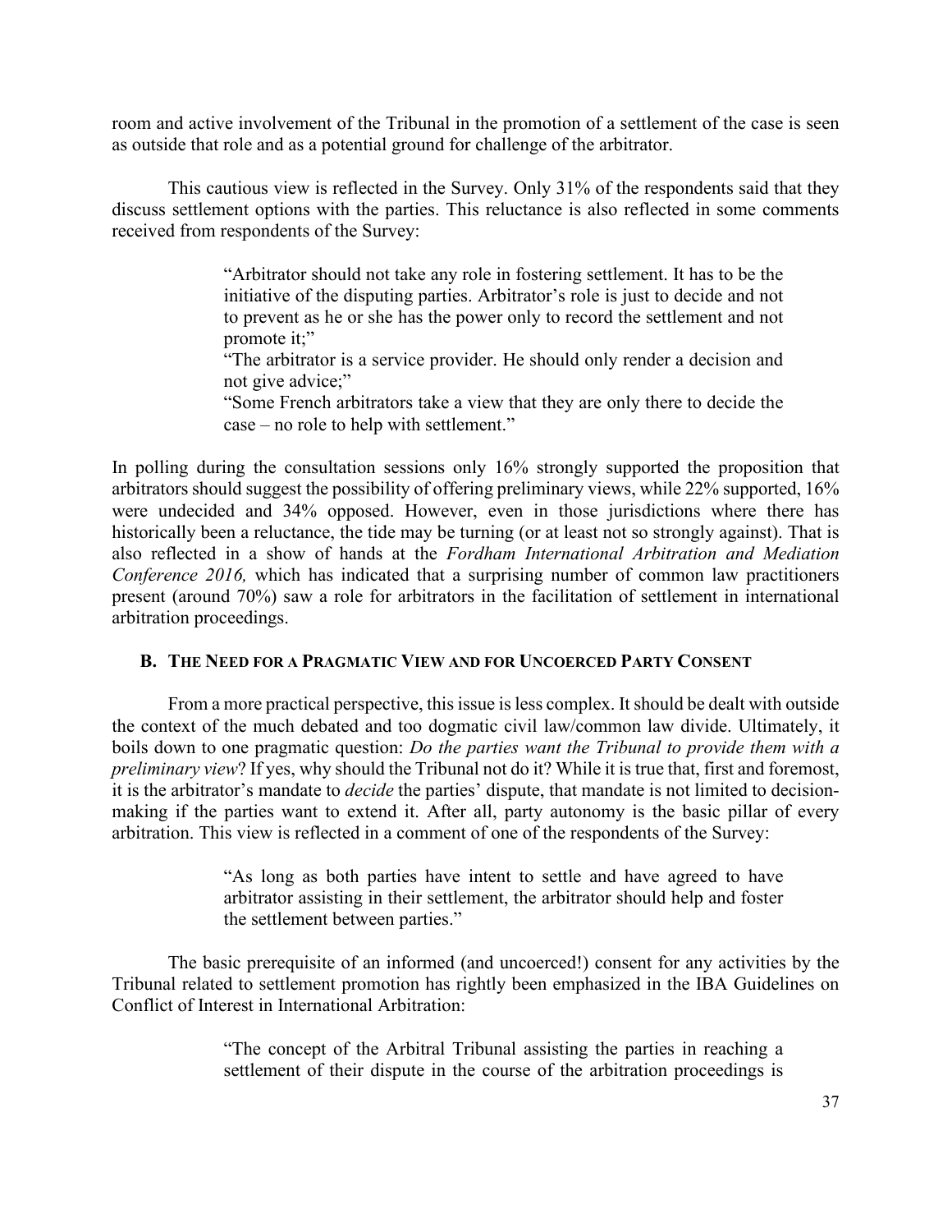room and active involvement of the Tribunal in the promotion of a settlement of the case is seen as outside that role and as a potential ground for challenge of the arbitrator.

This cautious view is reflected in the Survey. Only 31% of the respondents said that they discuss settlement options with the parties. This reluctance is also reflected in some comments received from respondents of the Survey:

> "Arbitrator should not take any role in fostering settlement. It has to be the initiative of the disputing parties. Arbitrator's role is just to decide and not to prevent as he or she has the power only to record the settlement and not promote it;"
>
> "The arbitrator is a service provider. He should only render a decision and not give advice;"
>
> "Some French arbitrators take a view that they are only there to decide the case – no role to help with settlement."

In polling during the consultation sessions only 16% strongly supported the proposition that arbitrators should suggest the possibility of offering preliminary views, while 22% supported, 16% were undecided and 34% opposed. However, even in those jurisdictions where there has historically been a reluctance, the tide may be turning (or at least not so strongly against). That is also reflected in a show of hands at the *Fordham International Arbitration and Mediation Conference 2016,* which has indicated that a surprising number of common law practitioners present (around 70%) saw a role for arbitrators in the facilitation of settlement in international arbitration proceedings.

### B. The Need for a Pragmatic View and for Uncoerced Party Consent

From a more practical perspective, this issue is less complex. It should be dealt with outside the context of the much debated and too dogmatic civil law/common law divide. Ultimately, it boils down to one pragmatic question: *Do the parties want the Tribunal to provide them with a preliminary view*? If yes, why should the Tribunal not do it? While it is true that, first and foremost, it is the arbitrator's mandate to *decide* the parties' dispute, that mandate is not limited to decision-making if the parties want to extend it. After all, party autonomy is the basic pillar of every arbitration. This view is reflected in a comment of one of the respondents of the Survey:

> "As long as both parties have intent to settle and have agreed to have arbitrator assisting in their settlement, the arbitrator should help and foster the settlement between parties."

The basic prerequisite of an informed (and uncoerced!) consent for any activities by the Tribunal related to settlement promotion has rightly been emphasized in the IBA Guidelines on Conflict of Interest in International Arbitration:

> "The concept of the Arbitral Tribunal assisting the parties in reaching a settlement of their dispute in the course of the arbitration proceedings is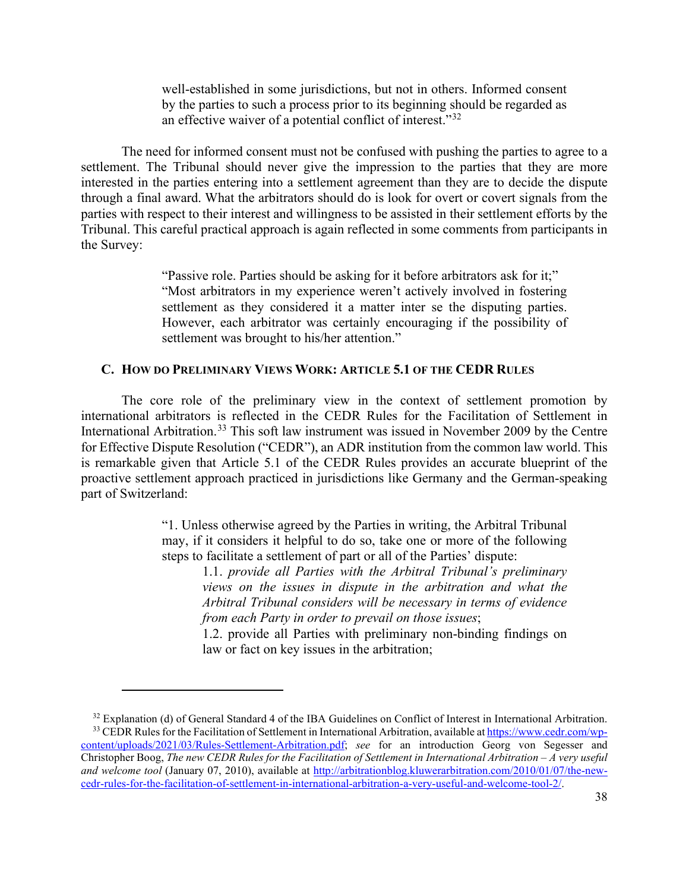> well-established in some jurisdictions, but not in others. Informed consent by the parties to such a process prior to its beginning should be regarded as an effective waiver of a potential conflict of interest."[32]

The need for informed consent must not be confused with pushing the parties to agree to a settlement. The Tribunal should never give the impression to the parties that they are more interested in the parties entering into a settlement agreement than they are to decide the dispute through a final award. What the arbitrators should do is look for overt or covert signals from the parties with respect to their interest and willingness to be assisted in their settlement efforts by the Tribunal. This careful practical approach is again reflected in some comments from participants in the Survey:

> "Passive role. Parties should be asking for it before arbitrators ask for it;"
> "Most arbitrators in my experience weren't actively involved in fostering settlement as they considered it a matter inter se the disputing parties. However, each arbitrator was certainly encouraging if the possibility of settlement was brought to his/her attention."

### C. How do Preliminary Views Work: Article 5.1 of the CEDR Rules

The core role of the preliminary view in the context of settlement promotion by international arbitrators is reflected in the CEDR Rules for the Facilitation of Settlement in International Arbitration.[33] This soft law instrument was issued in November 2009 by the Centre for Effective Dispute Resolution ("CEDR"), an ADR institution from the common law world. This is remarkable given that Article 5.1 of the CEDR Rules provides an accurate blueprint of the proactive settlement approach practiced in jurisdictions like Germany and the German-speaking part of Switzerland:

> "1. Unless otherwise agreed by the Parties in writing, the Arbitral Tribunal may, if it considers it helpful to do so, take one or more of the following steps to facilitate a settlement of part or all of the Parties' dispute:
>
> 1.1. *provide all Parties with the Arbitral Tribunal's preliminary views on the issues in dispute in the arbitration and what the Arbitral Tribunal considers will be necessary in terms of evidence from each Party in order to prevail on those issues*;
>
> 1.2. provide all Parties with preliminary non-binding findings on law or fact on key issues in the arbitration;

---

[32] Explanation (d) of General Standard 4 of the IBA Guidelines on Conflict of Interest in International Arbitration.

[33] CEDR Rules for the Facilitation of Settlement in International Arbitration, available at https://www.cedr.com/wp-content/uploads/2021/03/Rules-Settlement-Arbitration.pdf; *see* for an introduction Georg von Segesser and Christopher Boog, *The new CEDR Rules for the Facilitation of Settlement in International Arbitration – A very useful and welcome tool* (January 07, 2010), available at http://arbitrationblog.kluwerarbitration.com/2010/01/07/the-new-cedr-rules-for-the-facilitation-of-settlement-in-international-arbitration-a-very-useful-and-welcome-tool-2/.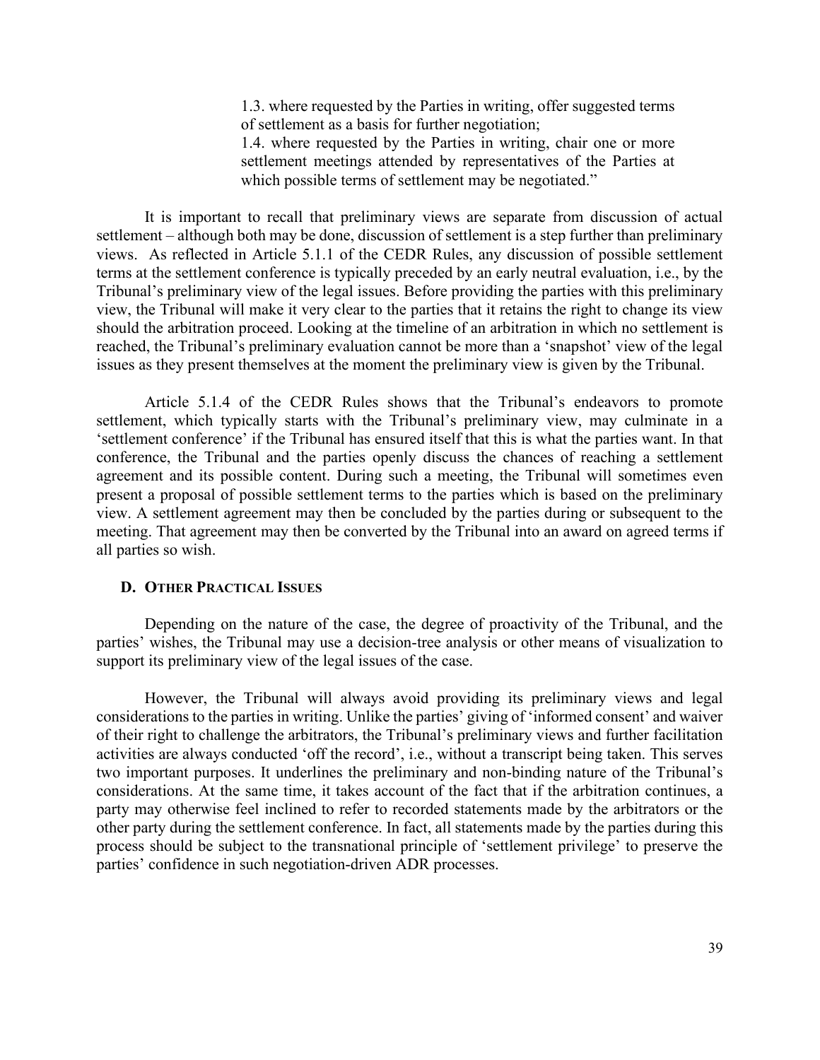> 1.3. where requested by the Parties in writing, offer suggested terms of settlement as a basis for further negotiation;
> 1.4. where requested by the Parties in writing, chair one or more settlement meetings attended by representatives of the Parties at which possible terms of settlement may be negotiated."

It is important to recall that preliminary views are separate from discussion of actual settlement – although both may be done, discussion of settlement is a step further than preliminary views. As reflected in Article 5.1.1 of the CEDR Rules, any discussion of possible settlement terms at the settlement conference is typically preceded by an early neutral evaluation, i.e., by the Tribunal's preliminary view of the legal issues. Before providing the parties with this preliminary view, the Tribunal will make it very clear to the parties that it retains the right to change its view should the arbitration proceed. Looking at the timeline of an arbitration in which no settlement is reached, the Tribunal's preliminary evaluation cannot be more than a 'snapshot' view of the legal issues as they present themselves at the moment the preliminary view is given by the Tribunal.

Article 5.1.4 of the CEDR Rules shows that the Tribunal's endeavors to promote settlement, which typically starts with the Tribunal's preliminary view, may culminate in a 'settlement conference' if the Tribunal has ensured itself that this is what the parties want. In that conference, the Tribunal and the parties openly discuss the chances of reaching a settlement agreement and its possible content. During such a meeting, the Tribunal will sometimes even present a proposal of possible settlement terms to the parties which is based on the preliminary view. A settlement agreement may then be concluded by the parties during or subsequent to the meeting. That agreement may then be converted by the Tribunal into an award on agreed terms if all parties so wish.

### D. Other Practical Issues

Depending on the nature of the case, the degree of proactivity of the Tribunal, and the parties' wishes, the Tribunal may use a decision-tree analysis or other means of visualization to support its preliminary view of the legal issues of the case.

However, the Tribunal will always avoid providing its preliminary views and legal considerations to the parties in writing. Unlike the parties' giving of 'informed consent' and waiver of their right to challenge the arbitrators, the Tribunal's preliminary views and further facilitation activities are always conducted 'off the record', i.e., without a transcript being taken. This serves two important purposes. It underlines the preliminary and non-binding nature of the Tribunal's considerations. At the same time, it takes account of the fact that if the arbitration continues, a party may otherwise feel inclined to refer to recorded statements made by the arbitrators or the other party during the settlement conference. In fact, all statements made by the parties during this process should be subject to the transnational principle of 'settlement privilege' to preserve the parties' confidence in such negotiation-driven ADR processes.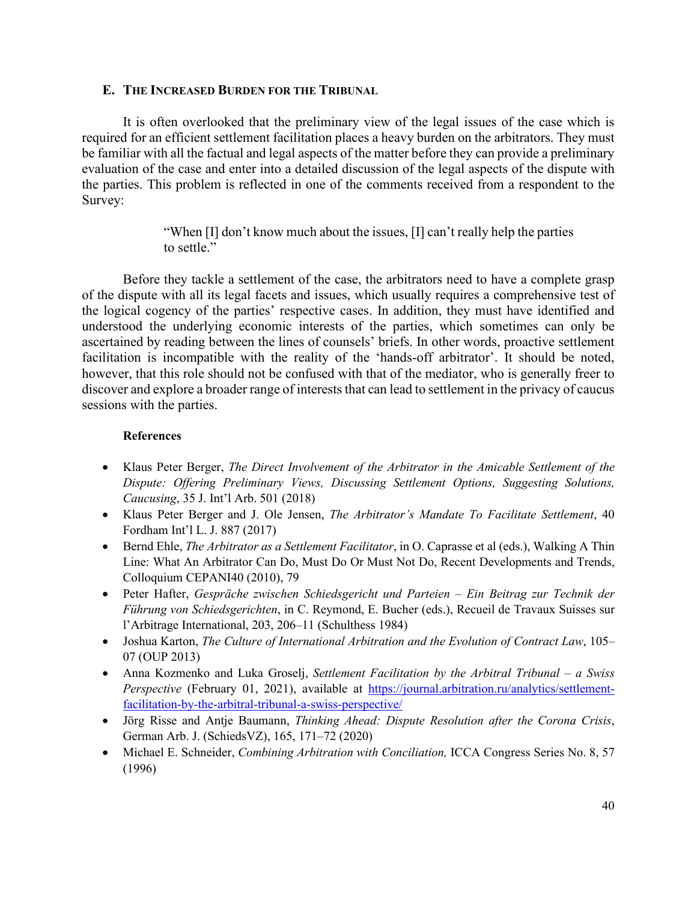## E. The Increased Burden for the Tribunal

It is often overlooked that the preliminary view of the legal issues of the case which is required for an efficient settlement facilitation places a heavy burden on the arbitrators. They must be familiar with all the factual and legal aspects of the matter before they can provide a preliminary evaluation of the case and enter into a detailed discussion of the legal aspects of the dispute with the parties. This problem is reflected in one of the comments received from a respondent to the Survey:

> "When [I] don't know much about the issues, [I] can't really help the parties to settle."

Before they tackle a settlement of the case, the arbitrators need to have a complete grasp of the dispute with all its legal facets and issues, which usually requires a comprehensive test of the logical cogency of the parties' respective cases. In addition, they must have identified and understood the underlying economic interests of the parties, which sometimes can only be ascertained by reading between the lines of counsels' briefs. In other words, proactive settlement facilitation is incompatible with the reality of the 'hands-off arbitrator'. It should be noted, however, that this role should not be confused with that of the mediator, who is generally freer to discover and explore a broader range of interests that can lead to settlement in the privacy of caucus sessions with the parties.

**References**

- Klaus Peter Berger, *The Direct Involvement of the Arbitrator in the Amicable Settlement of the Dispute: Offering Preliminary Views, Discussing Settlement Options, Suggesting Solutions, Caucusing*, 35 J. Int'l Arb. 501 (2018)
- Klaus Peter Berger and J. Ole Jensen, *The Arbitrator's Mandate To Facilitate Settlement*, 40 Fordham Int'l L. J. 887 (2017)
- Bernd Ehle, *The Arbitrator as a Settlement Facilitator*, in O. Caprasse et al (eds.), Walking A Thin Line: What An Arbitrator Can Do, Must Do Or Must Not Do, Recent Developments and Trends, Colloquium CEPANI40 (2010), 79
- Peter Hafter, *Gespräche zwischen Schiedsgericht und Parteien – Ein Beitrag zur Technik der Führung von Schiedsgerichten*, in C. Reymond, E. Bucher (eds.), Recueil de Travaux Suisses sur l'Arbitrage International, 203, 206–11 (Schulthess 1984)
- Joshua Karton, *The Culture of International Arbitration and the Evolution of Contract Law*, 105–07 (OUP 2013)
- Anna Kozmenko and Luka Groselj, *Settlement Facilitation by the Arbitral Tribunal – a Swiss Perspective* (February 01, 2021), available at https://journal.arbitration.ru/analytics/settlement-facilitation-by-the-arbitral-tribunal-a-swiss-perspective/
- Jörg Risse and Antje Baumann, *Thinking Ahead: Dispute Resolution after the Corona Crisis*, German Arb. J. (SchiedsVZ), 165, 171–72 (2020)
- Michael E. Schneider, *Combining Arbitration with Conciliation,* ICCA Congress Series No. 8, 57 (1996)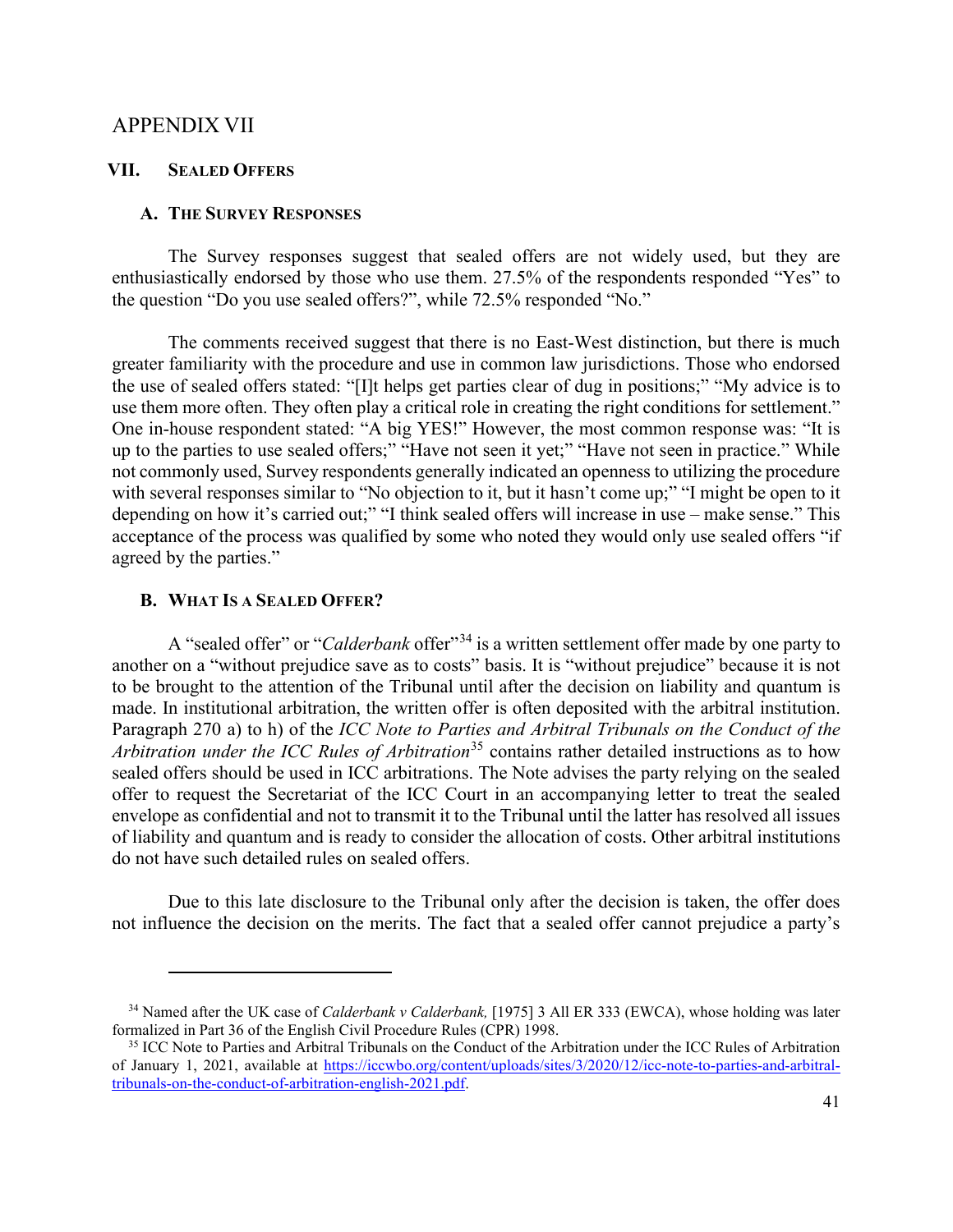# APPENDIX VII

## VII. SEALED OFFERS

### A. THE SURVEY RESPONSES

The Survey responses suggest that sealed offers are not widely used, but they are enthusiastically endorsed by those who use them. 27.5% of the respondents responded "Yes" to the question "Do you use sealed offers?", while 72.5% responded "No."

The comments received suggest that there is no East-West distinction, but there is much greater familiarity with the procedure and use in common law jurisdictions. Those who endorsed the use of sealed offers stated: "[I]t helps get parties clear of dug in positions;" "My advice is to use them more often. They often play a critical role in creating the right conditions for settlement." One in-house respondent stated: "A big YES!" However, the most common response was: "It is up to the parties to use sealed offers;" "Have not seen it yet;" "Have not seen in practice." While not commonly used, Survey respondents generally indicated an openness to utilizing the procedure with several responses similar to "No objection to it, but it hasn't come up;" "I might be open to it depending on how it's carried out;" "I think sealed offers will increase in use – make sense." This acceptance of the process was qualified by some who noted they would only use sealed offers "if agreed by the parties."

### B. WHAT IS A SEALED OFFER?

A "sealed offer" or "*Calderbank* offer"[34] is a written settlement offer made by one party to another on a "without prejudice save as to costs" basis. It is "without prejudice" because it is not to be brought to the attention of the Tribunal until after the decision on liability and quantum is made. In institutional arbitration, the written offer is often deposited with the arbitral institution. Paragraph 270 a) to h) of the *ICC Note to Parties and Arbitral Tribunals on the Conduct of the Arbitration under the ICC Rules of Arbitration*[35] contains rather detailed instructions as to how sealed offers should be used in ICC arbitrations. The Note advises the party relying on the sealed offer to request the Secretariat of the ICC Court in an accompanying letter to treat the sealed envelope as confidential and not to transmit it to the Tribunal until the latter has resolved all issues of liability and quantum and is ready to consider the allocation of costs. Other arbitral institutions do not have such detailed rules on sealed offers.

Due to this late disclosure to the Tribunal only after the decision is taken, the offer does not influence the decision on the merits. The fact that a sealed offer cannot prejudice a party's

---

[34] Named after the UK case of *Calderbank v Calderbank,* [1975] 3 All ER 333 (EWCA), whose holding was later formalized in Part 36 of the English Civil Procedure Rules (CPR) 1998.

[35] ICC Note to Parties and Arbitral Tribunals on the Conduct of the Arbitration under the ICC Rules of Arbitration of January 1, 2021, available at https://iccwbo.org/content/uploads/sites/3/2020/12/icc-note-to-parties-and-arbitral-tribunals-on-the-conduct-of-arbitration-english-2021.pdf.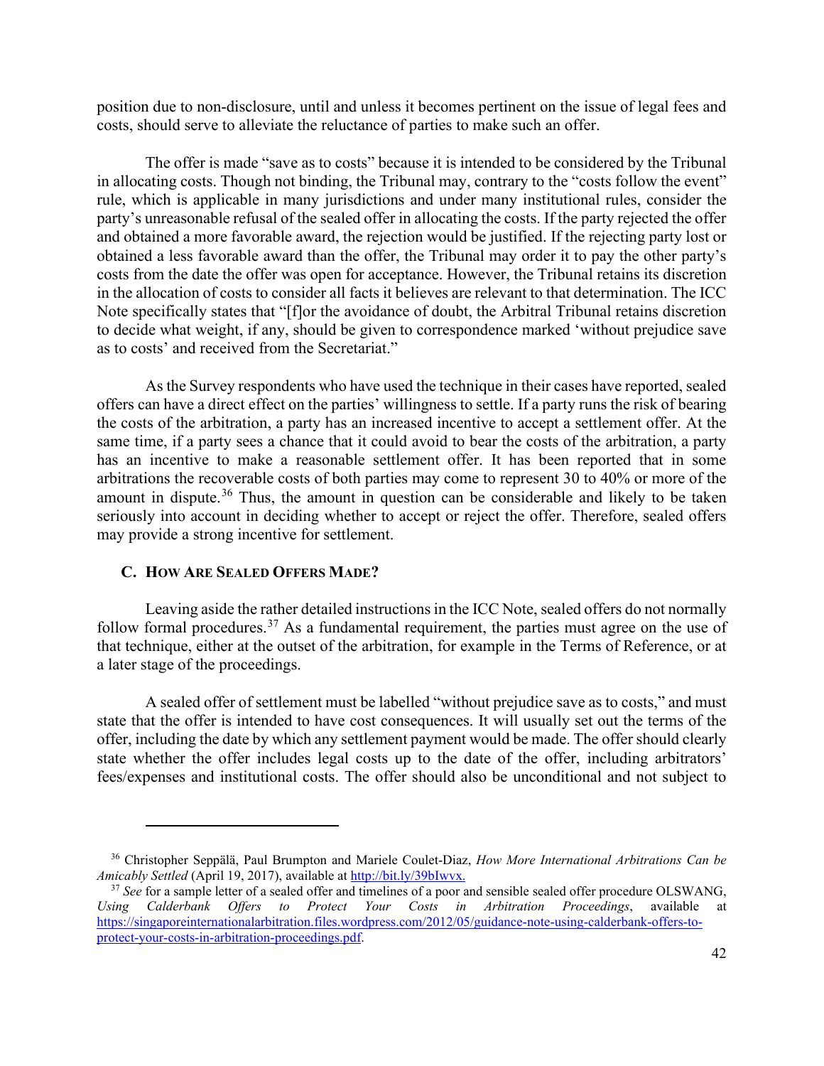position due to non-disclosure, until and unless it becomes pertinent on the issue of legal fees and costs, should serve to alleviate the reluctance of parties to make such an offer.

The offer is made "save as to costs" because it is intended to be considered by the Tribunal in allocating costs. Though not binding, the Tribunal may, contrary to the "costs follow the event" rule, which is applicable in many jurisdictions and under many institutional rules, consider the party's unreasonable refusal of the sealed offer in allocating the costs. If the party rejected the offer and obtained a more favorable award, the rejection would be justified. If the rejecting party lost or obtained a less favorable award than the offer, the Tribunal may order it to pay the other party's costs from the date the offer was open for acceptance. However, the Tribunal retains its discretion in the allocation of costs to consider all facts it believes are relevant to that determination. The ICC Note specifically states that "[f]or the avoidance of doubt, the Arbitral Tribunal retains discretion to decide what weight, if any, should be given to correspondence marked 'without prejudice save as to costs' and received from the Secretariat."

As the Survey respondents who have used the technique in their cases have reported, sealed offers can have a direct effect on the parties' willingness to settle. If a party runs the risk of bearing the costs of the arbitration, a party has an increased incentive to accept a settlement offer. At the same time, if a party sees a chance that it could avoid to bear the costs of the arbitration, a party has an incentive to make a reasonable settlement offer. It has been reported that in some arbitrations the recoverable costs of both parties may come to represent 30 to 40% or more of the amount in dispute.[36] Thus, the amount in question can be considerable and likely to be taken seriously into account in deciding whether to accept or reject the offer. Therefore, sealed offers may provide a strong incentive for settlement.

### C. How Are Sealed Offers Made?

Leaving aside the rather detailed instructions in the ICC Note, sealed offers do not normally follow formal procedures.[37] As a fundamental requirement, the parties must agree on the use of that technique, either at the outset of the arbitration, for example in the Terms of Reference, or at a later stage of the proceedings.

A sealed offer of settlement must be labelled "without prejudice save as to costs," and must state that the offer is intended to have cost consequences. It will usually set out the terms of the offer, including the date by which any settlement payment would be made. The offer should clearly state whether the offer includes legal costs up to the date of the offer, including arbitrators' fees/expenses and institutional costs. The offer should also be unconditional and not subject to

---

[36] Christopher Seppälä, Paul Brumpton and Mariele Coulet-Diaz, *How More International Arbitrations Can be Amicably Settled* (April 19, 2017), available at http://bit.ly/39bIwvx.

[37] *See* for a sample letter of a sealed offer and timelines of a poor and sensible sealed offer procedure OLSWANG, *Using Calderbank Offers to Protect Your Costs in Arbitration Proceedings*, available at https://singaporeinternationalarbitration.files.wordpress.com/2012/05/guidance-note-using-calderbank-offers-to-protect-your-costs-in-arbitration-proceedings.pdf.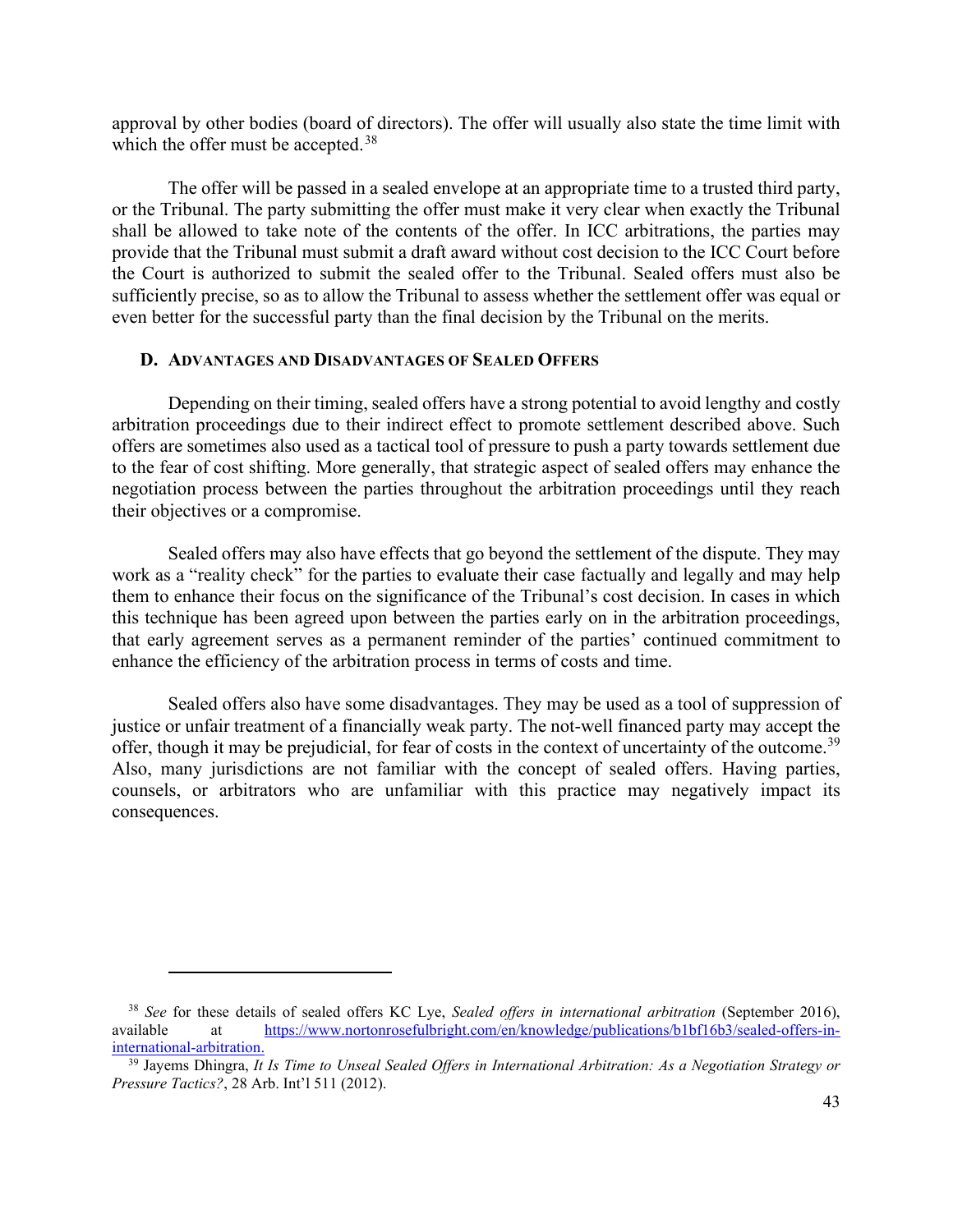approval by other bodies (board of directors). The offer will usually also state the time limit with which the offer must be accepted.[38]

The offer will be passed in a sealed envelope at an appropriate time to a trusted third party, or the Tribunal. The party submitting the offer must make it very clear when exactly the Tribunal shall be allowed to take note of the contents of the offer. In ICC arbitrations, the parties may provide that the Tribunal must submit a draft award without cost decision to the ICC Court before the Court is authorized to submit the sealed offer to the Tribunal. Sealed offers must also be sufficiently precise, so as to allow the Tribunal to assess whether the settlement offer was equal or even better for the successful party than the final decision by the Tribunal on the merits.

### D. Advantages and Disadvantages of Sealed Offers

Depending on their timing, sealed offers have a strong potential to avoid lengthy and costly arbitration proceedings due to their indirect effect to promote settlement described above. Such offers are sometimes also used as a tactical tool of pressure to push a party towards settlement due to the fear of cost shifting. More generally, that strategic aspect of sealed offers may enhance the negotiation process between the parties throughout the arbitration proceedings until they reach their objectives or a compromise.

Sealed offers may also have effects that go beyond the settlement of the dispute. They may work as a "reality check" for the parties to evaluate their case factually and legally and may help them to enhance their focus on the significance of the Tribunal's cost decision. In cases in which this technique has been agreed upon between the parties early on in the arbitration proceedings, that early agreement serves as a permanent reminder of the parties' continued commitment to enhance the efficiency of the arbitration process in terms of costs and time.

Sealed offers also have some disadvantages. They may be used as a tool of suppression of justice or unfair treatment of a financially weak party. The not-well financed party may accept the offer, though it may be prejudicial, for fear of costs in the context of uncertainty of the outcome.[39] Also, many jurisdictions are not familiar with the concept of sealed offers. Having parties, counsels, or arbitrators who are unfamiliar with this practice may negatively impact its consequences.

---

[38] *See* for these details of sealed offers KC Lye, *Sealed offers in international arbitration* (September 2016), available at https://www.nortonrosefulbright.com/en/knowledge/publications/b1bf16b3/sealed-offers-in-international-arbitration.

[39] Jayems Dhingra, *It Is Time to Unseal Sealed Offers in International Arbitration: As a Negotiation Strategy or Pressure Tactics?*, 28 Arb. Int'l 511 (2012).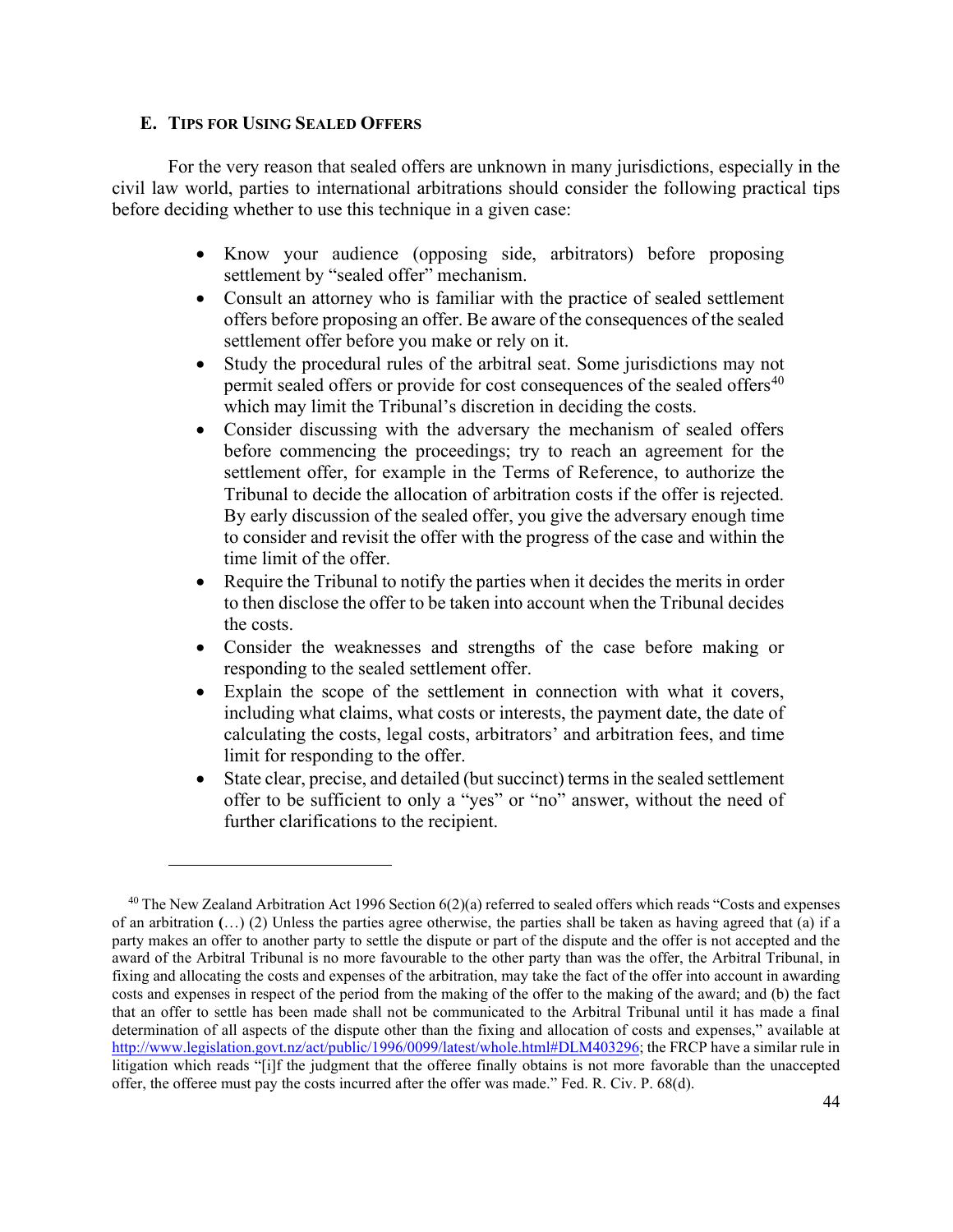### E. TIPS FOR USING SEALED OFFERS

For the very reason that sealed offers are unknown in many jurisdictions, especially in the civil law world, parties to international arbitrations should consider the following practical tips before deciding whether to use this technique in a given case:

- Know your audience (opposing side, arbitrators) before proposing settlement by "sealed offer" mechanism.
- Consult an attorney who is familiar with the practice of sealed settlement offers before proposing an offer. Be aware of the consequences of the sealed settlement offer before you make or rely on it.
- Study the procedural rules of the arbitral seat. Some jurisdictions may not permit sealed offers or provide for cost consequences of the sealed offers[40] which may limit the Tribunal's discretion in deciding the costs.
- Consider discussing with the adversary the mechanism of sealed offers before commencing the proceedings; try to reach an agreement for the settlement offer, for example in the Terms of Reference, to authorize the Tribunal to decide the allocation of arbitration costs if the offer is rejected. By early discussion of the sealed offer, you give the adversary enough time to consider and revisit the offer with the progress of the case and within the time limit of the offer.
- Require the Tribunal to notify the parties when it decides the merits in order to then disclose the offer to be taken into account when the Tribunal decides the costs.
- Consider the weaknesses and strengths of the case before making or responding to the sealed settlement offer.
- Explain the scope of the settlement in connection with what it covers, including what claims, what costs or interests, the payment date, the date of calculating the costs, legal costs, arbitrators' and arbitration fees, and time limit for responding to the offer.
- State clear, precise, and detailed (but succinct) terms in the sealed settlement offer to be sufficient to only a "yes" or "no" answer, without the need of further clarifications to the recipient.

---

[40] The New Zealand Arbitration Act 1996 Section 6(2)(a) referred to sealed offers which reads "Costs and expenses of an arbitration (…) (2) Unless the parties agree otherwise, the parties shall be taken as having agreed that (a) if a party makes an offer to another party to settle the dispute or part of the dispute and the offer is not accepted and the award of the Arbitral Tribunal is no more favourable to the other party than was the offer, the Arbitral Tribunal, in fixing and allocating the costs and expenses of the arbitration, may take the fact of the offer into account in awarding costs and expenses in respect of the period from the making of the offer to the making of the award; and (b) the fact that an offer to settle has been made shall not be communicated to the Arbitral Tribunal until it has made a final determination of all aspects of the dispute other than the fixing and allocation of costs and expenses," available at http://www.legislation.govt.nz/act/public/1996/0099/latest/whole.html#DLM403296; the FRCP have a similar rule in litigation which reads "[i]f the judgment that the offeree finally obtains is not more favorable than the unaccepted offer, the offeree must pay the costs incurred after the offer was made." Fed. R. Civ. P. 68(d).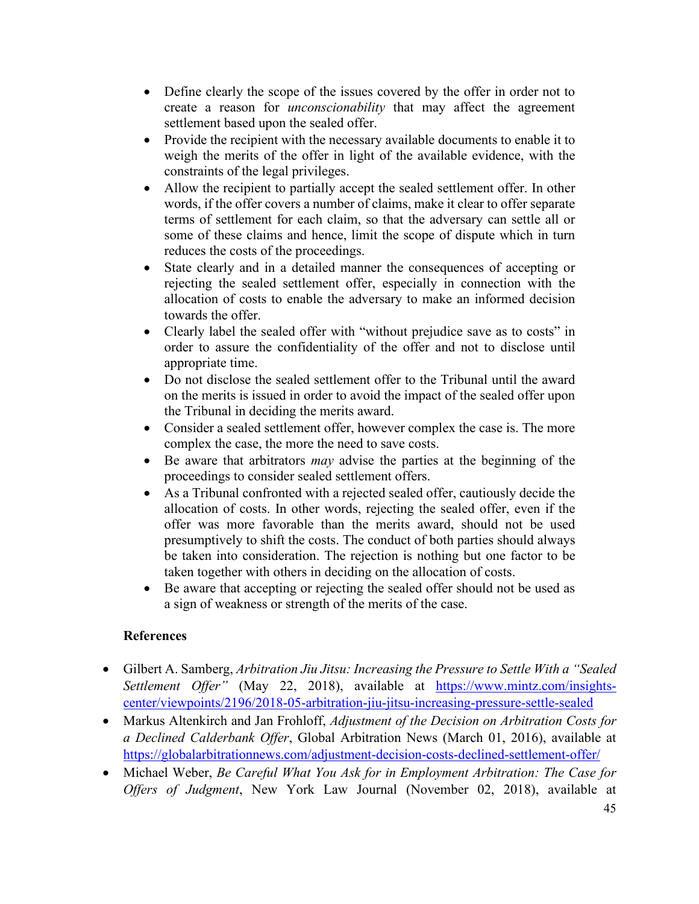- Define clearly the scope of the issues covered by the offer in order not to create a reason for *unconscionability* that may affect the agreement settlement based upon the sealed offer.
- Provide the recipient with the necessary available documents to enable it to weigh the merits of the offer in light of the available evidence, with the constraints of the legal privileges.
- Allow the recipient to partially accept the sealed settlement offer. In other words, if the offer covers a number of claims, make it clear to offer separate terms of settlement for each claim, so that the adversary can settle all or some of these claims and hence, limit the scope of dispute which in turn reduces the costs of the proceedings.
- State clearly and in a detailed manner the consequences of accepting or rejecting the sealed settlement offer, especially in connection with the allocation of costs to enable the adversary to make an informed decision towards the offer.
- Clearly label the sealed offer with "without prejudice save as to costs" in order to assure the confidentiality of the offer and not to disclose until appropriate time.
- Do not disclose the sealed settlement offer to the Tribunal until the award on the merits is issued in order to avoid the impact of the sealed offer upon the Tribunal in deciding the merits award.
- Consider a sealed settlement offer, however complex the case is. The more complex the case, the more the need to save costs.
- Be aware that arbitrators *may* advise the parties at the beginning of the proceedings to consider sealed settlement offers.
- As a Tribunal confronted with a rejected sealed offer, cautiously decide the allocation of costs. In other words, rejecting the sealed offer, even if the offer was more favorable than the merits award, should not be used presumptively to shift the costs. The conduct of both parties should always be taken into consideration. The rejection is nothing but one factor to be taken together with others in deciding on the allocation of costs.
- Be aware that accepting or rejecting the sealed offer should not be used as a sign of weakness or strength of the merits of the case.

**References**

- Gilbert A. Samberg, *Arbitration Jiu Jitsu: Increasing the Pressure to Settle With a "Sealed Settlement Offer"* (May 22, 2018), available at https://www.mintz.com/insights-center/viewpoints/2196/2018-05-arbitration-jiu-jitsu-increasing-pressure-settle-sealed
- Markus Altenkirch and Jan Frohloff, *Adjustment of the Decision on Arbitration Costs for a Declined Calderbank Offer*, Global Arbitration News (March 01, 2016), available at https://globalarbitrationnews.com/adjustment-decision-costs-declined-settlement-offer/
- Michael Weber, *Be Careful What You Ask for in Employment Arbitration: The Case for Offers of Judgment*, New York Law Journal (November 02, 2018), available at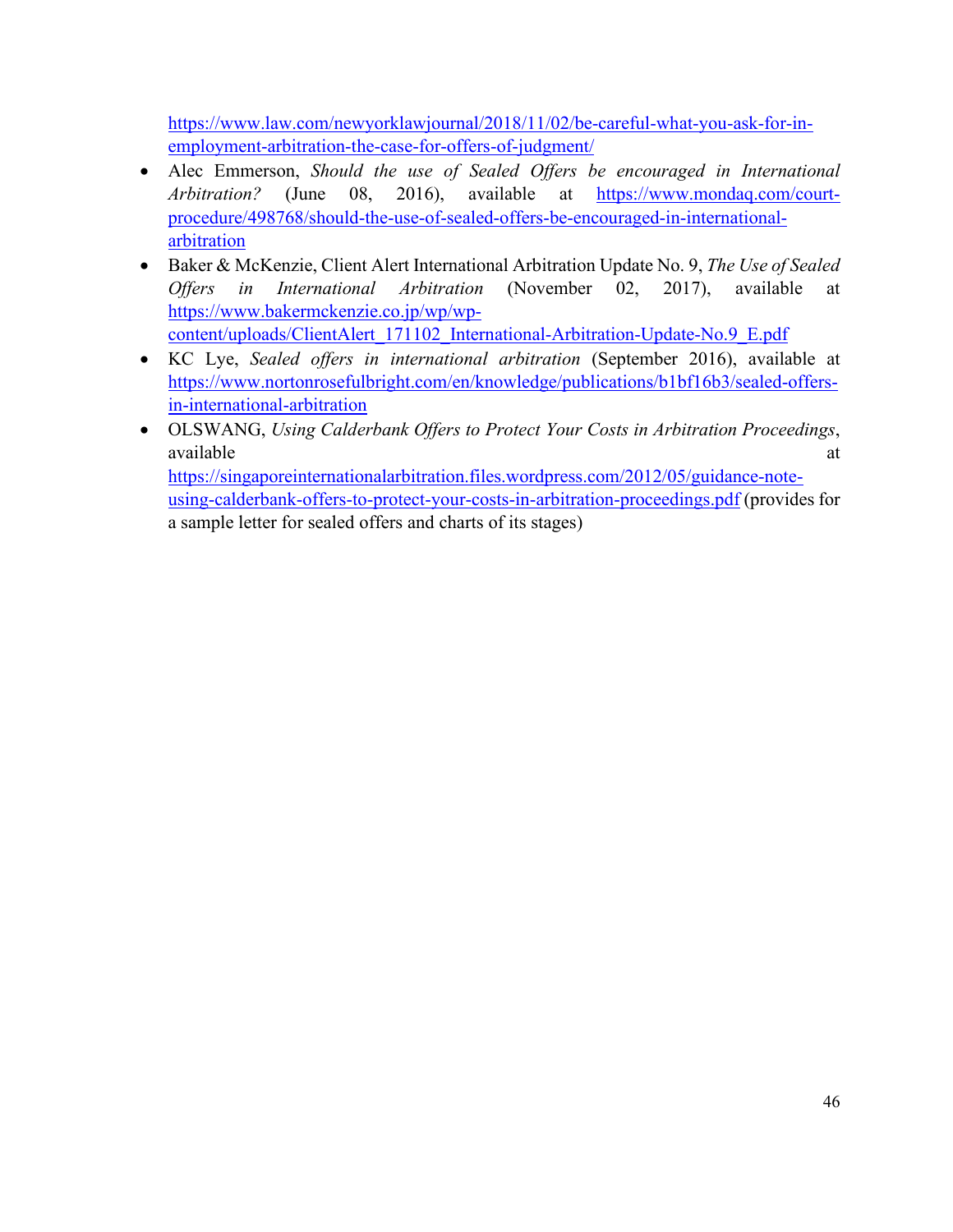https://www.law.com/newyorklawjournal/2018/11/02/be-careful-what-you-ask-for-in-employment-arbitration-the-case-for-offers-of-judgment/

- Alec Emmerson, *Should the use of Sealed Offers be encouraged in International Arbitration?* (June 08, 2016), available at https://www.mondaq.com/court-procedure/498768/should-the-use-of-sealed-offers-be-encouraged-in-international-arbitration
- Baker & McKenzie, Client Alert International Arbitration Update No. 9, *The Use of Sealed Offers in International Arbitration* (November 02, 2017), available at https://www.bakermckenzie.co.jp/wp/wp-content/uploads/ClientAlert_171102_International-Arbitration-Update-No.9_E.pdf
- KC Lye, *Sealed offers in international arbitration* (September 2016), available at https://www.nortonrosefulbright.com/en/knowledge/publications/b1bf16b3/sealed-offers-in-international-arbitration
- OLSWANG, *Using Calderbank Offers to Protect Your Costs in Arbitration Proceedings*, available at https://singaporeinternationalarbitration.files.wordpress.com/2012/05/guidance-note-using-calderbank-offers-to-protect-your-costs-in-arbitration-proceedings.pdf (provides for a sample letter for sealed offers and charts of its stages)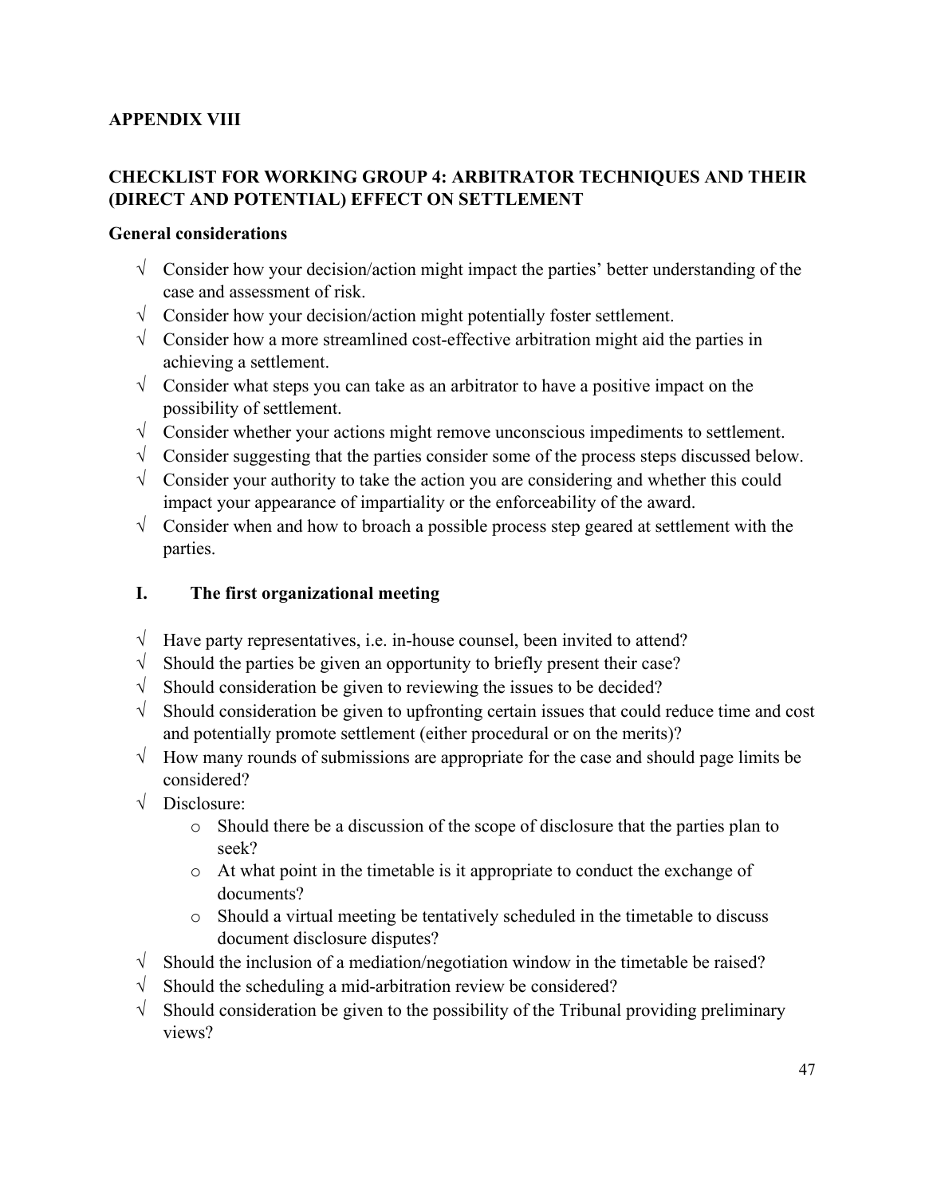## APPENDIX VIII

## CHECKLIST FOR WORKING GROUP 4: ARBITRATOR TECHNIQUES AND THEIR (DIRECT AND POTENTIAL) EFFECT ON SETTLEMENT

**General considerations**

- √ Consider how your decision/action might impact the parties' better understanding of the case and assessment of risk.
- √ Consider how your decision/action might potentially foster settlement.
- √ Consider how a more streamlined cost-effective arbitration might aid the parties in achieving a settlement.
- √ Consider what steps you can take as an arbitrator to have a positive impact on the possibility of settlement.
- √ Consider whether your actions might remove unconscious impediments to settlement.
- √ Consider suggesting that the parties consider some of the process steps discussed below.
- √ Consider your authority to take the action you are considering and whether this could impact your appearance of impartiality or the enforceability of the award.
- √ Consider when and how to broach a possible process step geared at settlement with the parties.

### I. The first organizational meeting

- √ Have party representatives, i.e. in-house counsel, been invited to attend?
- √ Should the parties be given an opportunity to briefly present their case?
- √ Should consideration be given to reviewing the issues to be decided?
- √ Should consideration be given to upfronting certain issues that could reduce time and cost and potentially promote settlement (either procedural or on the merits)?
- √ How many rounds of submissions are appropriate for the case and should page limits be considered?
- √ Disclosure:
  - o Should there be a discussion of the scope of disclosure that the parties plan to seek?
  - o At what point in the timetable is it appropriate to conduct the exchange of documents?
  - o Should a virtual meeting be tentatively scheduled in the timetable to discuss document disclosure disputes?
- √ Should the inclusion of a mediation/negotiation window in the timetable be raised?
- √ Should the scheduling a mid-arbitration review be considered?
- √ Should consideration be given to the possibility of the Tribunal providing preliminary views?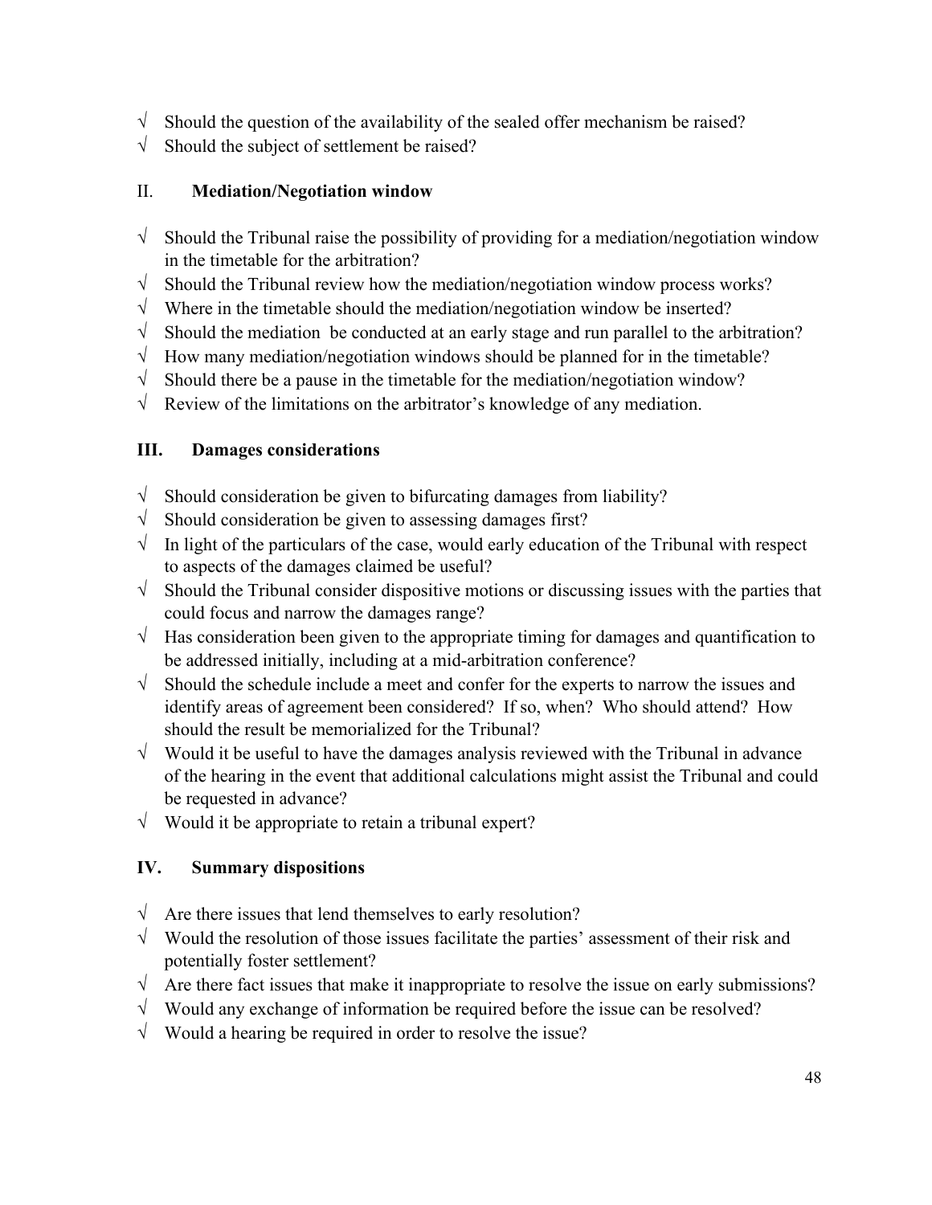- √ Should the question of the availability of the sealed offer mechanism be raised?
- √ Should the subject of settlement be raised?

## II. **Mediation/Negotiation window**

- √ Should the Tribunal raise the possibility of providing for a mediation/negotiation window in the timetable for the arbitration?
- √ Should the Tribunal review how the mediation/negotiation window process works?
- √ Where in the timetable should the mediation/negotiation window be inserted?
- √ Should the mediation be conducted at an early stage and run parallel to the arbitration?
- √ How many mediation/negotiation windows should be planned for in the timetable?
- √ Should there be a pause in the timetable for the mediation/negotiation window?
- √ Review of the limitations on the arbitrator's knowledge of any mediation.

## III. **Damages considerations**

- √ Should consideration be given to bifurcating damages from liability?
- √ Should consideration be given to assessing damages first?
- √ In light of the particulars of the case, would early education of the Tribunal with respect to aspects of the damages claimed be useful?
- √ Should the Tribunal consider dispositive motions or discussing issues with the parties that could focus and narrow the damages range?
- √ Has consideration been given to the appropriate timing for damages and quantification to be addressed initially, including at a mid-arbitration conference?
- √ Should the schedule include a meet and confer for the experts to narrow the issues and identify areas of agreement been considered? If so, when? Who should attend? How should the result be memorialized for the Tribunal?
- √ Would it be useful to have the damages analysis reviewed with the Tribunal in advance of the hearing in the event that additional calculations might assist the Tribunal and could be requested in advance?
- √ Would it be appropriate to retain a tribunal expert?

## IV. **Summary dispositions**

- √ Are there issues that lend themselves to early resolution?
- √ Would the resolution of those issues facilitate the parties' assessment of their risk and potentially foster settlement?
- √ Are there fact issues that make it inappropriate to resolve the issue on early submissions?
- √ Would any exchange of information be required before the issue can be resolved?
- √ Would a hearing be required in order to resolve the issue?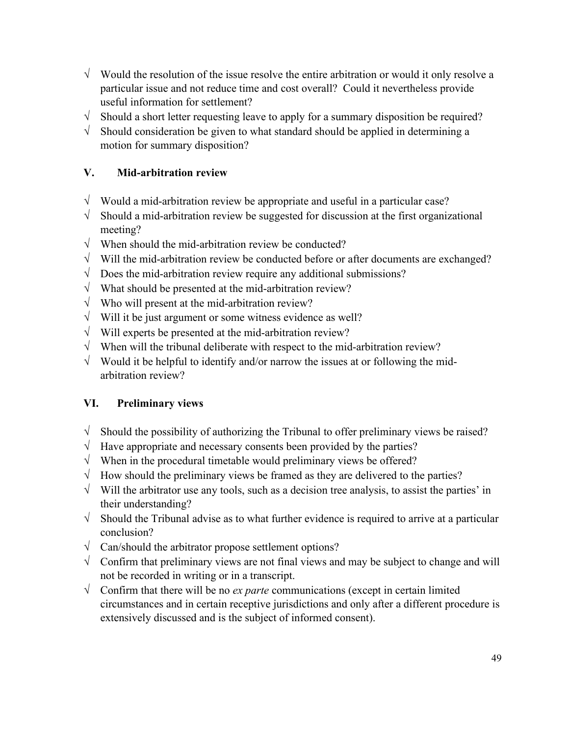- √ Would the resolution of the issue resolve the entire arbitration or would it only resolve a particular issue and not reduce time and cost overall? Could it nevertheless provide useful information for settlement?
- √ Should a short letter requesting leave to apply for a summary disposition be required?
- √ Should consideration be given to what standard should be applied in determining a motion for summary disposition?

## V. Mid-arbitration review

- √ Would a mid-arbitration review be appropriate and useful in a particular case?
- √ Should a mid-arbitration review be suggested for discussion at the first organizational meeting?
- √ When should the mid-arbitration review be conducted?
- √ Will the mid-arbitration review be conducted before or after documents are exchanged?
- √ Does the mid-arbitration review require any additional submissions?
- √ What should be presented at the mid-arbitration review?
- √ Who will present at the mid-arbitration review?
- √ Will it be just argument or some witness evidence as well?
- √ Will experts be presented at the mid-arbitration review?
- √ When will the tribunal deliberate with respect to the mid-arbitration review?
- √ Would it be helpful to identify and/or narrow the issues at or following the mid-arbitration review?

## VI. Preliminary views

- √ Should the possibility of authorizing the Tribunal to offer preliminary views be raised?
- √ Have appropriate and necessary consents been provided by the parties?
- √ When in the procedural timetable would preliminary views be offered?
- √ How should the preliminary views be framed as they are delivered to the parties?
- √ Will the arbitrator use any tools, such as a decision tree analysis, to assist the parties' in their understanding?
- √ Should the Tribunal advise as to what further evidence is required to arrive at a particular conclusion?
- √ Can/should the arbitrator propose settlement options?
- √ Confirm that preliminary views are not final views and may be subject to change and will not be recorded in writing or in a transcript.
- √ Confirm that there will be no *ex parte* communications (except in certain limited circumstances and in certain receptive jurisdictions and only after a different procedure is extensively discussed and is the subject of informed consent).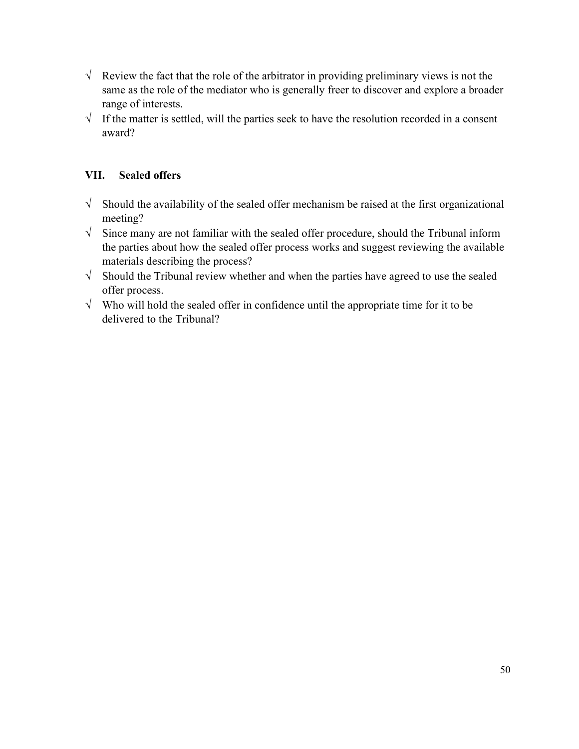- √ Review the fact that the role of the arbitrator in providing preliminary views is not the same as the role of the mediator who is generally freer to discover and explore a broader range of interests.
- √ If the matter is settled, will the parties seek to have the resolution recorded in a consent award?

## VII. Sealed offers

- √ Should the availability of the sealed offer mechanism be raised at the first organizational meeting?
- √ Since many are not familiar with the sealed offer procedure, should the Tribunal inform the parties about how the sealed offer process works and suggest reviewing the available materials describing the process?
- √ Should the Tribunal review whether and when the parties have agreed to use the sealed offer process.
- √ Who will hold the sealed offer in confidence until the appropriate time for it to be delivered to the Tribunal?